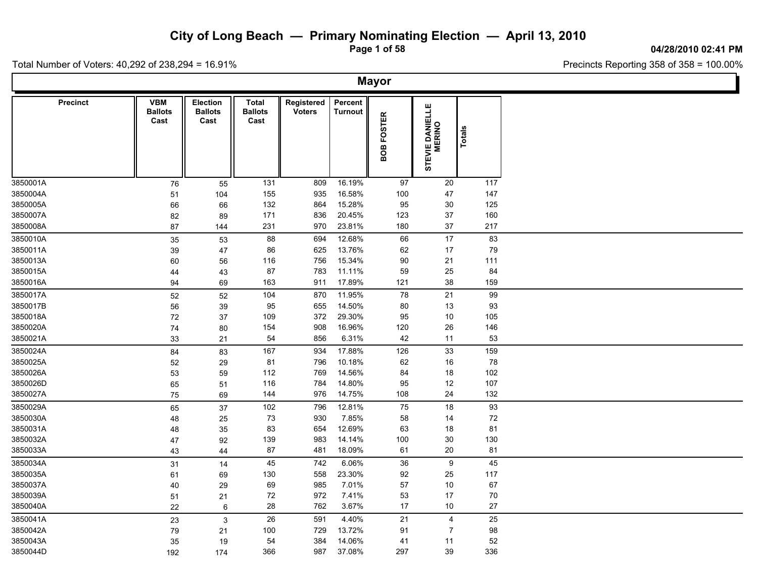# City of Long Beach — Primary Nominating Election — April 13, 2010

04/28/2010 02:41 PM

Total Number of Voters: 40,292 of 238,294 = 16.91%

Precincts Reporting 358 of 358 = 100.00%

## Mayor

| Precinct | VBM Ballots Cast | Election Ballots Cast | Total Ballots Cast | Registered Voters | Percent Turnout | BOB FOSTER | STEVIE DANIELLE MERINO | Totals |
|---|---|---|---|---|---|---|---|---|
| 3850001A | 76 | 55 | 131 | 809 | 16.19% | 97 | 20 | 117 |
| 3850004A | 51 | 104 | 155 | 935 | 16.58% | 100 | 47 | 147 |
| 3850005A | 66 | 66 | 132 | 864 | 15.28% | 95 | 30 | 125 |
| 3850007A | 82 | 89 | 171 | 836 | 20.45% | 123 | 37 | 160 |
| 3850008A | 87 | 144 | 231 | 970 | 23.81% | 180 | 37 | 217 |
| 3850010A | 35 | 53 | 88 | 694 | 12.68% | 66 | 17 | 83 |
| 3850011A | 39 | 47 | 86 | 625 | 13.76% | 62 | 17 | 79 |
| 3850013A | 60 | 56 | 116 | 756 | 15.34% | 90 | 21 | 111 |
| 3850015A | 44 | 43 | 87 | 783 | 11.11% | 59 | 25 | 84 |
| 3850016A | 94 | 69 | 163 | 911 | 17.89% | 121 | 38 | 159 |
| 3850017A | 52 | 52 | 104 | 870 | 11.95% | 78 | 21 | 99 |
| 3850017B | 56 | 39 | 95 | 655 | 14.50% | 80 | 13 | 93 |
| 3850018A | 72 | 37 | 109 | 372 | 29.30% | 95 | 10 | 105 |
| 3850020A | 74 | 80 | 154 | 908 | 16.96% | 120 | 26 | 146 |
| 3850021A | 33 | 21 | 54 | 856 | 6.31% | 42 | 11 | 53 |
| 3850024A | 84 | 83 | 167 | 934 | 17.88% | 126 | 33 | 159 |
| 3850025A | 52 | 29 | 81 | 796 | 10.18% | 62 | 16 | 78 |
| 3850026A | 53 | 59 | 112 | 769 | 14.56% | 84 | 18 | 102 |
| 3850026D | 65 | 51 | 116 | 784 | 14.80% | 95 | 12 | 107 |
| 3850027A | 75 | 69 | 144 | 976 | 14.75% | 108 | 24 | 132 |
| 3850029A | 65 | 37 | 102 | 796 | 12.81% | 75 | 18 | 93 |
| 3850030A | 48 | 25 | 73 | 930 | 7.85% | 58 | 14 | 72 |
| 3850031A | 48 | 35 | 83 | 654 | 12.69% | 63 | 18 | 81 |
| 3850032A | 47 | 92 | 139 | 983 | 14.14% | 100 | 30 | 130 |
| 3850033A | 43 | 44 | 87 | 481 | 18.09% | 61 | 20 | 81 |
| 3850034A | 31 | 14 | 45 | 742 | 6.06% | 36 | 9 | 45 |
| 3850035A | 61 | 69 | 130 | 558 | 23.30% | 92 | 25 | 117 |
| 3850037A | 40 | 29 | 69 | 985 | 7.01% | 57 | 10 | 67 |
| 3850039A | 51 | 21 | 72 | 972 | 7.41% | 53 | 17 | 70 |
| 3850040A | 22 | 6 | 28 | 762 | 3.67% | 17 | 10 | 27 |
| 3850041A | 23 | 3 | 26 | 591 | 4.40% | 21 | 4 | 25 |
| 3850042A | 79 | 21 | 100 | 729 | 13.72% | 91 | 7 | 98 |
| 3850043A | 35 | 19 | 54 | 384 | 14.06% | 41 | 11 | 52 |
| 3850044D | 192 | 174 | 366 | 987 | 37.08% | 297 | 39 | 336 |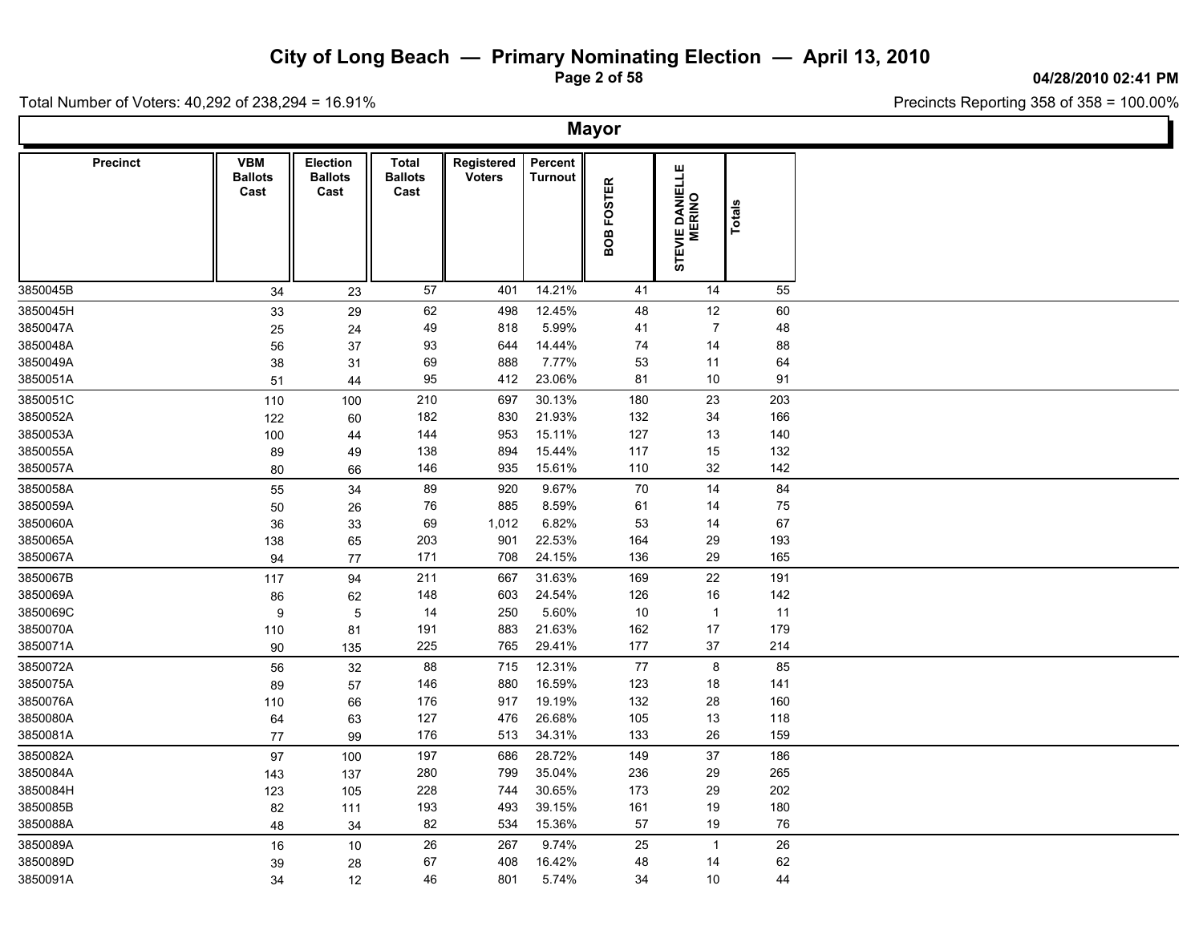# City of Long Beach — Primary Nominating Election — April 13, 2010

04/28/2010 02:41 PM

Total Number of Voters: 40,292 of 238,294 = 16.91%

Precincts Reporting 358 of 358 = 100.00%

## Mayor

| Precinct | VBM Ballots Cast | Election Ballots Cast | Total Ballots Cast | Registered Voters | Percent Turnout | BOB FOSTER | STEVIE DANIELLE MERINO | Totals |
|---|---|---|---|---|---|---|---|---|
| 3850045B | 34 | 23 | 57 | 401 | 14.21% | 41 | 14 | 55 |
| 3850045H | 33 | 29 | 62 | 498 | 12.45% | 48 | 12 | 60 |
| 3850047A | 25 | 24 | 49 | 818 | 5.99% | 41 | 7 | 48 |
| 3850048A | 56 | 37 | 93 | 644 | 14.44% | 74 | 14 | 88 |
| 3850049A | 38 | 31 | 69 | 888 | 7.77% | 53 | 11 | 64 |
| 3850051A | 51 | 44 | 95 | 412 | 23.06% | 81 | 10 | 91 |
| 3850051C | 110 | 100 | 210 | 697 | 30.13% | 180 | 23 | 203 |
| 3850052A | 122 | 60 | 182 | 830 | 21.93% | 132 | 34 | 166 |
| 3850053A | 100 | 44 | 144 | 953 | 15.11% | 127 | 13 | 140 |
| 3850055A | 89 | 49 | 138 | 894 | 15.44% | 117 | 15 | 132 |
| 3850057A | 80 | 66 | 146 | 935 | 15.61% | 110 | 32 | 142 |
| 3850058A | 55 | 34 | 89 | 920 | 9.67% | 70 | 14 | 84 |
| 3850059A | 50 | 26 | 76 | 885 | 8.59% | 61 | 14 | 75 |
| 3850060A | 36 | 33 | 69 | 1,012 | 6.82% | 53 | 14 | 67 |
| 3850065A | 138 | 65 | 203 | 901 | 22.53% | 164 | 29 | 193 |
| 3850067A | 94 | 77 | 171 | 708 | 24.15% | 136 | 29 | 165 |
| 3850067B | 117 | 94 | 211 | 667 | 31.63% | 169 | 22 | 191 |
| 3850069A | 86 | 62 | 148 | 603 | 24.54% | 126 | 16 | 142 |
| 3850069C | 9 | 5 | 14 | 250 | 5.60% | 10 | 1 | 11 |
| 3850070A | 110 | 81 | 191 | 883 | 21.63% | 162 | 17 | 179 |
| 3850071A | 90 | 135 | 225 | 765 | 29.41% | 177 | 37 | 214 |
| 3850072A | 56 | 32 | 88 | 715 | 12.31% | 77 | 8 | 85 |
| 3850075A | 89 | 57 | 146 | 880 | 16.59% | 123 | 18 | 141 |
| 3850076A | 110 | 66 | 176 | 917 | 19.19% | 132 | 28 | 160 |
| 3850080A | 64 | 63 | 127 | 476 | 26.68% | 105 | 13 | 118 |
| 3850081A | 77 | 99 | 176 | 513 | 34.31% | 133 | 26 | 159 |
| 3850082A | 97 | 100 | 197 | 686 | 28.72% | 149 | 37 | 186 |
| 3850084A | 143 | 137 | 280 | 799 | 35.04% | 236 | 29 | 265 |
| 3850084H | 123 | 105 | 228 | 744 | 30.65% | 173 | 29 | 202 |
| 3850085B | 82 | 111 | 193 | 493 | 39.15% | 161 | 19 | 180 |
| 3850088A | 48 | 34 | 82 | 534 | 15.36% | 57 | 19 | 76 |
| 3850089A | 16 | 10 | 26 | 267 | 9.74% | 25 | 1 | 26 |
| 3850089D | 39 | 28 | 67 | 408 | 16.42% | 48 | 14 | 62 |
| 3850091A | 34 | 12 | 46 | 801 | 5.74% | 34 | 10 | 44 |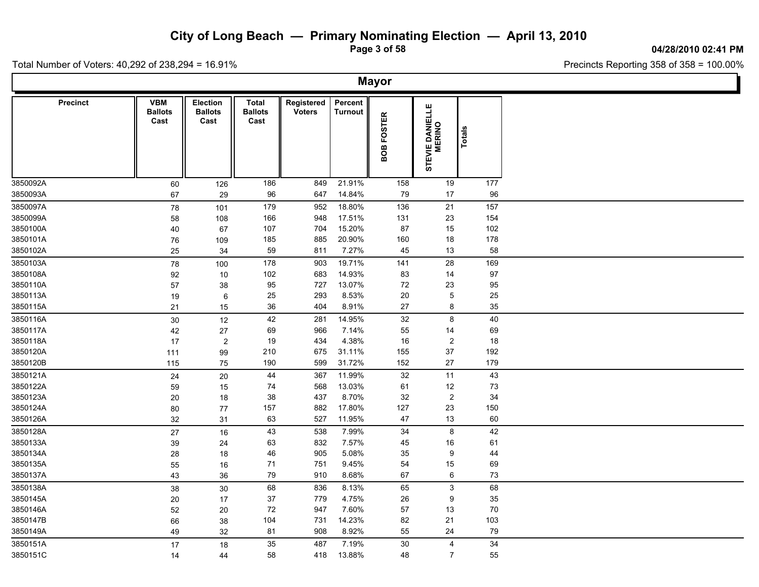# City of Long Beach — Primary Nominating Election — April 13, 2010

04/28/2010 02:41 PM

Total Number of Voters: 40,292 of 238,294 = 16.91%

Precincts Reporting 358 of 358 = 100.00%

## Mayor

| Precinct | VBM Ballots Cast | Election Ballots Cast | Total Ballots Cast | Registered Voters | Percent Turnout | BOB FOSTER | STEVIE DANIELLE MERINO | Totals |
|---|---|---|---|---|---|---|---|---|
| 3850092A | 60 | 126 | 186 | 849 | 21.91% | 158 | 19 | 177 |
| 3850093A | 67 | 29 | 96 | 647 | 14.84% | 79 | 17 | 96 |
| 3850097A | 78 | 101 | 179 | 952 | 18.80% | 136 | 21 | 157 |
| 3850099A | 58 | 108 | 166 | 948 | 17.51% | 131 | 23 | 154 |
| 3850100A | 40 | 67 | 107 | 704 | 15.20% | 87 | 15 | 102 |
| 3850101A | 76 | 109 | 185 | 885 | 20.90% | 160 | 18 | 178 |
| 3850102A | 25 | 34 | 59 | 811 | 7.27% | 45 | 13 | 58 |
| 3850103A | 78 | 100 | 178 | 903 | 19.71% | 141 | 28 | 169 |
| 3850108A | 92 | 10 | 102 | 683 | 14.93% | 83 | 14 | 97 |
| 3850110A | 57 | 38 | 95 | 727 | 13.07% | 72 | 23 | 95 |
| 3850113A | 19 | 6 | 25 | 293 | 8.53% | 20 | 5 | 25 |
| 3850115A | 21 | 15 | 36 | 404 | 8.91% | 27 | 8 | 35 |
| 3850116A | 30 | 12 | 42 | 281 | 14.95% | 32 | 8 | 40 |
| 3850117A | 42 | 27 | 69 | 966 | 7.14% | 55 | 14 | 69 |
| 3850118A | 17 | 2 | 19 | 434 | 4.38% | 16 | 2 | 18 |
| 3850120A | 111 | 99 | 210 | 675 | 31.11% | 155 | 37 | 192 |
| 3850120B | 115 | 75 | 190 | 599 | 31.72% | 152 | 27 | 179 |
| 3850121A | 24 | 20 | 44 | 367 | 11.99% | 32 | 11 | 43 |
| 3850122A | 59 | 15 | 74 | 568 | 13.03% | 61 | 12 | 73 |
| 3850123A | 20 | 18 | 38 | 437 | 8.70% | 32 | 2 | 34 |
| 3850124A | 80 | 77 | 157 | 882 | 17.80% | 127 | 23 | 150 |
| 3850126A | 32 | 31 | 63 | 527 | 11.95% | 47 | 13 | 60 |
| 3850128A | 27 | 16 | 43 | 538 | 7.99% | 34 | 8 | 42 |
| 3850133A | 39 | 24 | 63 | 832 | 7.57% | 45 | 16 | 61 |
| 3850134A | 28 | 18 | 46 | 905 | 5.08% | 35 | 9 | 44 |
| 3850135A | 55 | 16 | 71 | 751 | 9.45% | 54 | 15 | 69 |
| 3850137A | 43 | 36 | 79 | 910 | 8.68% | 67 | 6 | 73 |
| 3850138A | 38 | 30 | 68 | 836 | 8.13% | 65 | 3 | 68 |
| 3850145A | 20 | 17 | 37 | 779 | 4.75% | 26 | 9 | 35 |
| 3850146A | 52 | 20 | 72 | 947 | 7.60% | 57 | 13 | 70 |
| 3850147B | 66 | 38 | 104 | 731 | 14.23% | 82 | 21 | 103 |
| 3850149A | 49 | 32 | 81 | 908 | 8.92% | 55 | 24 | 79 |
| 3850151A | 17 | 18 | 35 | 487 | 7.19% | 30 | 4 | 34 |
| 3850151C | 14 | 44 | 58 | 418 | 13.88% | 48 | 7 | 55 |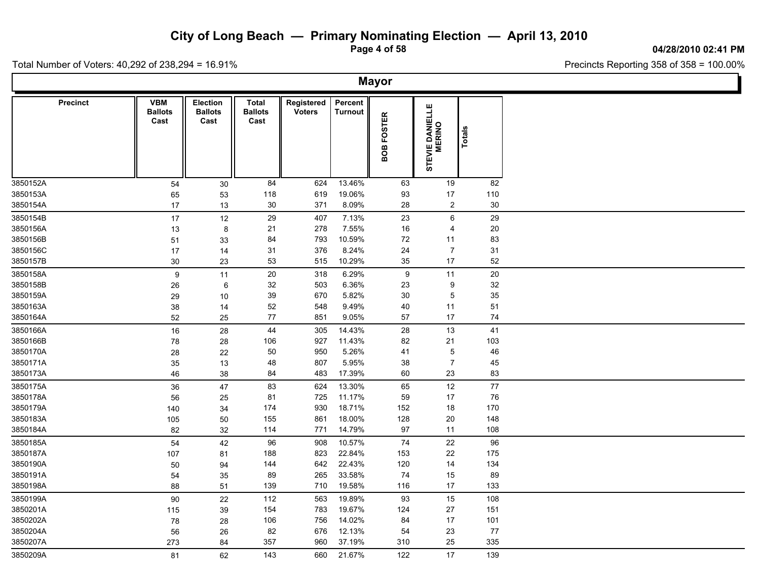# City of Long Beach — Primary Nominating Election — April 13, 2010

04/28/2010 02:41 PM

Total Number of Voters: 40,292 of 238,294 = 16.91%

Precincts Reporting 358 of 358 = 100.00%

## Mayor

| Precinct | VBM Ballots Cast | Election Ballots Cast | Total Ballots Cast | Registered Voters | Percent Turnout | BOB FOSTER | STEVIE DANIELLE MERINO | Totals |
|---|---|---|---|---|---|---|---|---|
| 3850152A | 54 | 30 | 84 | 624 | 13.46% | 63 | 19 | 82 |
| 3850153A | 65 | 53 | 118 | 619 | 19.06% | 93 | 17 | 110 |
| 3850154A | 17 | 13 | 30 | 371 | 8.09% | 28 | 2 | 30 |
| 3850154B | 17 | 12 | 29 | 407 | 7.13% | 23 | 6 | 29 |
| 3850156A | 13 | 8 | 21 | 278 | 7.55% | 16 | 4 | 20 |
| 3850156B | 51 | 33 | 84 | 793 | 10.59% | 72 | 11 | 83 |
| 3850156C | 17 | 14 | 31 | 376 | 8.24% | 24 | 7 | 31 |
| 3850157B | 30 | 23 | 53 | 515 | 10.29% | 35 | 17 | 52 |
| 3850158A | 9 | 11 | 20 | 318 | 6.29% | 9 | 11 | 20 |
| 3850158B | 26 | 6 | 32 | 503 | 6.36% | 23 | 9 | 32 |
| 3850159A | 29 | 10 | 39 | 670 | 5.82% | 30 | 5 | 35 |
| 3850163A | 38 | 14 | 52 | 548 | 9.49% | 40 | 11 | 51 |
| 3850164A | 52 | 25 | 77 | 851 | 9.05% | 57 | 17 | 74 |
| 3850166A | 16 | 28 | 44 | 305 | 14.43% | 28 | 13 | 41 |
| 3850166B | 78 | 28 | 106 | 927 | 11.43% | 82 | 21 | 103 |
| 3850170A | 28 | 22 | 50 | 950 | 5.26% | 41 | 5 | 46 |
| 3850171A | 35 | 13 | 48 | 807 | 5.95% | 38 | 7 | 45 |
| 3850173A | 46 | 38 | 84 | 483 | 17.39% | 60 | 23 | 83 |
| 3850175A | 36 | 47 | 83 | 624 | 13.30% | 65 | 12 | 77 |
| 3850178A | 56 | 25 | 81 | 725 | 11.17% | 59 | 17 | 76 |
| 3850179A | 140 | 34 | 174 | 930 | 18.71% | 152 | 18 | 170 |
| 3850183A | 105 | 50 | 155 | 861 | 18.00% | 128 | 20 | 148 |
| 3850184A | 82 | 32 | 114 | 771 | 14.79% | 97 | 11 | 108 |
| 3850185A | 54 | 42 | 96 | 908 | 10.57% | 74 | 22 | 96 |
| 3850187A | 107 | 81 | 188 | 823 | 22.84% | 153 | 22 | 175 |
| 3850190A | 50 | 94 | 144 | 642 | 22.43% | 120 | 14 | 134 |
| 3850191A | 54 | 35 | 89 | 265 | 33.58% | 74 | 15 | 89 |
| 3850198A | 88 | 51 | 139 | 710 | 19.58% | 116 | 17 | 133 |
| 3850199A | 90 | 22 | 112 | 563 | 19.89% | 93 | 15 | 108 |
| 3850201A | 115 | 39 | 154 | 783 | 19.67% | 124 | 27 | 151 |
| 3850202A | 78 | 28 | 106 | 756 | 14.02% | 84 | 17 | 101 |
| 3850204A | 56 | 26 | 82 | 676 | 12.13% | 54 | 23 | 77 |
| 3850207A | 273 | 84 | 357 | 960 | 37.19% | 310 | 25 | 335 |
| 3850209A | 81 | 62 | 143 | 660 | 21.67% | 122 | 17 | 139 |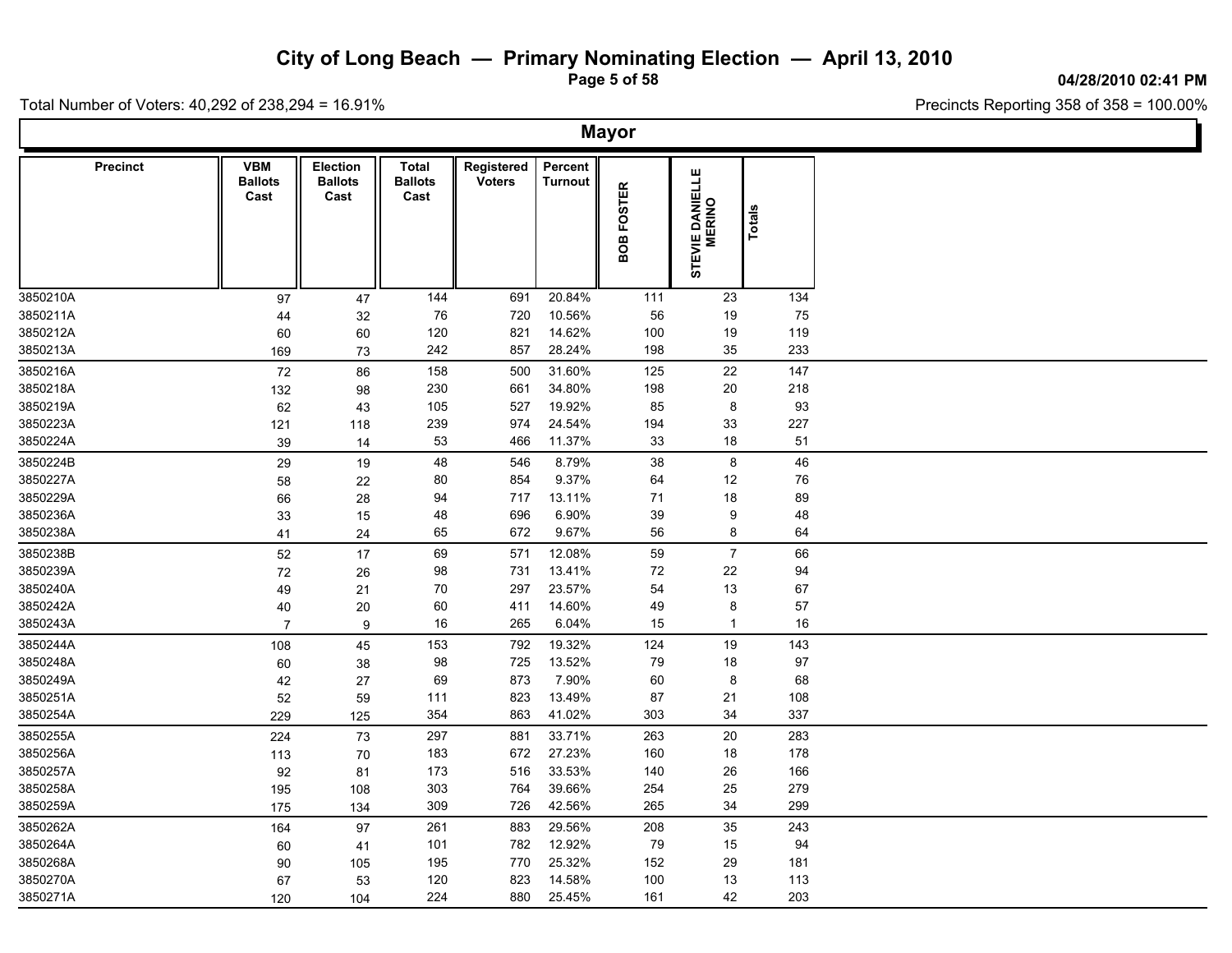# City of Long Beach — Primary Nominating Election — April 13, 2010

04/28/2010 02:41 PM

Total Number of Voters: 40,292 of 238,294 = 16.91%

Precincts Reporting 358 of 358 = 100.00%

## Mayor

| Precinct | VBM Ballots Cast | Election Ballots Cast | Total Ballots Cast | Registered Voters | Percent Turnout | BOB FOSTER | STEVIE DANIELLE MERINO | Totals |
|---|---|---|---|---|---|---|---|---|
| 3850210A | 97 | 47 | 144 | 691 | 20.84% | 111 | 23 | 134 |
| 3850211A | 44 | 32 | 76 | 720 | 10.56% | 56 | 19 | 75 |
| 3850212A | 60 | 60 | 120 | 821 | 14.62% | 100 | 19 | 119 |
| 3850213A | 169 | 73 | 242 | 857 | 28.24% | 198 | 35 | 233 |
| 3850216A | 72 | 86 | 158 | 500 | 31.60% | 125 | 22 | 147 |
| 3850218A | 132 | 98 | 230 | 661 | 34.80% | 198 | 20 | 218 |
| 3850219A | 62 | 43 | 105 | 527 | 19.92% | 85 | 8 | 93 |
| 3850223A | 121 | 118 | 239 | 974 | 24.54% | 194 | 33 | 227 |
| 3850224A | 39 | 14 | 53 | 466 | 11.37% | 33 | 18 | 51 |
| 3850224B | 29 | 19 | 48 | 546 | 8.79% | 38 | 8 | 46 |
| 3850227A | 58 | 22 | 80 | 854 | 9.37% | 64 | 12 | 76 |
| 3850229A | 66 | 28 | 94 | 717 | 13.11% | 71 | 18 | 89 |
| 3850236A | 33 | 15 | 48 | 696 | 6.90% | 39 | 9 | 48 |
| 3850238A | 41 | 24 | 65 | 672 | 9.67% | 56 | 8 | 64 |
| 3850238B | 52 | 17 | 69 | 571 | 12.08% | 59 | 7 | 66 |
| 3850239A | 72 | 26 | 98 | 731 | 13.41% | 72 | 22 | 94 |
| 3850240A | 49 | 21 | 70 | 297 | 23.57% | 54 | 13 | 67 |
| 3850242A | 40 | 20 | 60 | 411 | 14.60% | 49 | 8 | 57 |
| 3850243A | 7 | 9 | 16 | 265 | 6.04% | 15 | 1 | 16 |
| 3850244A | 108 | 45 | 153 | 792 | 19.32% | 124 | 19 | 143 |
| 3850248A | 60 | 38 | 98 | 725 | 13.52% | 79 | 18 | 97 |
| 3850249A | 42 | 27 | 69 | 873 | 7.90% | 60 | 8 | 68 |
| 3850251A | 52 | 59 | 111 | 823 | 13.49% | 87 | 21 | 108 |
| 3850254A | 229 | 125 | 354 | 863 | 41.02% | 303 | 34 | 337 |
| 3850255A | 224 | 73 | 297 | 881 | 33.71% | 263 | 20 | 283 |
| 3850256A | 113 | 70 | 183 | 672 | 27.23% | 160 | 18 | 178 |
| 3850257A | 92 | 81 | 173 | 516 | 33.53% | 140 | 26 | 166 |
| 3850258A | 195 | 108 | 303 | 764 | 39.66% | 254 | 25 | 279 |
| 3850259A | 175 | 134 | 309 | 726 | 42.56% | 265 | 34 | 299 |
| 3850262A | 164 | 97 | 261 | 883 | 29.56% | 208 | 35 | 243 |
| 3850264A | 60 | 41 | 101 | 782 | 12.92% | 79 | 15 | 94 |
| 3850268A | 90 | 105 | 195 | 770 | 25.32% | 152 | 29 | 181 |
| 3850270A | 67 | 53 | 120 | 823 | 14.58% | 100 | 13 | 113 |
| 3850271A | 120 | 104 | 224 | 880 | 25.45% | 161 | 42 | 203 |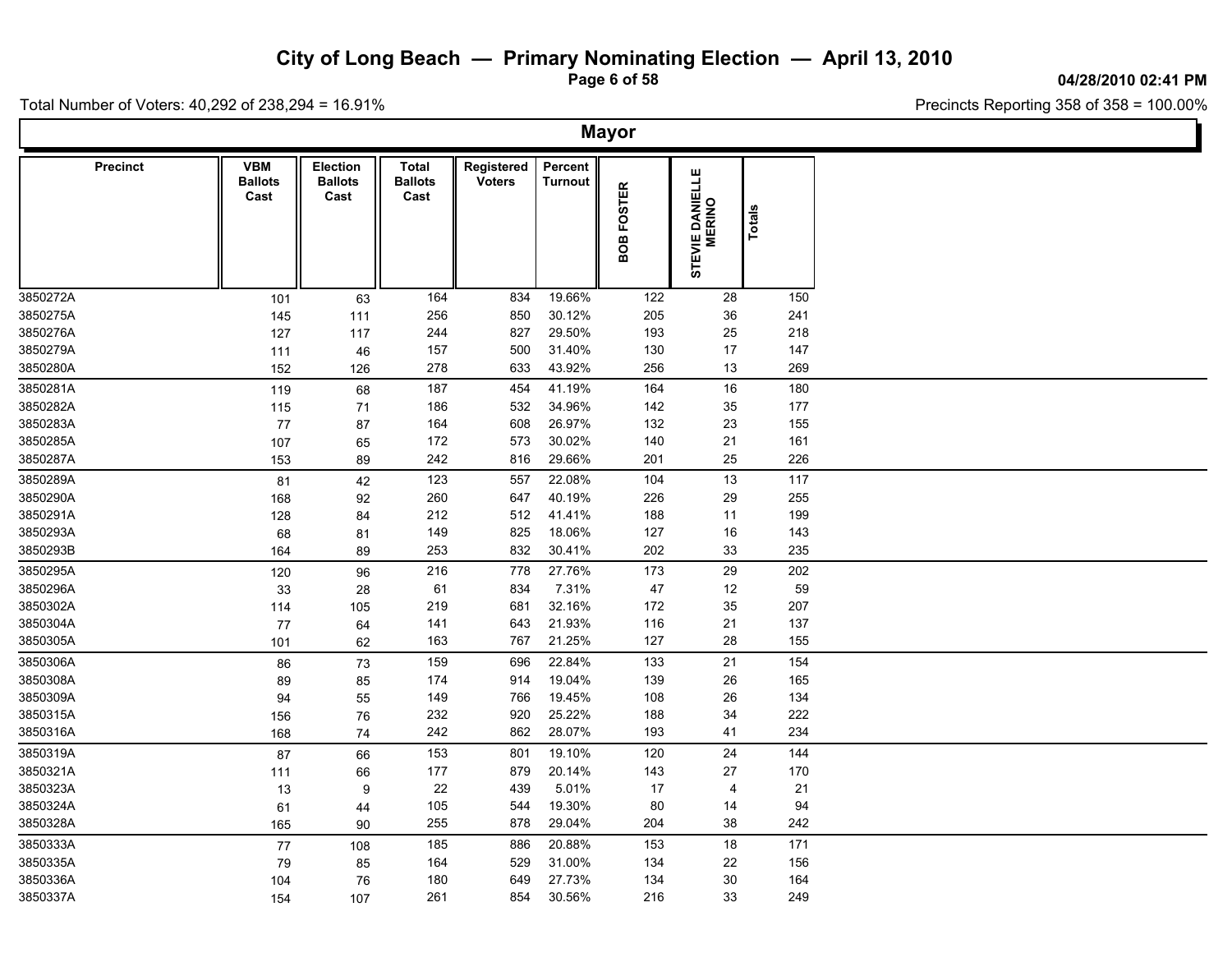# City of Long Beach — Primary Nominating Election — April 13, 2010

04/28/2010 02:41 PM

Total Number of Voters: 40,292 of 238,294 = 16.91%

Precincts Reporting 358 of 358 = 100.00%

## Mayor

| Precinct | VBM Ballots Cast | Election Ballots Cast | Total Ballots Cast | Registered Voters | Percent Turnout | BOB FOSTER | STEVIE DANIELLE MERINO | Totals |
|---|---|---|---|---|---|---|---|---|
| 3850272A | 101 | 63 | 164 | 834 | 19.66% | 122 | 28 | 150 |
| 3850275A | 145 | 111 | 256 | 850 | 30.12% | 205 | 36 | 241 |
| 3850276A | 127 | 117 | 244 | 827 | 29.50% | 193 | 25 | 218 |
| 3850279A | 111 | 46 | 157 | 500 | 31.40% | 130 | 17 | 147 |
| 3850280A | 152 | 126 | 278 | 633 | 43.92% | 256 | 13 | 269 |
| 3850281A | 119 | 68 | 187 | 454 | 41.19% | 164 | 16 | 180 |
| 3850282A | 115 | 71 | 186 | 532 | 34.96% | 142 | 35 | 177 |
| 3850283A | 77 | 87 | 164 | 608 | 26.97% | 132 | 23 | 155 |
| 3850285A | 107 | 65 | 172 | 573 | 30.02% | 140 | 21 | 161 |
| 3850287A | 153 | 89 | 242 | 816 | 29.66% | 201 | 25 | 226 |
| 3850289A | 81 | 42 | 123 | 557 | 22.08% | 104 | 13 | 117 |
| 3850290A | 168 | 92 | 260 | 647 | 40.19% | 226 | 29 | 255 |
| 3850291A | 128 | 84 | 212 | 512 | 41.41% | 188 | 11 | 199 |
| 3850293A | 68 | 81 | 149 | 825 | 18.06% | 127 | 16 | 143 |
| 3850293B | 164 | 89 | 253 | 832 | 30.41% | 202 | 33 | 235 |
| 3850295A | 120 | 96 | 216 | 778 | 27.76% | 173 | 29 | 202 |
| 3850296A | 33 | 28 | 61 | 834 | 7.31% | 47 | 12 | 59 |
| 3850302A | 114 | 105 | 219 | 681 | 32.16% | 172 | 35 | 207 |
| 3850304A | 77 | 64 | 141 | 643 | 21.93% | 116 | 21 | 137 |
| 3850305A | 101 | 62 | 163 | 767 | 21.25% | 127 | 28 | 155 |
| 3850306A | 86 | 73 | 159 | 696 | 22.84% | 133 | 21 | 154 |
| 3850308A | 89 | 85 | 174 | 914 | 19.04% | 139 | 26 | 165 |
| 3850309A | 94 | 55 | 149 | 766 | 19.45% | 108 | 26 | 134 |
| 3850315A | 156 | 76 | 232 | 920 | 25.22% | 188 | 34 | 222 |
| 3850316A | 168 | 74 | 242 | 862 | 28.07% | 193 | 41 | 234 |
| 3850319A | 87 | 66 | 153 | 801 | 19.10% | 120 | 24 | 144 |
| 3850321A | 111 | 66 | 177 | 879 | 20.14% | 143 | 27 | 170 |
| 3850323A | 13 | 9 | 22 | 439 | 5.01% | 17 | 4 | 21 |
| 3850324A | 61 | 44 | 105 | 544 | 19.30% | 80 | 14 | 94 |
| 3850328A | 165 | 90 | 255 | 878 | 29.04% | 204 | 38 | 242 |
| 3850333A | 77 | 108 | 185 | 886 | 20.88% | 153 | 18 | 171 |
| 3850335A | 79 | 85 | 164 | 529 | 31.00% | 134 | 22 | 156 |
| 3850336A | 104 | 76 | 180 | 649 | 27.73% | 134 | 30 | 164 |
| 3850337A | 154 | 107 | 261 | 854 | 30.56% | 216 | 33 | 249 |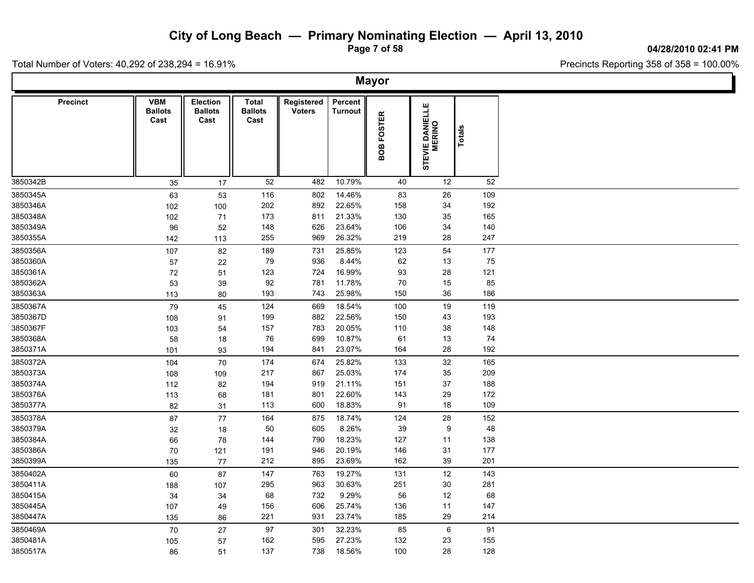# City of Long Beach — Primary Nominating Election — April 13, 2010

04/28/2010 02:41 PM

Total Number of Voters: 40,292 of 238,294 = 16.91%

Precincts Reporting 358 of 358 = 100.00%

## Mayor

| Precinct | VBM Ballots Cast | Election Ballots Cast | Total Ballots Cast | Registered Voters | Percent Turnout | BOB FOSTER | STEVIE DANIELLE MERINO | Totals |
|---|---|---|---|---|---|---|---|---|
| 3850342B | 35 | 17 | 52 | 482 | 10.79% | 40 | 12 | 52 |
| 3850345A | 63 | 53 | 116 | 802 | 14.46% | 83 | 26 | 109 |
| 3850346A | 102 | 100 | 202 | 892 | 22.65% | 158 | 34 | 192 |
| 3850348A | 102 | 71 | 173 | 811 | 21.33% | 130 | 35 | 165 |
| 3850349A | 96 | 52 | 148 | 626 | 23.64% | 106 | 34 | 140 |
| 3850355A | 142 | 113 | 255 | 969 | 26.32% | 219 | 28 | 247 |
| 3850356A | 107 | 82 | 189 | 731 | 25.85% | 123 | 54 | 177 |
| 3850360A | 57 | 22 | 79 | 936 | 8.44% | 62 | 13 | 75 |
| 3850361A | 72 | 51 | 123 | 724 | 16.99% | 93 | 28 | 121 |
| 3850362A | 53 | 39 | 92 | 781 | 11.78% | 70 | 15 | 85 |
| 3850363A | 113 | 80 | 193 | 743 | 25.98% | 150 | 36 | 186 |
| 3850367A | 79 | 45 | 124 | 669 | 18.54% | 100 | 19 | 119 |
| 3850367D | 108 | 91 | 199 | 882 | 22.56% | 150 | 43 | 193 |
| 3850367F | 103 | 54 | 157 | 783 | 20.05% | 110 | 38 | 148 |
| 3850368A | 58 | 18 | 76 | 699 | 10.87% | 61 | 13 | 74 |
| 3850371A | 101 | 93 | 194 | 841 | 23.07% | 164 | 28 | 192 |
| 3850372A | 104 | 70 | 174 | 674 | 25.82% | 133 | 32 | 165 |
| 3850373A | 108 | 109 | 217 | 867 | 25.03% | 174 | 35 | 209 |
| 3850374A | 112 | 82 | 194 | 919 | 21.11% | 151 | 37 | 188 |
| 3850376A | 113 | 68 | 181 | 801 | 22.60% | 143 | 29 | 172 |
| 3850377A | 82 | 31 | 113 | 600 | 18.83% | 91 | 18 | 109 |
| 3850378A | 87 | 77 | 164 | 875 | 18.74% | 124 | 28 | 152 |
| 3850379A | 32 | 18 | 50 | 605 | 8.26% | 39 | 9 | 48 |
| 3850384A | 66 | 78 | 144 | 790 | 18.23% | 127 | 11 | 138 |
| 3850386A | 70 | 121 | 191 | 946 | 20.19% | 146 | 31 | 177 |
| 3850399A | 135 | 77 | 212 | 895 | 23.69% | 162 | 39 | 201 |
| 3850402A | 60 | 87 | 147 | 763 | 19.27% | 131 | 12 | 143 |
| 3850411A | 188 | 107 | 295 | 963 | 30.63% | 251 | 30 | 281 |
| 3850415A | 34 | 34 | 68 | 732 | 9.29% | 56 | 12 | 68 |
| 3850445A | 107 | 49 | 156 | 606 | 25.74% | 136 | 11 | 147 |
| 3850447A | 135 | 86 | 221 | 931 | 23.74% | 185 | 29 | 214 |
| 3850469A | 70 | 27 | 97 | 301 | 32.23% | 85 | 6 | 91 |
| 3850481A | 105 | 57 | 162 | 595 | 27.23% | 132 | 23 | 155 |
| 3850517A | 86 | 51 | 137 | 738 | 18.56% | 100 | 28 | 128 |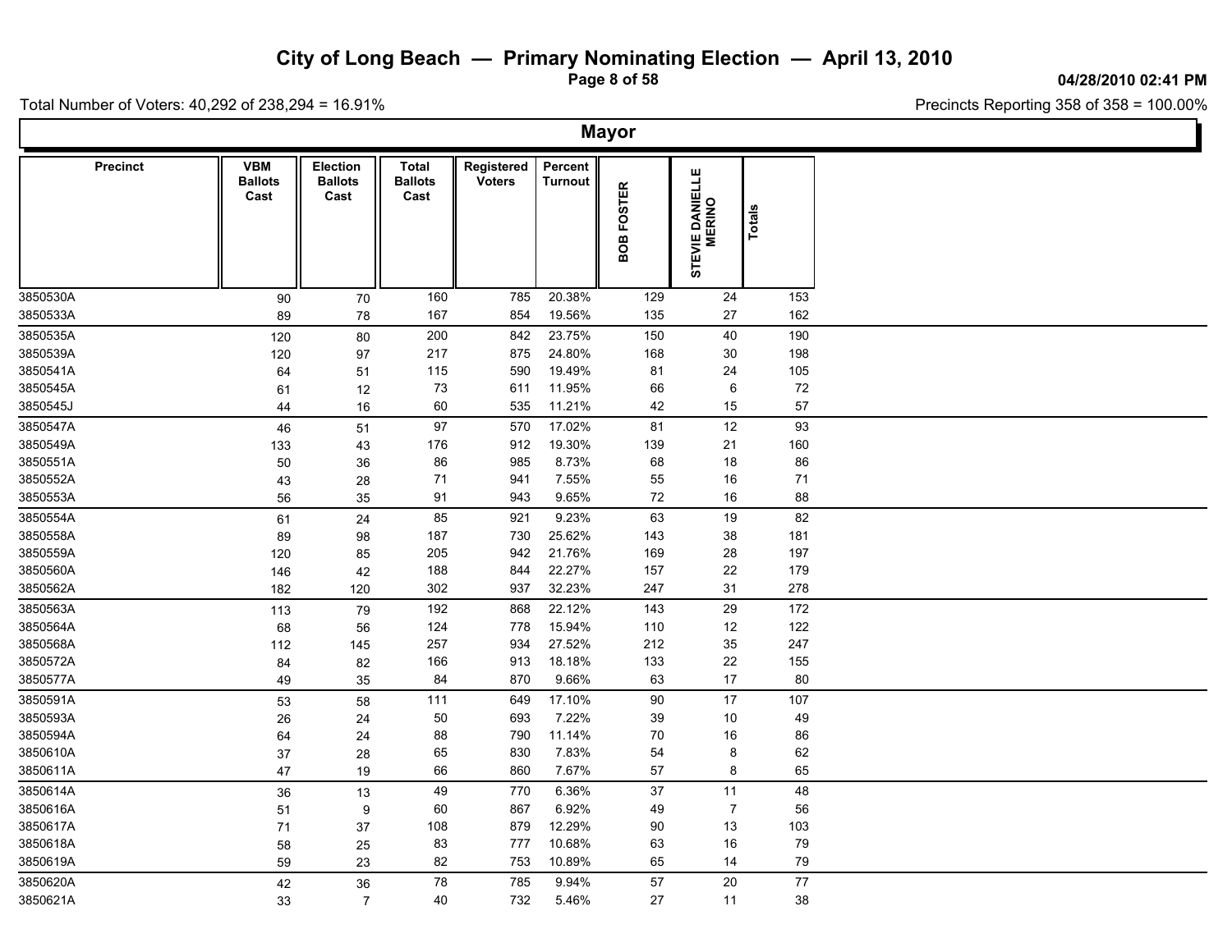# City of Long Beach — Primary Nominating Election — April 13, 2010

04/28/2010 02:41 PM

Total Number of Voters: 40,292 of 238,294 = 16.91%

Precincts Reporting 358 of 358 = 100.00%

## Mayor

| Precinct | VBM Ballots Cast | Election Ballots Cast | Total Ballots Cast | Registered Voters | Percent Turnout | BOB FOSTER | STEVIE DANIELLE MERINO | Totals |
|---|---|---|---|---|---|---|---|---|
| 3850530A | 90 | 70 | 160 | 785 | 20.38% | 129 | 24 | 153 |
| 3850533A | 89 | 78 | 167 | 854 | 19.56% | 135 | 27 | 162 |
| 3850535A | 120 | 80 | 200 | 842 | 23.75% | 150 | 40 | 190 |
| 3850539A | 120 | 97 | 217 | 875 | 24.80% | 168 | 30 | 198 |
| 3850541A | 64 | 51 | 115 | 590 | 19.49% | 81 | 24 | 105 |
| 3850545A | 61 | 12 | 73 | 611 | 11.95% | 66 | 6 | 72 |
| 3850545J | 44 | 16 | 60 | 535 | 11.21% | 42 | 15 | 57 |
| 3850547A | 46 | 51 | 97 | 570 | 17.02% | 81 | 12 | 93 |
| 3850549A | 133 | 43 | 176 | 912 | 19.30% | 139 | 21 | 160 |
| 3850551A | 50 | 36 | 86 | 985 | 8.73% | 68 | 18 | 86 |
| 3850552A | 43 | 28 | 71 | 941 | 7.55% | 55 | 16 | 71 |
| 3850553A | 56 | 35 | 91 | 943 | 9.65% | 72 | 16 | 88 |
| 3850554A | 61 | 24 | 85 | 921 | 9.23% | 63 | 19 | 82 |
| 3850558A | 89 | 98 | 187 | 730 | 25.62% | 143 | 38 | 181 |
| 3850559A | 120 | 85 | 205 | 942 | 21.76% | 169 | 28 | 197 |
| 3850560A | 146 | 42 | 188 | 844 | 22.27% | 157 | 22 | 179 |
| 3850562A | 182 | 120 | 302 | 937 | 32.23% | 247 | 31 | 278 |
| 3850563A | 113 | 79 | 192 | 868 | 22.12% | 143 | 29 | 172 |
| 3850564A | 68 | 56 | 124 | 778 | 15.94% | 110 | 12 | 122 |
| 3850568A | 112 | 145 | 257 | 934 | 27.52% | 212 | 35 | 247 |
| 3850572A | 84 | 82 | 166 | 913 | 18.18% | 133 | 22 | 155 |
| 3850577A | 49 | 35 | 84 | 870 | 9.66% | 63 | 17 | 80 |
| 3850591A | 53 | 58 | 111 | 649 | 17.10% | 90 | 17 | 107 |
| 3850593A | 26 | 24 | 50 | 693 | 7.22% | 39 | 10 | 49 |
| 3850594A | 64 | 24 | 88 | 790 | 11.14% | 70 | 16 | 86 |
| 3850610A | 37 | 28 | 65 | 830 | 7.83% | 54 | 8 | 62 |
| 3850611A | 47 | 19 | 66 | 860 | 7.67% | 57 | 8 | 65 |
| 3850614A | 36 | 13 | 49 | 770 | 6.36% | 37 | 11 | 48 |
| 3850616A | 51 | 9 | 60 | 867 | 6.92% | 49 | 7 | 56 |
| 3850617A | 71 | 37 | 108 | 879 | 12.29% | 90 | 13 | 103 |
| 3850618A | 58 | 25 | 83 | 777 | 10.68% | 63 | 16 | 79 |
| 3850619A | 59 | 23 | 82 | 753 | 10.89% | 65 | 14 | 79 |
| 3850620A | 42 | 36 | 78 | 785 | 9.94% | 57 | 20 | 77 |
| 3850621A | 33 | 7 | 40 | 732 | 5.46% | 27 | 11 | 38 |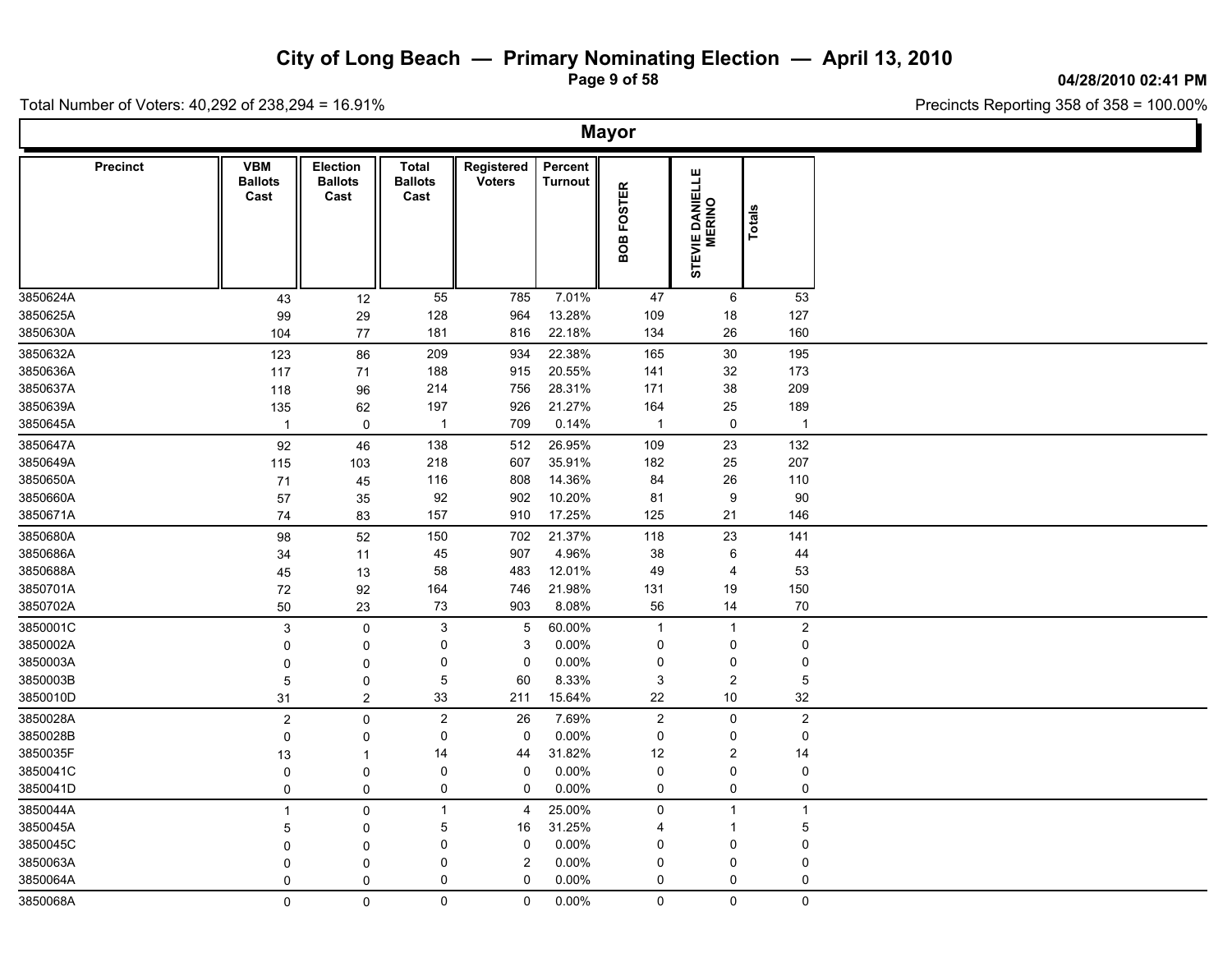# City of Long Beach — Primary Nominating Election — April 13, 2010

04/28/2010 02:41 PM

Total Number of Voters: 40,292 of 238,294 = 16.91%

Precincts Reporting 358 of 358 = 100.00%

## Mayor

| Precinct | VBM Ballots Cast | Election Ballots Cast | Total Ballots Cast | Registered Voters | Percent Turnout | BOB FOSTER | STEVIE DANIELLE MERINO | Totals |
|---|---|---|---|---|---|---|---|---|
| 3850624A | 43 | 12 | 55 | 785 | 7.01% | 47 | 6 | 53 |
| 3850625A | 99 | 29 | 128 | 964 | 13.28% | 109 | 18 | 127 |
| 3850630A | 104 | 77 | 181 | 816 | 22.18% | 134 | 26 | 160 |
| 3850632A | 123 | 86 | 209 | 934 | 22.38% | 165 | 30 | 195 |
| 3850636A | 117 | 71 | 188 | 915 | 20.55% | 141 | 32 | 173 |
| 3850637A | 118 | 96 | 214 | 756 | 28.31% | 171 | 38 | 209 |
| 3850639A | 135 | 62 | 197 | 926 | 21.27% | 164 | 25 | 189 |
| 3850645A | 1 | 0 | 1 | 709 | 0.14% | 1 | 0 | 1 |
| 3850647A | 92 | 46 | 138 | 512 | 26.95% | 109 | 23 | 132 |
| 3850649A | 115 | 103 | 218 | 607 | 35.91% | 182 | 25 | 207 |
| 3850650A | 71 | 45 | 116 | 808 | 14.36% | 84 | 26 | 110 |
| 3850660A | 57 | 35 | 92 | 902 | 10.20% | 81 | 9 | 90 |
| 3850671A | 74 | 83 | 157 | 910 | 17.25% | 125 | 21 | 146 |
| 3850680A | 98 | 52 | 150 | 702 | 21.37% | 118 | 23 | 141 |
| 3850686A | 34 | 11 | 45 | 907 | 4.96% | 38 | 6 | 44 |
| 3850688A | 45 | 13 | 58 | 483 | 12.01% | 49 | 4 | 53 |
| 3850701A | 72 | 92 | 164 | 746 | 21.98% | 131 | 19 | 150 |
| 3850702A | 50 | 23 | 73 | 903 | 8.08% | 56 | 14 | 70 |
| 3850001C | 3 | 0 | 3 | 5 | 60.00% | 1 | 1 | 2 |
| 3850002A | 0 | 0 | 0 | 3 | 0.00% | 0 | 0 | 0 |
| 3850003A | 0 | 0 | 0 | 0 | 0.00% | 0 | 0 | 0 |
| 3850003B | 5 | 0 | 5 | 60 | 8.33% | 3 | 2 | 5 |
| 3850010D | 31 | 2 | 33 | 211 | 15.64% | 22 | 10 | 32 |
| 3850028A | 2 | 0 | 2 | 26 | 7.69% | 2 | 0 | 2 |
| 3850028B | 0 | 0 | 0 | 0 | 0.00% | 0 | 0 | 0 |
| 3850035F | 13 | 1 | 14 | 44 | 31.82% | 12 | 2 | 14 |
| 3850041C | 0 | 0 | 0 | 0 | 0.00% | 0 | 0 | 0 |
| 3850041D | 0 | 0 | 0 | 0 | 0.00% | 0 | 0 | 0 |
| 3850044A | 1 | 0 | 1 | 4 | 25.00% | 0 | 1 | 1 |
| 3850045A | 5 | 0 | 5 | 16 | 31.25% | 4 | 1 | 5 |
| 3850045C | 0 | 0 | 0 | 0 | 0.00% | 0 | 0 | 0 |
| 3850063A | 0 | 0 | 0 | 2 | 0.00% | 0 | 0 | 0 |
| 3850064A | 0 | 0 | 0 | 0 | 0.00% | 0 | 0 | 0 |
| 3850068A | 0 | 0 | 0 | 0 | 0.00% | 0 | 0 | 0 |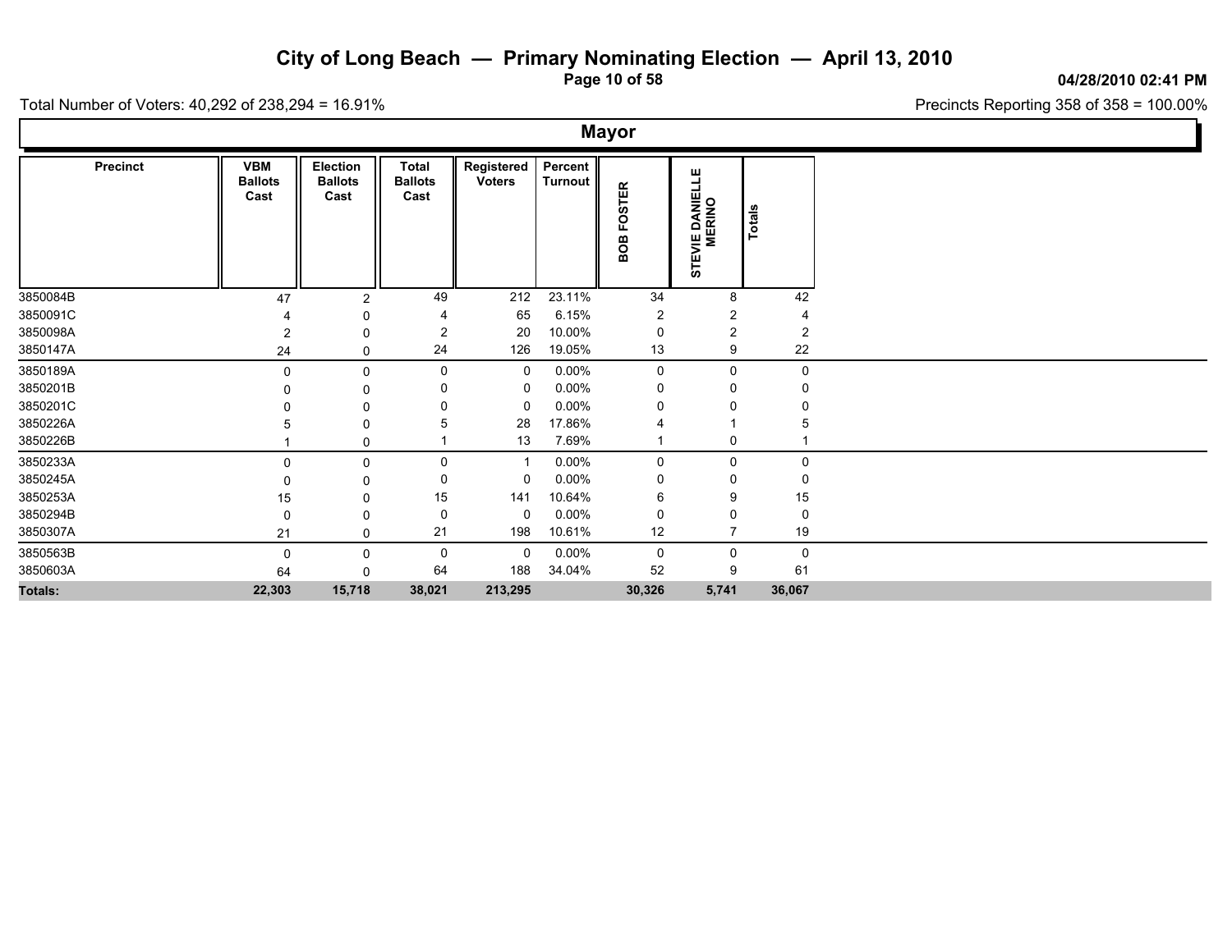# City of Long Beach — Primary Nominating Election — April 13, 2010

04/28/2010 02:41 PM

Total Number of Voters: 40,292 of 238,294 = 16.91%

Precincts Reporting 358 of 358 = 100.00%

## Mayor

| Precinct | VBM Ballots Cast | Election Ballots Cast | Total Ballots Cast | Registered Voters | Percent Turnout | BOB FOSTER | STEVIE DANIELLE MERINO | Totals |
|---|---|---|---|---|---|---|---|---|
| 3850084B | 47 | 2 | 49 | 212 | 23.11% | 34 | 8 | 42 |
| 3850091C | 4 | 0 | 4 | 65 | 6.15% | 2 | 2 | 4 |
| 3850098A | 2 | 0 | 2 | 20 | 10.00% | 0 | 2 | 2 |
| 3850147A | 24 | 0 | 24 | 126 | 19.05% | 13 | 9 | 22 |
| 3850189A | 0 | 0 | 0 | 0 | 0.00% | 0 | 0 | 0 |
| 3850201B | 0 | 0 | 0 | 0 | 0.00% | 0 | 0 | 0 |
| 3850201C | 0 | 0 | 0 | 0 | 0.00% | 0 | 0 | 0 |
| 3850226A | 5 | 0 | 5 | 28 | 17.86% | 4 | 1 | 5 |
| 3850226B | 1 | 0 | 1 | 13 | 7.69% | 1 | 0 | 1 |
| 3850233A | 0 | 0 | 0 | 1 | 0.00% | 0 | 0 | 0 |
| 3850245A | 0 | 0 | 0 | 0 | 0.00% | 0 | 0 | 0 |
| 3850253A | 15 | 0 | 15 | 141 | 10.64% | 6 | 9 | 15 |
| 3850294B | 0 | 0 | 0 | 0 | 0.00% | 0 | 0 | 0 |
| 3850307A | 21 | 0 | 21 | 198 | 10.61% | 12 | 7 | 19 |
| 3850563B | 0 | 0 | 0 | 0 | 0.00% | 0 | 0 | 0 |
| 3850603A | 64 | 0 | 64 | 188 | 34.04% | 52 | 9 | 61 |
| **Totals:** | **22,303** | **15,718** | **38,021** | **213,295** | | **30,326** | **5,741** | **36,067** |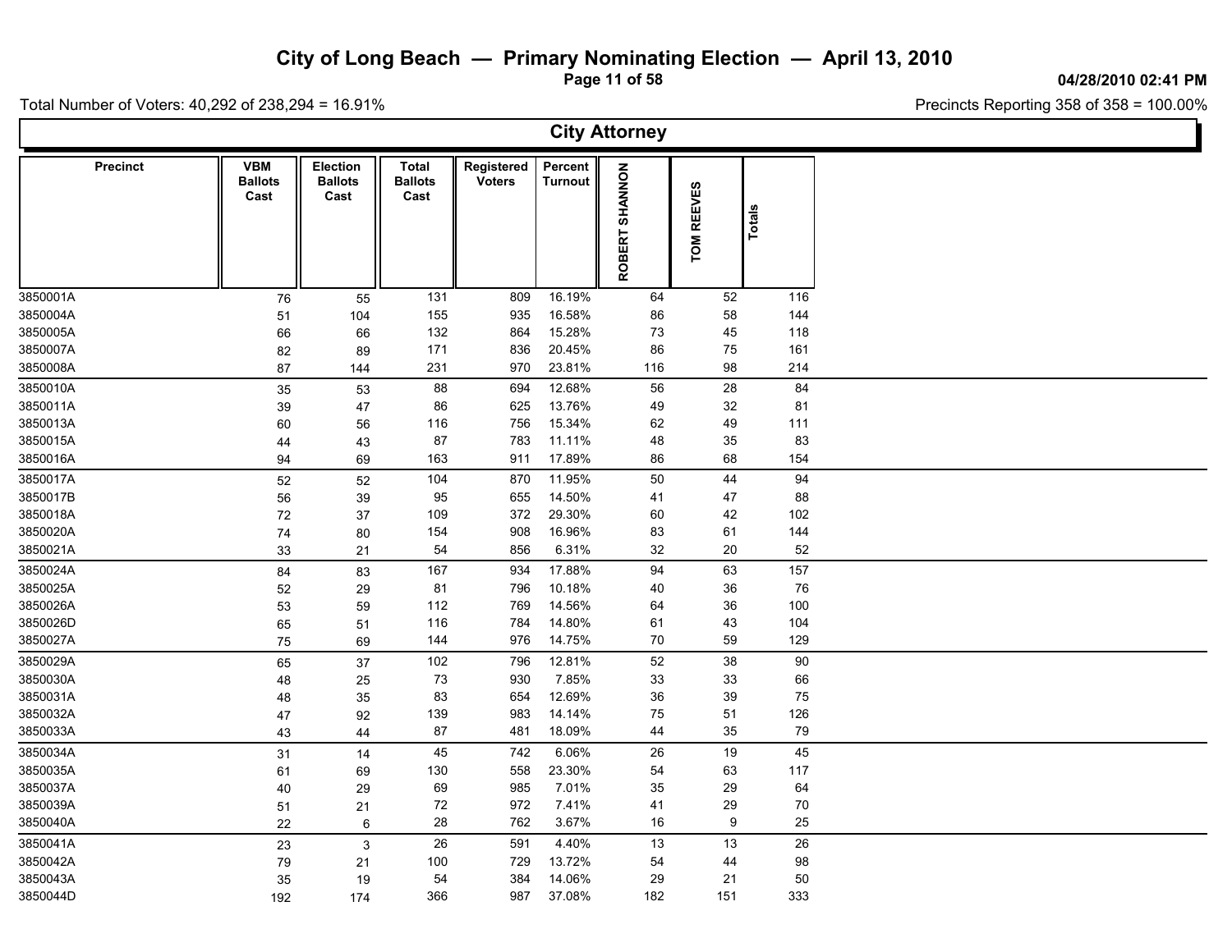# City of Long Beach — Primary Nominating Election — April 13, 2010

04/28/2010 02:41 PM

Total Number of Voters: 40,292 of 238,294 = 16.91%

Precincts Reporting 358 of 358 = 100.00%

## City Attorney

| Precinct | VBM Ballots Cast | Election Ballots Cast | Total Ballots Cast | Registered Voters | Percent Turnout | ROBERT SHANNON | TOM REEVES | Totals |
|---|---|---|---|---|---|---|---|---|
| 3850001A | 76 | 55 | 131 | 809 | 16.19% | 64 | 52 | 116 |
| 3850004A | 51 | 104 | 155 | 935 | 16.58% | 86 | 58 | 144 |
| 3850005A | 66 | 66 | 132 | 864 | 15.28% | 73 | 45 | 118 |
| 3850007A | 82 | 89 | 171 | 836 | 20.45% | 86 | 75 | 161 |
| 3850008A | 87 | 144 | 231 | 970 | 23.81% | 116 | 98 | 214 |
| 3850010A | 35 | 53 | 88 | 694 | 12.68% | 56 | 28 | 84 |
| 3850011A | 39 | 47 | 86 | 625 | 13.76% | 49 | 32 | 81 |
| 3850013A | 60 | 56 | 116 | 756 | 15.34% | 62 | 49 | 111 |
| 3850015A | 44 | 43 | 87 | 783 | 11.11% | 48 | 35 | 83 |
| 3850016A | 94 | 69 | 163 | 911 | 17.89% | 86 | 68 | 154 |
| 3850017A | 52 | 52 | 104 | 870 | 11.95% | 50 | 44 | 94 |
| 3850017B | 56 | 39 | 95 | 655 | 14.50% | 41 | 47 | 88 |
| 3850018A | 72 | 37 | 109 | 372 | 29.30% | 60 | 42 | 102 |
| 3850020A | 74 | 80 | 154 | 908 | 16.96% | 83 | 61 | 144 |
| 3850021A | 33 | 21 | 54 | 856 | 6.31% | 32 | 20 | 52 |
| 3850024A | 84 | 83 | 167 | 934 | 17.88% | 94 | 63 | 157 |
| 3850025A | 52 | 29 | 81 | 796 | 10.18% | 40 | 36 | 76 |
| 3850026A | 53 | 59 | 112 | 769 | 14.56% | 64 | 36 | 100 |
| 3850026D | 65 | 51 | 116 | 784 | 14.80% | 61 | 43 | 104 |
| 3850027A | 75 | 69 | 144 | 976 | 14.75% | 70 | 59 | 129 |
| 3850029A | 65 | 37 | 102 | 796 | 12.81% | 52 | 38 | 90 |
| 3850030A | 48 | 25 | 73 | 930 | 7.85% | 33 | 33 | 66 |
| 3850031A | 48 | 35 | 83 | 654 | 12.69% | 36 | 39 | 75 |
| 3850032A | 47 | 92 | 139 | 983 | 14.14% | 75 | 51 | 126 |
| 3850033A | 43 | 44 | 87 | 481 | 18.09% | 44 | 35 | 79 |
| 3850034A | 31 | 14 | 45 | 742 | 6.06% | 26 | 19 | 45 |
| 3850035A | 61 | 69 | 130 | 558 | 23.30% | 54 | 63 | 117 |
| 3850037A | 40 | 29 | 69 | 985 | 7.01% | 35 | 29 | 64 |
| 3850039A | 51 | 21 | 72 | 972 | 7.41% | 41 | 29 | 70 |
| 3850040A | 22 | 6 | 28 | 762 | 3.67% | 16 | 9 | 25 |
| 3850041A | 23 | 3 | 26 | 591 | 4.40% | 13 | 13 | 26 |
| 3850042A | 79 | 21 | 100 | 729 | 13.72% | 54 | 44 | 98 |
| 3850043A | 35 | 19 | 54 | 384 | 14.06% | 29 | 21 | 50 |
| 3850044D | 192 | 174 | 366 | 987 | 37.08% | 182 | 151 | 333 |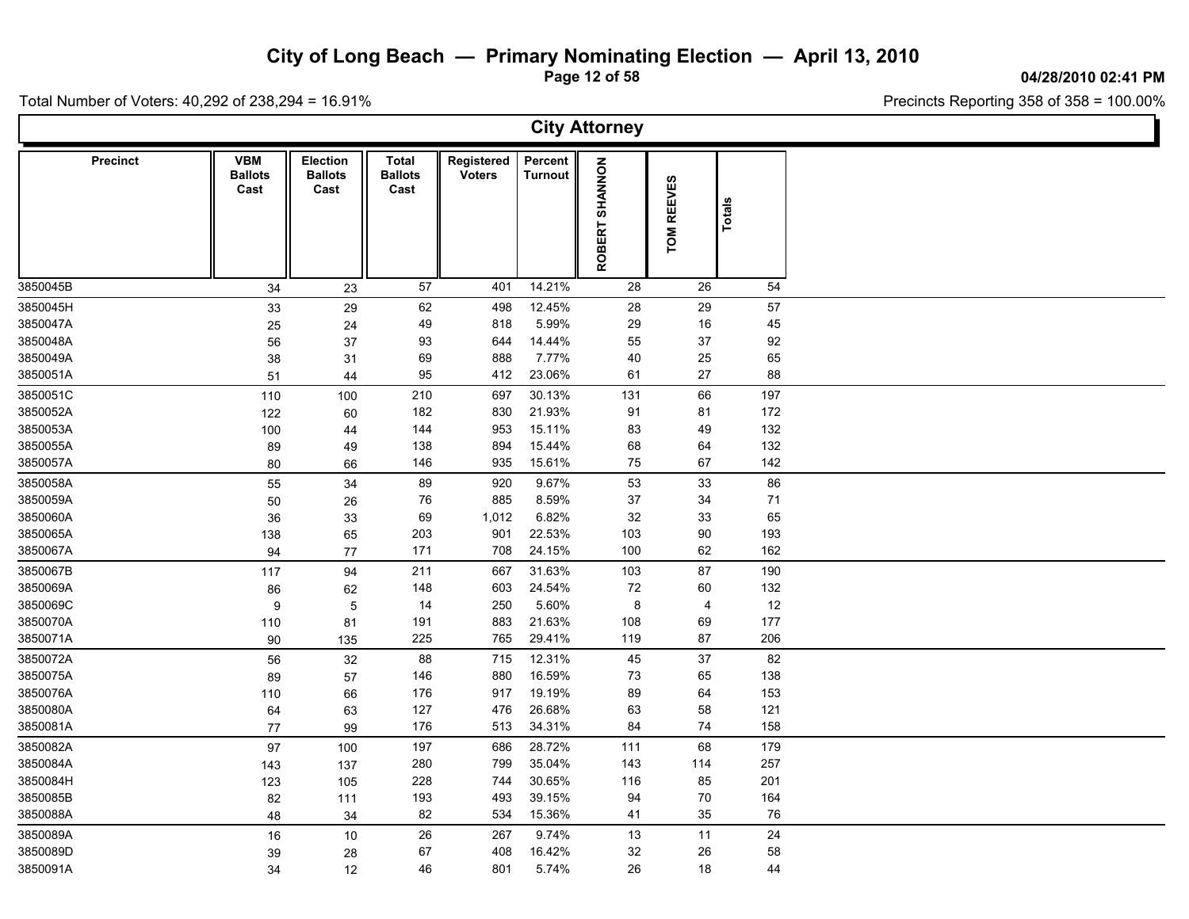# City of Long Beach — Primary Nominating Election — April 13, 2010

04/28/2010 02:41 PM

Total Number of Voters: 40,292 of 238,294 = 16.91%

Precincts Reporting 358 of 358 = 100.00%

## City Attorney

| Precinct | VBM Ballots Cast | Election Ballots Cast | Total Ballots Cast | Registered Voters | Percent Turnout | ROBERT SHANNON | TOM REEVES | Totals |
|---|---|---|---|---|---|---|---|---|
| 3850045B | 34 | 23 | 57 | 401 | 14.21% | 28 | 26 | 54 |
| 3850045H | 33 | 29 | 62 | 498 | 12.45% | 28 | 29 | 57 |
| 3850047A | 25 | 24 | 49 | 818 | 5.99% | 29 | 16 | 45 |
| 3850048A | 56 | 37 | 93 | 644 | 14.44% | 55 | 37 | 92 |
| 3850049A | 38 | 31 | 69 | 888 | 7.77% | 40 | 25 | 65 |
| 3850051A | 51 | 44 | 95 | 412 | 23.06% | 61 | 27 | 88 |
| 3850051C | 110 | 100 | 210 | 697 | 30.13% | 131 | 66 | 197 |
| 3850052A | 122 | 60 | 182 | 830 | 21.93% | 91 | 81 | 172 |
| 3850053A | 100 | 44 | 144 | 953 | 15.11% | 83 | 49 | 132 |
| 3850055A | 89 | 49 | 138 | 894 | 15.44% | 68 | 64 | 132 |
| 3850057A | 80 | 66 | 146 | 935 | 15.61% | 75 | 67 | 142 |
| 3850058A | 55 | 34 | 89 | 920 | 9.67% | 53 | 33 | 86 |
| 3850059A | 50 | 26 | 76 | 885 | 8.59% | 37 | 34 | 71 |
| 3850060A | 36 | 33 | 69 | 1,012 | 6.82% | 32 | 33 | 65 |
| 3850065A | 138 | 65 | 203 | 901 | 22.53% | 103 | 90 | 193 |
| 3850067A | 94 | 77 | 171 | 708 | 24.15% | 100 | 62 | 162 |
| 3850067B | 117 | 94 | 211 | 667 | 31.63% | 103 | 87 | 190 |
| 3850069A | 86 | 62 | 148 | 603 | 24.54% | 72 | 60 | 132 |
| 3850069C | 9 | 5 | 14 | 250 | 5.60% | 8 | 4 | 12 |
| 3850070A | 110 | 81 | 191 | 883 | 21.63% | 108 | 69 | 177 |
| 3850071A | 90 | 135 | 225 | 765 | 29.41% | 119 | 87 | 206 |
| 3850072A | 56 | 32 | 88 | 715 | 12.31% | 45 | 37 | 82 |
| 3850075A | 89 | 57 | 146 | 880 | 16.59% | 73 | 65 | 138 |
| 3850076A | 110 | 66 | 176 | 917 | 19.19% | 89 | 64 | 153 |
| 3850080A | 64 | 63 | 127 | 476 | 26.68% | 63 | 58 | 121 |
| 3850081A | 77 | 99 | 176 | 513 | 34.31% | 84 | 74 | 158 |
| 3850082A | 97 | 100 | 197 | 686 | 28.72% | 111 | 68 | 179 |
| 3850084A | 143 | 137 | 280 | 799 | 35.04% | 143 | 114 | 257 |
| 3850084H | 123 | 105 | 228 | 744 | 30.65% | 116 | 85 | 201 |
| 3850085B | 82 | 111 | 193 | 493 | 39.15% | 94 | 70 | 164 |
| 3850088A | 48 | 34 | 82 | 534 | 15.36% | 41 | 35 | 76 |
| 3850089A | 16 | 10 | 26 | 267 | 9.74% | 13 | 11 | 24 |
| 3850089D | 39 | 28 | 67 | 408 | 16.42% | 32 | 26 | 58 |
| 3850091A | 34 | 12 | 46 | 801 | 5.74% | 26 | 18 | 44 |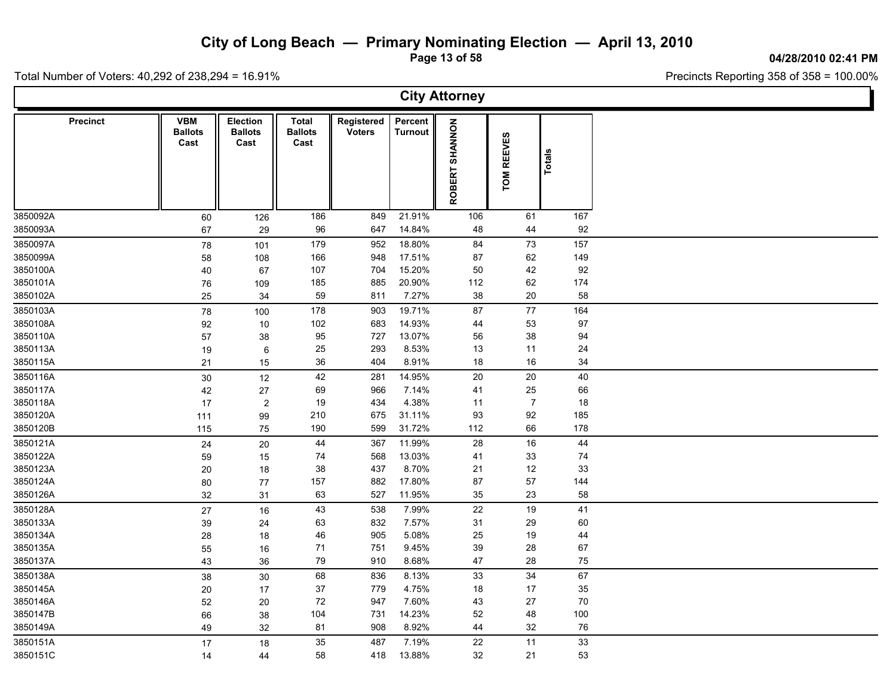# City of Long Beach — Primary Nominating Election — April 13, 2010

04/28/2010 02:41 PM

Total Number of Voters: 40,292 of 238,294 = 16.91%

Precincts Reporting 358 of 358 = 100.00%

## City Attorney

| Precinct | VBM Ballots Cast | Election Ballots Cast | Total Ballots Cast | Registered Voters | Percent Turnout | ROBERT SHANNON | TOM REEVES | Totals |
|---|---|---|---|---|---|---|---|---|
| 3850092A | 60 | 126 | 186 | 849 | 21.91% | 106 | 61 | 167 |
| 3850093A | 67 | 29 | 96 | 647 | 14.84% | 48 | 44 | 92 |
| 3850097A | 78 | 101 | 179 | 952 | 18.80% | 84 | 73 | 157 |
| 3850099A | 58 | 108 | 166 | 948 | 17.51% | 87 | 62 | 149 |
| 3850100A | 40 | 67 | 107 | 704 | 15.20% | 50 | 42 | 92 |
| 3850101A | 76 | 109 | 185 | 885 | 20.90% | 112 | 62 | 174 |
| 3850102A | 25 | 34 | 59 | 811 | 7.27% | 38 | 20 | 58 |
| 3850103A | 78 | 100 | 178 | 903 | 19.71% | 87 | 77 | 164 |
| 3850108A | 92 | 10 | 102 | 683 | 14.93% | 44 | 53 | 97 |
| 3850110A | 57 | 38 | 95 | 727 | 13.07% | 56 | 38 | 94 |
| 3850113A | 19 | 6 | 25 | 293 | 8.53% | 13 | 11 | 24 |
| 3850115A | 21 | 15 | 36 | 404 | 8.91% | 18 | 16 | 34 |
| 3850116A | 30 | 12 | 42 | 281 | 14.95% | 20 | 20 | 40 |
| 3850117A | 42 | 27 | 69 | 966 | 7.14% | 41 | 25 | 66 |
| 3850118A | 17 | 2 | 19 | 434 | 4.38% | 11 | 7 | 18 |
| 3850120A | 111 | 99 | 210 | 675 | 31.11% | 93 | 92 | 185 |
| 3850120B | 115 | 75 | 190 | 599 | 31.72% | 112 | 66 | 178 |
| 3850121A | 24 | 20 | 44 | 367 | 11.99% | 28 | 16 | 44 |
| 3850122A | 59 | 15 | 74 | 568 | 13.03% | 41 | 33 | 74 |
| 3850123A | 20 | 18 | 38 | 437 | 8.70% | 21 | 12 | 33 |
| 3850124A | 80 | 77 | 157 | 882 | 17.80% | 87 | 57 | 144 |
| 3850126A | 32 | 31 | 63 | 527 | 11.95% | 35 | 23 | 58 |
| 3850128A | 27 | 16 | 43 | 538 | 7.99% | 22 | 19 | 41 |
| 3850133A | 39 | 24 | 63 | 832 | 7.57% | 31 | 29 | 60 |
| 3850134A | 28 | 18 | 46 | 905 | 5.08% | 25 | 19 | 44 |
| 3850135A | 55 | 16 | 71 | 751 | 9.45% | 39 | 28 | 67 |
| 3850137A | 43 | 36 | 79 | 910 | 8.68% | 47 | 28 | 75 |
| 3850138A | 38 | 30 | 68 | 836 | 8.13% | 33 | 34 | 67 |
| 3850145A | 20 | 17 | 37 | 779 | 4.75% | 18 | 17 | 35 |
| 3850146A | 52 | 20 | 72 | 947 | 7.60% | 43 | 27 | 70 |
| 3850147B | 66 | 38 | 104 | 731 | 14.23% | 52 | 48 | 100 |
| 3850149A | 49 | 32 | 81 | 908 | 8.92% | 44 | 32 | 76 |
| 3850151A | 17 | 18 | 35 | 487 | 7.19% | 22 | 11 | 33 |
| 3850151C | 14 | 44 | 58 | 418 | 13.88% | 32 | 21 | 53 |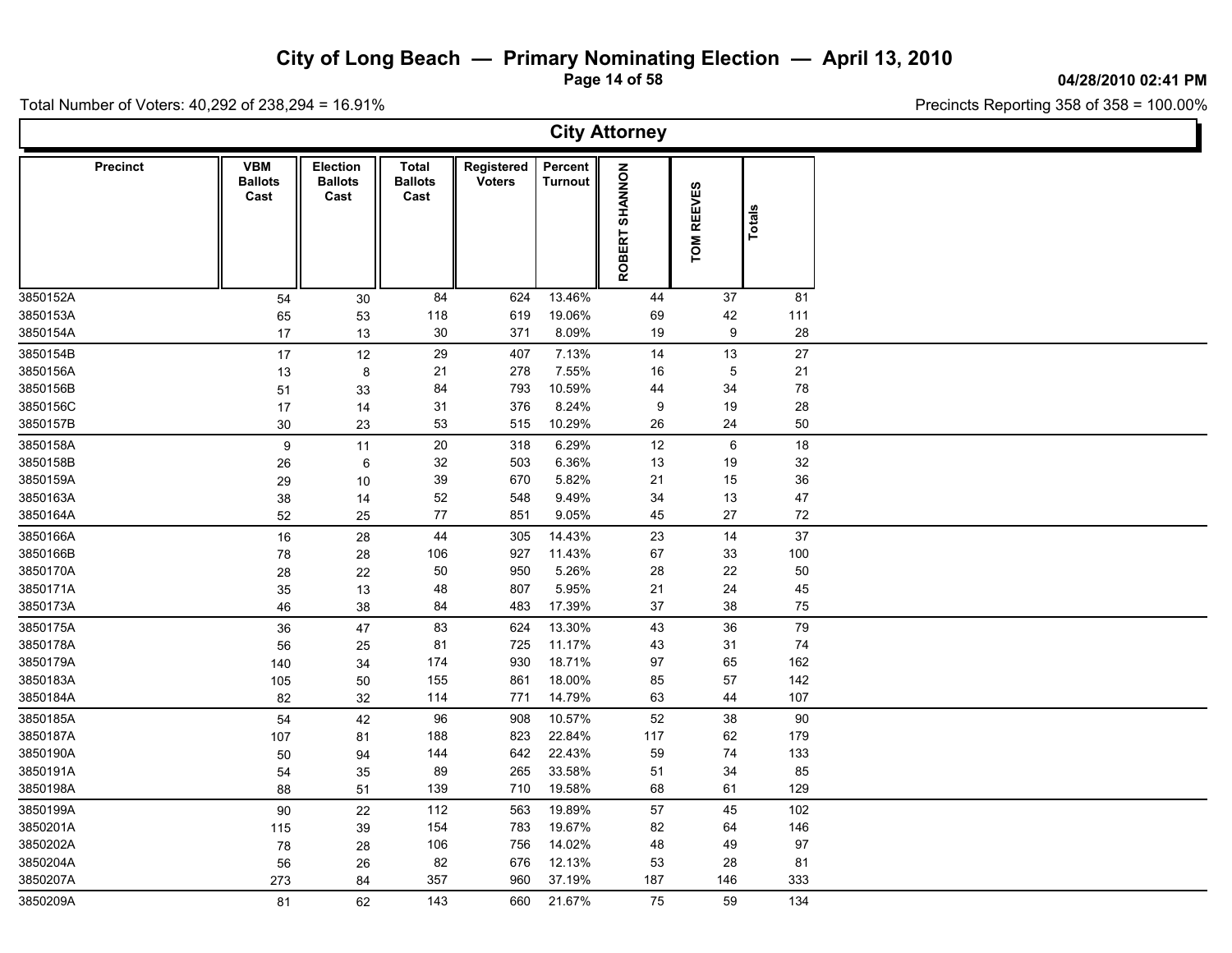# City of Long Beach — Primary Nominating Election — April 13, 2010

04/28/2010 02:41 PM

Total Number of Voters: 40,292 of 238,294 = 16.91%

Precincts Reporting 358 of 358 = 100.00%

## City Attorney

| Precinct | VBM Ballots Cast | Election Ballots Cast | Total Ballots Cast | Registered Voters | Percent Turnout | ROBERT SHANNON | TOM REEVES | Totals |
|---|---|---|---|---|---|---|---|---|
| 3850152A | 54 | 30 | 84 | 624 | 13.46% | 44 | 37 | 81 |
| 3850153A | 65 | 53 | 118 | 619 | 19.06% | 69 | 42 | 111 |
| 3850154A | 17 | 13 | 30 | 371 | 8.09% | 19 | 9 | 28 |
| 3850154B | 17 | 12 | 29 | 407 | 7.13% | 14 | 13 | 27 |
| 3850156A | 13 | 8 | 21 | 278 | 7.55% | 16 | 5 | 21 |
| 3850156B | 51 | 33 | 84 | 793 | 10.59% | 44 | 34 | 78 |
| 3850156C | 17 | 14 | 31 | 376 | 8.24% | 9 | 19 | 28 |
| 3850157B | 30 | 23 | 53 | 515 | 10.29% | 26 | 24 | 50 |
| 3850158A | 9 | 11 | 20 | 318 | 6.29% | 12 | 6 | 18 |
| 3850158B | 26 | 6 | 32 | 503 | 6.36% | 13 | 19 | 32 |
| 3850159A | 29 | 10 | 39 | 670 | 5.82% | 21 | 15 | 36 |
| 3850163A | 38 | 14 | 52 | 548 | 9.49% | 34 | 13 | 47 |
| 3850164A | 52 | 25 | 77 | 851 | 9.05% | 45 | 27 | 72 |
| 3850166A | 16 | 28 | 44 | 305 | 14.43% | 23 | 14 | 37 |
| 3850166B | 78 | 28 | 106 | 927 | 11.43% | 67 | 33 | 100 |
| 3850170A | 28 | 22 | 50 | 950 | 5.26% | 28 | 22 | 50 |
| 3850171A | 35 | 13 | 48 | 807 | 5.95% | 21 | 24 | 45 |
| 3850173A | 46 | 38 | 84 | 483 | 17.39% | 37 | 38 | 75 |
| 3850175A | 36 | 47 | 83 | 624 | 13.30% | 43 | 36 | 79 |
| 3850178A | 56 | 25 | 81 | 725 | 11.17% | 43 | 31 | 74 |
| 3850179A | 140 | 34 | 174 | 930 | 18.71% | 97 | 65 | 162 |
| 3850183A | 105 | 50 | 155 | 861 | 18.00% | 85 | 57 | 142 |
| 3850184A | 82 | 32 | 114 | 771 | 14.79% | 63 | 44 | 107 |
| 3850185A | 54 | 42 | 96 | 908 | 10.57% | 52 | 38 | 90 |
| 3850187A | 107 | 81 | 188 | 823 | 22.84% | 117 | 62 | 179 |
| 3850190A | 50 | 94 | 144 | 642 | 22.43% | 59 | 74 | 133 |
| 3850191A | 54 | 35 | 89 | 265 | 33.58% | 51 | 34 | 85 |
| 3850198A | 88 | 51 | 139 | 710 | 19.58% | 68 | 61 | 129 |
| 3850199A | 90 | 22 | 112 | 563 | 19.89% | 57 | 45 | 102 |
| 3850201A | 115 | 39 | 154 | 783 | 19.67% | 82 | 64 | 146 |
| 3850202A | 78 | 28 | 106 | 756 | 14.02% | 48 | 49 | 97 |
| 3850204A | 56 | 26 | 82 | 676 | 12.13% | 53 | 28 | 81 |
| 3850207A | 273 | 84 | 357 | 960 | 37.19% | 187 | 146 | 333 |
| 3850209A | 81 | 62 | 143 | 660 | 21.67% | 75 | 59 | 134 |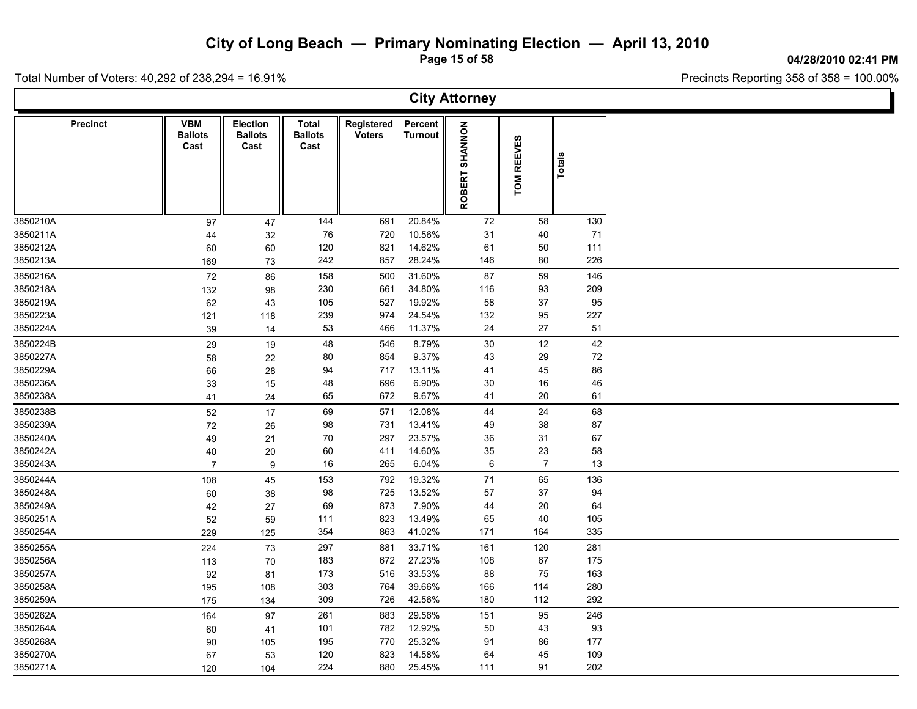# City of Long Beach — Primary Nominating Election — April 13, 2010

04/28/2010 02:41 PM

Total Number of Voters: 40,292 of 238,294 = 16.91%

Precincts Reporting 358 of 358 = 100.00%

## City Attorney

| Precinct | VBM Ballots Cast | Election Ballots Cast | Total Ballots Cast | Registered Voters | Percent Turnout | ROBERT SHANNON | TOM REEVES | Totals |
|---|---|---|---|---|---|---|---|---|
| 3850210A | 97 | 47 | 144 | 691 | 20.84% | 72 | 58 | 130 |
| 3850211A | 44 | 32 | 76 | 720 | 10.56% | 31 | 40 | 71 |
| 3850212A | 60 | 60 | 120 | 821 | 14.62% | 61 | 50 | 111 |
| 3850213A | 169 | 73 | 242 | 857 | 28.24% | 146 | 80 | 226 |
| 3850216A | 72 | 86 | 158 | 500 | 31.60% | 87 | 59 | 146 |
| 3850218A | 132 | 98 | 230 | 661 | 34.80% | 116 | 93 | 209 |
| 3850219A | 62 | 43 | 105 | 527 | 19.92% | 58 | 37 | 95 |
| 3850223A | 121 | 118 | 239 | 974 | 24.54% | 132 | 95 | 227 |
| 3850224A | 39 | 14 | 53 | 466 | 11.37% | 24 | 27 | 51 |
| 3850224B | 29 | 19 | 48 | 546 | 8.79% | 30 | 12 | 42 |
| 3850227A | 58 | 22 | 80 | 854 | 9.37% | 43 | 29 | 72 |
| 3850229A | 66 | 28 | 94 | 717 | 13.11% | 41 | 45 | 86 |
| 3850236A | 33 | 15 | 48 | 696 | 6.90% | 30 | 16 | 46 |
| 3850238A | 41 | 24 | 65 | 672 | 9.67% | 41 | 20 | 61 |
| 3850238B | 52 | 17 | 69 | 571 | 12.08% | 44 | 24 | 68 |
| 3850239A | 72 | 26 | 98 | 731 | 13.41% | 49 | 38 | 87 |
| 3850240A | 49 | 21 | 70 | 297 | 23.57% | 36 | 31 | 67 |
| 3850242A | 40 | 20 | 60 | 411 | 14.60% | 35 | 23 | 58 |
| 3850243A | 7 | 9 | 16 | 265 | 6.04% | 6 | 7 | 13 |
| 3850244A | 108 | 45 | 153 | 792 | 19.32% | 71 | 65 | 136 |
| 3850248A | 60 | 38 | 98 | 725 | 13.52% | 57 | 37 | 94 |
| 3850249A | 42 | 27 | 69 | 873 | 7.90% | 44 | 20 | 64 |
| 3850251A | 52 | 59 | 111 | 823 | 13.49% | 65 | 40 | 105 |
| 3850254A | 229 | 125 | 354 | 863 | 41.02% | 171 | 164 | 335 |
| 3850255A | 224 | 73 | 297 | 881 | 33.71% | 161 | 120 | 281 |
| 3850256A | 113 | 70 | 183 | 672 | 27.23% | 108 | 67 | 175 |
| 3850257A | 92 | 81 | 173 | 516 | 33.53% | 88 | 75 | 163 |
| 3850258A | 195 | 108 | 303 | 764 | 39.66% | 166 | 114 | 280 |
| 3850259A | 175 | 134 | 309 | 726 | 42.56% | 180 | 112 | 292 |
| 3850262A | 164 | 97 | 261 | 883 | 29.56% | 151 | 95 | 246 |
| 3850264A | 60 | 41 | 101 | 782 | 12.92% | 50 | 43 | 93 |
| 3850268A | 90 | 105 | 195 | 770 | 25.32% | 91 | 86 | 177 |
| 3850270A | 67 | 53 | 120 | 823 | 14.58% | 64 | 45 | 109 |
| 3850271A | 120 | 104 | 224 | 880 | 25.45% | 111 | 91 | 202 |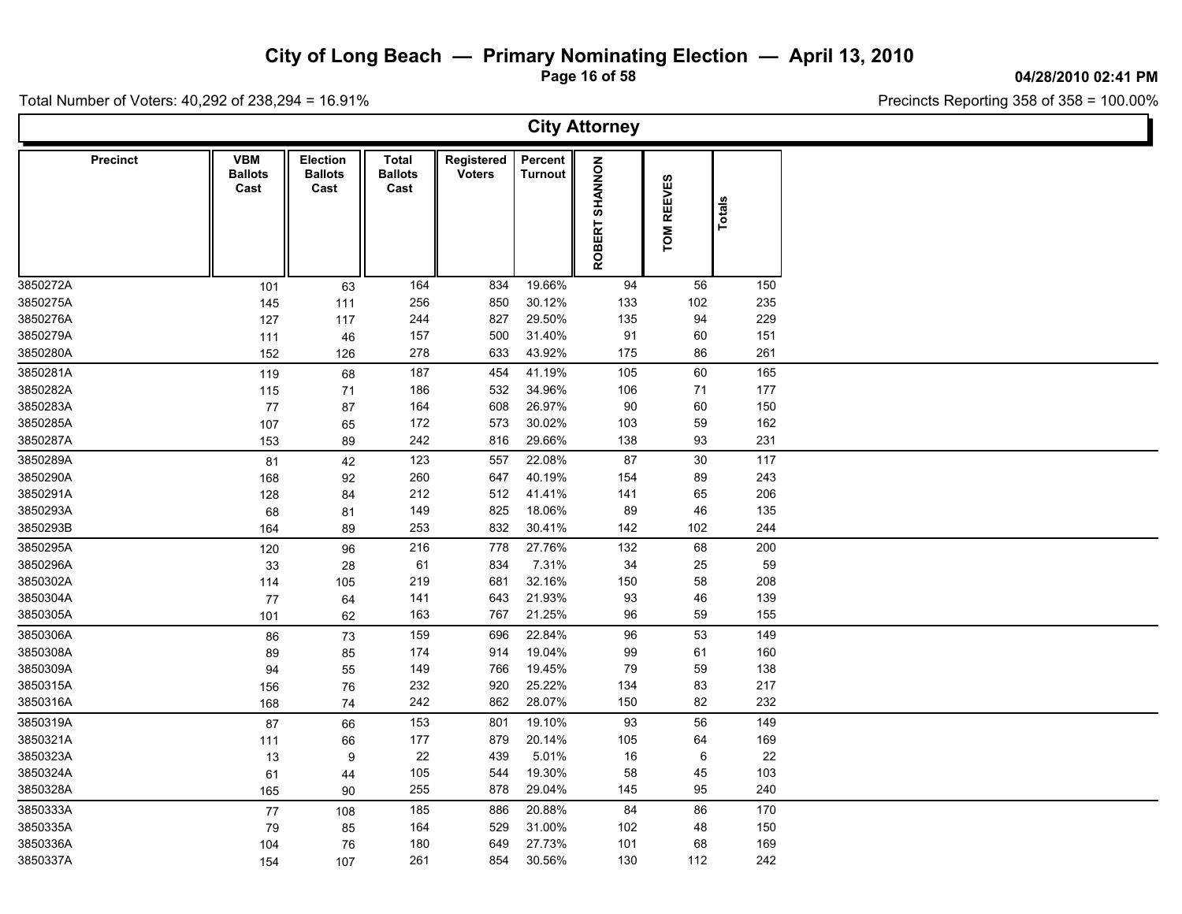# City of Long Beach — Primary Nominating Election — April 13, 2010

04/28/2010 02:41 PM

Total Number of Voters: 40,292 of 238,294 = 16.91%

Precincts Reporting 358 of 358 = 100.00%

## City Attorney

| Precinct | VBM Ballots Cast | Election Ballots Cast | Total Ballots Cast | Registered Voters | Percent Turnout | ROBERT SHANNON | TOM REEVES | Totals |
|---|---|---|---|---|---|---|---|---|
| 3850272A | 101 | 63 | 164 | 834 | 19.66% | 94 | 56 | 150 |
| 3850275A | 145 | 111 | 256 | 850 | 30.12% | 133 | 102 | 235 |
| 3850276A | 127 | 117 | 244 | 827 | 29.50% | 135 | 94 | 229 |
| 3850279A | 111 | 46 | 157 | 500 | 31.40% | 91 | 60 | 151 |
| 3850280A | 152 | 126 | 278 | 633 | 43.92% | 175 | 86 | 261 |
| 3850281A | 119 | 68 | 187 | 454 | 41.19% | 105 | 60 | 165 |
| 3850282A | 115 | 71 | 186 | 532 | 34.96% | 106 | 71 | 177 |
| 3850283A | 77 | 87 | 164 | 608 | 26.97% | 90 | 60 | 150 |
| 3850285A | 107 | 65 | 172 | 573 | 30.02% | 103 | 59 | 162 |
| 3850287A | 153 | 89 | 242 | 816 | 29.66% | 138 | 93 | 231 |
| 3850289A | 81 | 42 | 123 | 557 | 22.08% | 87 | 30 | 117 |
| 3850290A | 168 | 92 | 260 | 647 | 40.19% | 154 | 89 | 243 |
| 3850291A | 128 | 84 | 212 | 512 | 41.41% | 141 | 65 | 206 |
| 3850293A | 68 | 81 | 149 | 825 | 18.06% | 89 | 46 | 135 |
| 3850293B | 164 | 89 | 253 | 832 | 30.41% | 142 | 102 | 244 |
| 3850295A | 120 | 96 | 216 | 778 | 27.76% | 132 | 68 | 200 |
| 3850296A | 33 | 28 | 61 | 834 | 7.31% | 34 | 25 | 59 |
| 3850302A | 114 | 105 | 219 | 681 | 32.16% | 150 | 58 | 208 |
| 3850304A | 77 | 64 | 141 | 643 | 21.93% | 93 | 46 | 139 |
| 3850305A | 101 | 62 | 163 | 767 | 21.25% | 96 | 59 | 155 |
| 3850306A | 86 | 73 | 159 | 696 | 22.84% | 96 | 53 | 149 |
| 3850308A | 89 | 85 | 174 | 914 | 19.04% | 99 | 61 | 160 |
| 3850309A | 94 | 55 | 149 | 766 | 19.45% | 79 | 59 | 138 |
| 3850315A | 156 | 76 | 232 | 920 | 25.22% | 134 | 83 | 217 |
| 3850316A | 168 | 74 | 242 | 862 | 28.07% | 150 | 82 | 232 |
| 3850319A | 87 | 66 | 153 | 801 | 19.10% | 93 | 56 | 149 |
| 3850321A | 111 | 66 | 177 | 879 | 20.14% | 105 | 64 | 169 |
| 3850323A | 13 | 9 | 22 | 439 | 5.01% | 16 | 6 | 22 |
| 3850324A | 61 | 44 | 105 | 544 | 19.30% | 58 | 45 | 103 |
| 3850328A | 165 | 90 | 255 | 878 | 29.04% | 145 | 95 | 240 |
| 3850333A | 77 | 108 | 185 | 886 | 20.88% | 84 | 86 | 170 |
| 3850335A | 79 | 85 | 164 | 529 | 31.00% | 102 | 48 | 150 |
| 3850336A | 104 | 76 | 180 | 649 | 27.73% | 101 | 68 | 169 |
| 3850337A | 154 | 107 | 261 | 854 | 30.56% | 130 | 112 | 242 |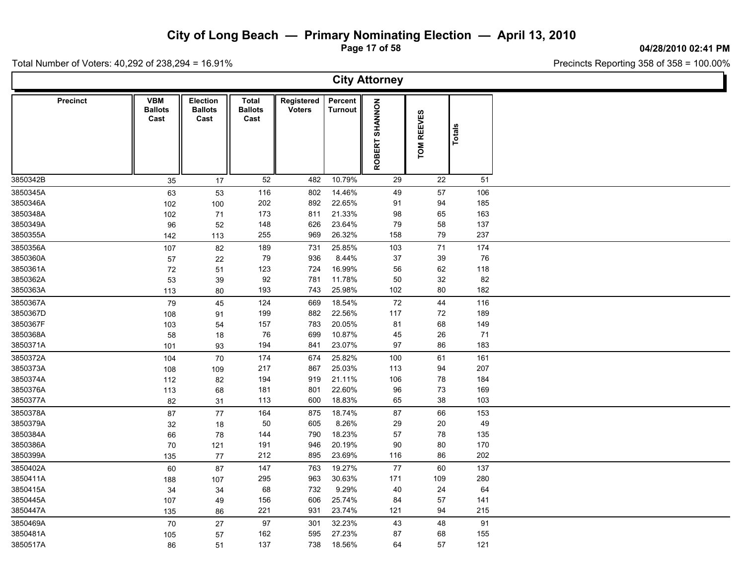# City of Long Beach — Primary Nominating Election — April 13, 2010

04/28/2010 02:41 PM

Total Number of Voters: 40,292 of 238,294 = 16.91%

Precincts Reporting 358 of 358 = 100.00%

## City Attorney

| Precinct | VBM Ballots Cast | Election Ballots Cast | Total Ballots Cast | Registered Voters | Percent Turnout | ROBERT SHANNON | TOM REEVES | Totals |
|---|---|---|---|---|---|---|---|---|
| 3850342B | 35 | 17 | 52 | 482 | 10.79% | 29 | 22 | 51 |
| 3850345A | 63 | 53 | 116 | 802 | 14.46% | 49 | 57 | 106 |
| 3850346A | 102 | 100 | 202 | 892 | 22.65% | 91 | 94 | 185 |
| 3850348A | 102 | 71 | 173 | 811 | 21.33% | 98 | 65 | 163 |
| 3850349A | 96 | 52 | 148 | 626 | 23.64% | 79 | 58 | 137 |
| 3850355A | 142 | 113 | 255 | 969 | 26.32% | 158 | 79 | 237 |
| 3850356A | 107 | 82 | 189 | 731 | 25.85% | 103 | 71 | 174 |
| 3850360A | 57 | 22 | 79 | 936 | 8.44% | 37 | 39 | 76 |
| 3850361A | 72 | 51 | 123 | 724 | 16.99% | 56 | 62 | 118 |
| 3850362A | 53 | 39 | 92 | 781 | 11.78% | 50 | 32 | 82 |
| 3850363A | 113 | 80 | 193 | 743 | 25.98% | 102 | 80 | 182 |
| 3850367A | 79 | 45 | 124 | 669 | 18.54% | 72 | 44 | 116 |
| 3850367D | 108 | 91 | 199 | 882 | 22.56% | 117 | 72 | 189 |
| 3850367F | 103 | 54 | 157 | 783 | 20.05% | 81 | 68 | 149 |
| 3850368A | 58 | 18 | 76 | 699 | 10.87% | 45 | 26 | 71 |
| 3850371A | 101 | 93 | 194 | 841 | 23.07% | 97 | 86 | 183 |
| 3850372A | 104 | 70 | 174 | 674 | 25.82% | 100 | 61 | 161 |
| 3850373A | 108 | 109 | 217 | 867 | 25.03% | 113 | 94 | 207 |
| 3850374A | 112 | 82 | 194 | 919 | 21.11% | 106 | 78 | 184 |
| 3850376A | 113 | 68 | 181 | 801 | 22.60% | 96 | 73 | 169 |
| 3850377A | 82 | 31 | 113 | 600 | 18.83% | 65 | 38 | 103 |
| 3850378A | 87 | 77 | 164 | 875 | 18.74% | 87 | 66 | 153 |
| 3850379A | 32 | 18 | 50 | 605 | 8.26% | 29 | 20 | 49 |
| 3850384A | 66 | 78 | 144 | 790 | 18.23% | 57 | 78 | 135 |
| 3850386A | 70 | 121 | 191 | 946 | 20.19% | 90 | 80 | 170 |
| 3850399A | 135 | 77 | 212 | 895 | 23.69% | 116 | 86 | 202 |
| 3850402A | 60 | 87 | 147 | 763 | 19.27% | 77 | 60 | 137 |
| 3850411A | 188 | 107 | 295 | 963 | 30.63% | 171 | 109 | 280 |
| 3850415A | 34 | 34 | 68 | 732 | 9.29% | 40 | 24 | 64 |
| 3850445A | 107 | 49 | 156 | 606 | 25.74% | 84 | 57 | 141 |
| 3850447A | 135 | 86 | 221 | 931 | 23.74% | 121 | 94 | 215 |
| 3850469A | 70 | 27 | 97 | 301 | 32.23% | 43 | 48 | 91 |
| 3850481A | 105 | 57 | 162 | 595 | 27.23% | 87 | 68 | 155 |
| 3850517A | 86 | 51 | 137 | 738 | 18.56% | 64 | 57 | 121 |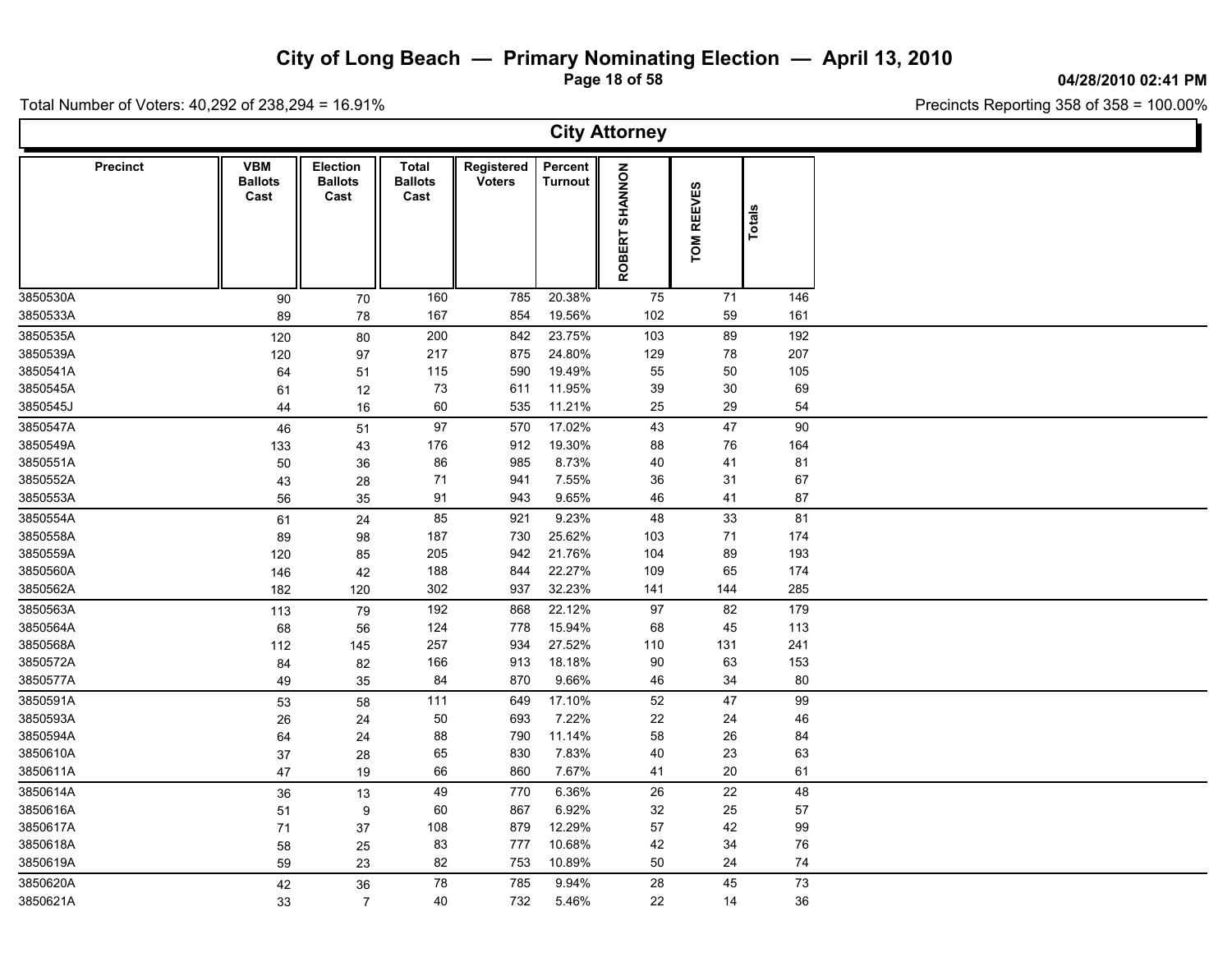# City of Long Beach — Primary Nominating Election — April 13, 2010

04/28/2010 02:41 PM

Total Number of Voters: 40,292 of 238,294 = 16.91%

Precincts Reporting 358 of 358 = 100.00%

## City Attorney

| Precinct | VBM Ballots Cast | Election Ballots Cast | Total Ballots Cast | Registered Voters | Percent Turnout | ROBERT SHANNON | TOM REEVES | Totals |
|---|---|---|---|---|---|---|---|---|
| 3850530A | 90 | 70 | 160 | 785 | 20.38% | 75 | 71 | 146 |
| 3850533A | 89 | 78 | 167 | 854 | 19.56% | 102 | 59 | 161 |
| 3850535A | 120 | 80 | 200 | 842 | 23.75% | 103 | 89 | 192 |
| 3850539A | 120 | 97 | 217 | 875 | 24.80% | 129 | 78 | 207 |
| 3850541A | 64 | 51 | 115 | 590 | 19.49% | 55 | 50 | 105 |
| 3850545A | 61 | 12 | 73 | 611 | 11.95% | 39 | 30 | 69 |
| 3850545J | 44 | 16 | 60 | 535 | 11.21% | 25 | 29 | 54 |
| 3850547A | 46 | 51 | 97 | 570 | 17.02% | 43 | 47 | 90 |
| 3850549A | 133 | 43 | 176 | 912 | 19.30% | 88 | 76 | 164 |
| 3850551A | 50 | 36 | 86 | 985 | 8.73% | 40 | 41 | 81 |
| 3850552A | 43 | 28 | 71 | 941 | 7.55% | 36 | 31 | 67 |
| 3850553A | 56 | 35 | 91 | 943 | 9.65% | 46 | 41 | 87 |
| 3850554A | 61 | 24 | 85 | 921 | 9.23% | 48 | 33 | 81 |
| 3850558A | 89 | 98 | 187 | 730 | 25.62% | 103 | 71 | 174 |
| 3850559A | 120 | 85 | 205 | 942 | 21.76% | 104 | 89 | 193 |
| 3850560A | 146 | 42 | 188 | 844 | 22.27% | 109 | 65 | 174 |
| 3850562A | 182 | 120 | 302 | 937 | 32.23% | 141 | 144 | 285 |
| 3850563A | 113 | 79 | 192 | 868 | 22.12% | 97 | 82 | 179 |
| 3850564A | 68 | 56 | 124 | 778 | 15.94% | 68 | 45 | 113 |
| 3850568A | 112 | 145 | 257 | 934 | 27.52% | 110 | 131 | 241 |
| 3850572A | 84 | 82 | 166 | 913 | 18.18% | 90 | 63 | 153 |
| 3850577A | 49 | 35 | 84 | 870 | 9.66% | 46 | 34 | 80 |
| 3850591A | 53 | 58 | 111 | 649 | 17.10% | 52 | 47 | 99 |
| 3850593A | 26 | 24 | 50 | 693 | 7.22% | 22 | 24 | 46 |
| 3850594A | 64 | 24 | 88 | 790 | 11.14% | 58 | 26 | 84 |
| 3850610A | 37 | 28 | 65 | 830 | 7.83% | 40 | 23 | 63 |
| 3850611A | 47 | 19 | 66 | 860 | 7.67% | 41 | 20 | 61 |
| 3850614A | 36 | 13 | 49 | 770 | 6.36% | 26 | 22 | 48 |
| 3850616A | 51 | 9 | 60 | 867 | 6.92% | 32 | 25 | 57 |
| 3850617A | 71 | 37 | 108 | 879 | 12.29% | 57 | 42 | 99 |
| 3850618A | 58 | 25 | 83 | 777 | 10.68% | 42 | 34 | 76 |
| 3850619A | 59 | 23 | 82 | 753 | 10.89% | 50 | 24 | 74 |
| 3850620A | 42 | 36 | 78 | 785 | 9.94% | 28 | 45 | 73 |
| 3850621A | 33 | 7 | 40 | 732 | 5.46% | 22 | 14 | 36 |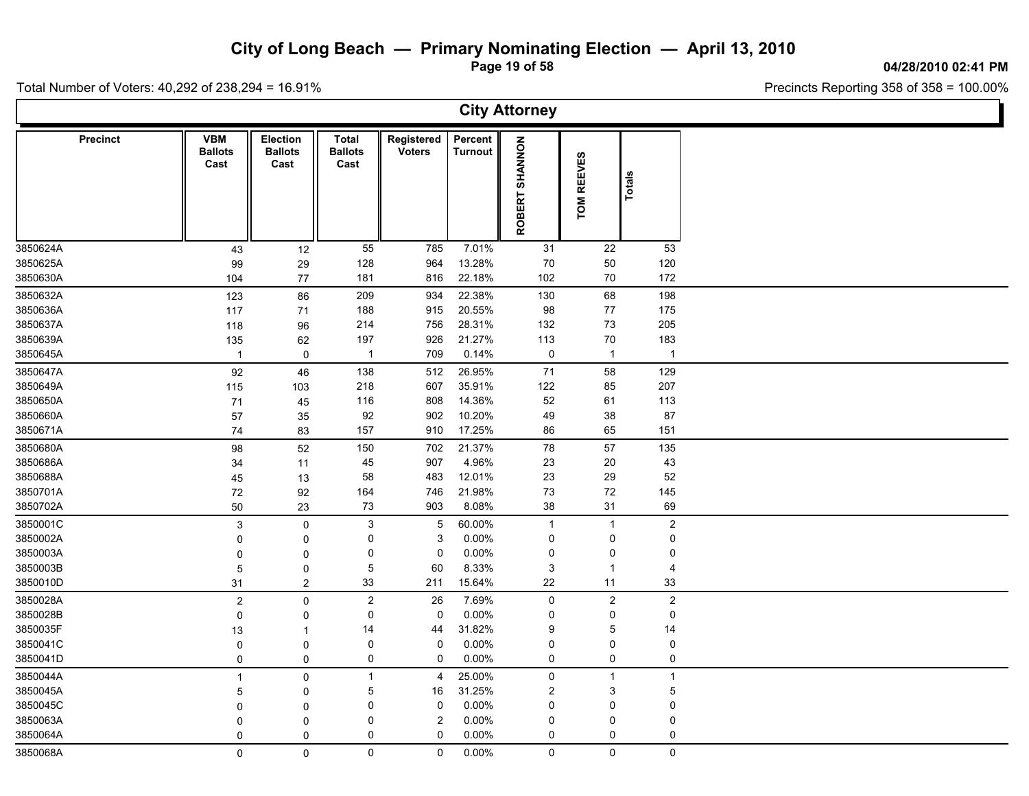# City of Long Beach — Primary Nominating Election — April 13, 2010

04/28/2010 02:41 PM

Total Number of Voters: 40,292 of 238,294 = 16.91%

Precincts Reporting 358 of 358 = 100.00%

## City Attorney

| Precinct | VBM Ballots Cast | Election Ballots Cast | Total Ballots Cast | Registered Voters | Percent Turnout | ROBERT SHANNON | TOM REEVES | Totals |
|---|---|---|---|---|---|---|---|---|
| 3850624A | 43 | 12 | 55 | 785 | 7.01% | 31 | 22 | 53 |
| 3850625A | 99 | 29 | 128 | 964 | 13.28% | 70 | 50 | 120 |
| 3850630A | 104 | 77 | 181 | 816 | 22.18% | 102 | 70 | 172 |
| 3850632A | 123 | 86 | 209 | 934 | 22.38% | 130 | 68 | 198 |
| 3850636A | 117 | 71 | 188 | 915 | 20.55% | 98 | 77 | 175 |
| 3850637A | 118 | 96 | 214 | 756 | 28.31% | 132 | 73 | 205 |
| 3850639A | 135 | 62 | 197 | 926 | 21.27% | 113 | 70 | 183 |
| 3850645A | 1 | 0 | 1 | 709 | 0.14% | 0 | 1 | 1 |
| 3850647A | 92 | 46 | 138 | 512 | 26.95% | 71 | 58 | 129 |
| 3850649A | 115 | 103 | 218 | 607 | 35.91% | 122 | 85 | 207 |
| 3850650A | 71 | 45 | 116 | 808 | 14.36% | 52 | 61 | 113 |
| 3850660A | 57 | 35 | 92 | 902 | 10.20% | 49 | 38 | 87 |
| 3850671A | 74 | 83 | 157 | 910 | 17.25% | 86 | 65 | 151 |
| 3850680A | 98 | 52 | 150 | 702 | 21.37% | 78 | 57 | 135 |
| 3850686A | 34 | 11 | 45 | 907 | 4.96% | 23 | 20 | 43 |
| 3850688A | 45 | 13 | 58 | 483 | 12.01% | 23 | 29 | 52 |
| 3850701A | 72 | 92 | 164 | 746 | 21.98% | 73 | 72 | 145 |
| 3850702A | 50 | 23 | 73 | 903 | 8.08% | 38 | 31 | 69 |
| 3850001C | 3 | 0 | 3 | 5 | 60.00% | 1 | 1 | 2 |
| 3850002A | 0 | 0 | 0 | 3 | 0.00% | 0 | 0 | 0 |
| 3850003A | 0 | 0 | 0 | 0 | 0.00% | 0 | 0 | 0 |
| 3850003B | 5 | 0 | 5 | 60 | 8.33% | 3 | 1 | 4 |
| 3850010D | 31 | 2 | 33 | 211 | 15.64% | 22 | 11 | 33 |
| 3850028A | 2 | 0 | 2 | 26 | 7.69% | 0 | 2 | 2 |
| 3850028B | 0 | 0 | 0 | 0 | 0.00% | 0 | 0 | 0 |
| 3850035F | 13 | 1 | 14 | 44 | 31.82% | 9 | 5 | 14 |
| 3850041C | 0 | 0 | 0 | 0 | 0.00% | 0 | 0 | 0 |
| 3850041D | 0 | 0 | 0 | 0 | 0.00% | 0 | 0 | 0 |
| 3850044A | 1 | 0 | 1 | 4 | 25.00% | 0 | 1 | 1 |
| 3850045A | 5 | 0 | 5 | 16 | 31.25% | 2 | 3 | 5 |
| 3850045C | 0 | 0 | 0 | 0 | 0.00% | 0 | 0 | 0 |
| 3850063A | 0 | 0 | 0 | 2 | 0.00% | 0 | 0 | 0 |
| 3850064A | 0 | 0 | 0 | 0 | 0.00% | 0 | 0 | 0 |
| 3850068A | 0 | 0 | 0 | 0 | 0.00% | 0 | 0 | 0 |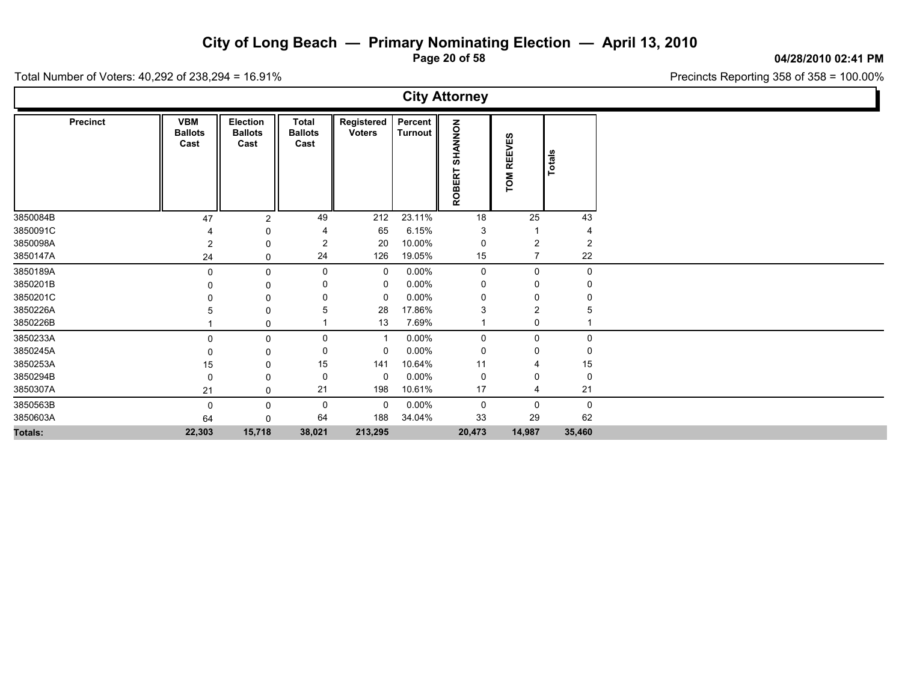# City of Long Beach — Primary Nominating Election — April 13, 2010

04/28/2010 02:41 PM

Total Number of Voters: 40,292 of 238,294 = 16.91%

Precincts Reporting 358 of 358 = 100.00%

## City Attorney

| Precinct | VBM Ballots Cast | Election Ballots Cast | Total Ballots Cast | Registered Voters | Percent Turnout | ROBERT SHANNON | TOM REEVES | Totals |
|---|---|---|---|---|---|---|---|---|
| 3850084B | 47 | 2 | 49 | 212 | 23.11% | 18 | 25 | 43 |
| 3850091C | 4 | 0 | 4 | 65 | 6.15% | 3 | 1 | 4 |
| 3850098A | 2 | 0 | 2 | 20 | 10.00% | 0 | 2 | 2 |
| 3850147A | 24 | 0 | 24 | 126 | 19.05% | 15 | 7 | 22 |
| 3850189A | 0 | 0 | 0 | 0 | 0.00% | 0 | 0 | 0 |
| 3850201B | 0 | 0 | 0 | 0 | 0.00% | 0 | 0 | 0 |
| 3850201C | 0 | 0 | 0 | 0 | 0.00% | 0 | 0 | 0 |
| 3850226A | 5 | 0 | 5 | 28 | 17.86% | 3 | 2 | 5 |
| 3850226B | 1 | 0 | 1 | 13 | 7.69% | 1 | 0 | 1 |
| 3850233A | 0 | 0 | 0 | 1 | 0.00% | 0 | 0 | 0 |
| 3850245A | 0 | 0 | 0 | 0 | 0.00% | 0 | 0 | 0 |
| 3850253A | 15 | 0 | 15 | 141 | 10.64% | 11 | 4 | 15 |
| 3850294B | 0 | 0 | 0 | 0 | 0.00% | 0 | 0 | 0 |
| 3850307A | 21 | 0 | 21 | 198 | 10.61% | 17 | 4 | 21 |
| 3850563B | 0 | 0 | 0 | 0 | 0.00% | 0 | 0 | 0 |
| 3850603A | 64 | 0 | 64 | 188 | 34.04% | 33 | 29 | 62 |
| **Totals:** | **22,303** | **15,718** | **38,021** | **213,295** | | **20,473** | **14,987** | **35,460** |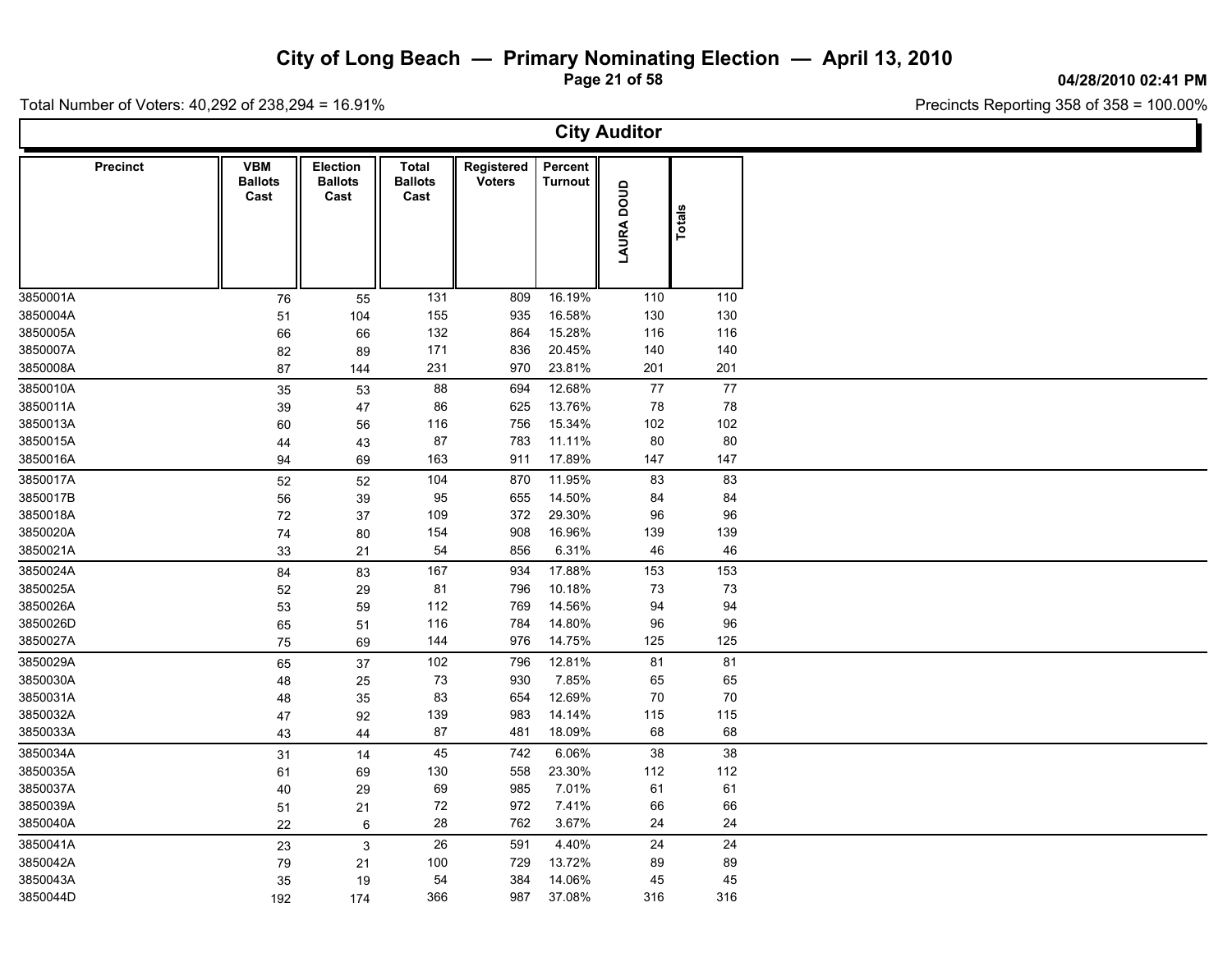# City of Long Beach — Primary Nominating Election — April 13, 2010

04/28/2010 02:41 PM

Total Number of Voters: 40,292 of 238,294 = 16.91%

Precincts Reporting 358 of 358 = 100.00%

## City Auditor

| Precinct | VBM Ballots Cast | Election Ballots Cast | Total Ballots Cast | Registered Voters | Percent Turnout | LAURA DOUD | Totals |
|---|---|---|---|---|---|---|---|
| 3850001A | 76 | 55 | 131 | 809 | 16.19% | 110 | 110 |
| 3850004A | 51 | 104 | 155 | 935 | 16.58% | 130 | 130 |
| 3850005A | 66 | 66 | 132 | 864 | 15.28% | 116 | 116 |
| 3850007A | 82 | 89 | 171 | 836 | 20.45% | 140 | 140 |
| 3850008A | 87 | 144 | 231 | 970 | 23.81% | 201 | 201 |
| 3850010A | 35 | 53 | 88 | 694 | 12.68% | 77 | 77 |
| 3850011A | 39 | 47 | 86 | 625 | 13.76% | 78 | 78 |
| 3850013A | 60 | 56 | 116 | 756 | 15.34% | 102 | 102 |
| 3850015A | 44 | 43 | 87 | 783 | 11.11% | 80 | 80 |
| 3850016A | 94 | 69 | 163 | 911 | 17.89% | 147 | 147 |
| 3850017A | 52 | 52 | 104 | 870 | 11.95% | 83 | 83 |
| 3850017B | 56 | 39 | 95 | 655 | 14.50% | 84 | 84 |
| 3850018A | 72 | 37 | 109 | 372 | 29.30% | 96 | 96 |
| 3850020A | 74 | 80 | 154 | 908 | 16.96% | 139 | 139 |
| 3850021A | 33 | 21 | 54 | 856 | 6.31% | 46 | 46 |
| 3850024A | 84 | 83 | 167 | 934 | 17.88% | 153 | 153 |
| 3850025A | 52 | 29 | 81 | 796 | 10.18% | 73 | 73 |
| 3850026A | 53 | 59 | 112 | 769 | 14.56% | 94 | 94 |
| 3850026D | 65 | 51 | 116 | 784 | 14.80% | 96 | 96 |
| 3850027A | 75 | 69 | 144 | 976 | 14.75% | 125 | 125 |
| 3850029A | 65 | 37 | 102 | 796 | 12.81% | 81 | 81 |
| 3850030A | 48 | 25 | 73 | 930 | 7.85% | 65 | 65 |
| 3850031A | 48 | 35 | 83 | 654 | 12.69% | 70 | 70 |
| 3850032A | 47 | 92 | 139 | 983 | 14.14% | 115 | 115 |
| 3850033A | 43 | 44 | 87 | 481 | 18.09% | 68 | 68 |
| 3850034A | 31 | 14 | 45 | 742 | 6.06% | 38 | 38 |
| 3850035A | 61 | 69 | 130 | 558 | 23.30% | 112 | 112 |
| 3850037A | 40 | 29 | 69 | 985 | 7.01% | 61 | 61 |
| 3850039A | 51 | 21 | 72 | 972 | 7.41% | 66 | 66 |
| 3850040A | 22 | 6 | 28 | 762 | 3.67% | 24 | 24 |
| 3850041A | 23 | 3 | 26 | 591 | 4.40% | 24 | 24 |
| 3850042A | 79 | 21 | 100 | 729 | 13.72% | 89 | 89 |
| 3850043A | 35 | 19 | 54 | 384 | 14.06% | 45 | 45 |
| 3850044D | 192 | 174 | 366 | 987 | 37.08% | 316 | 316 |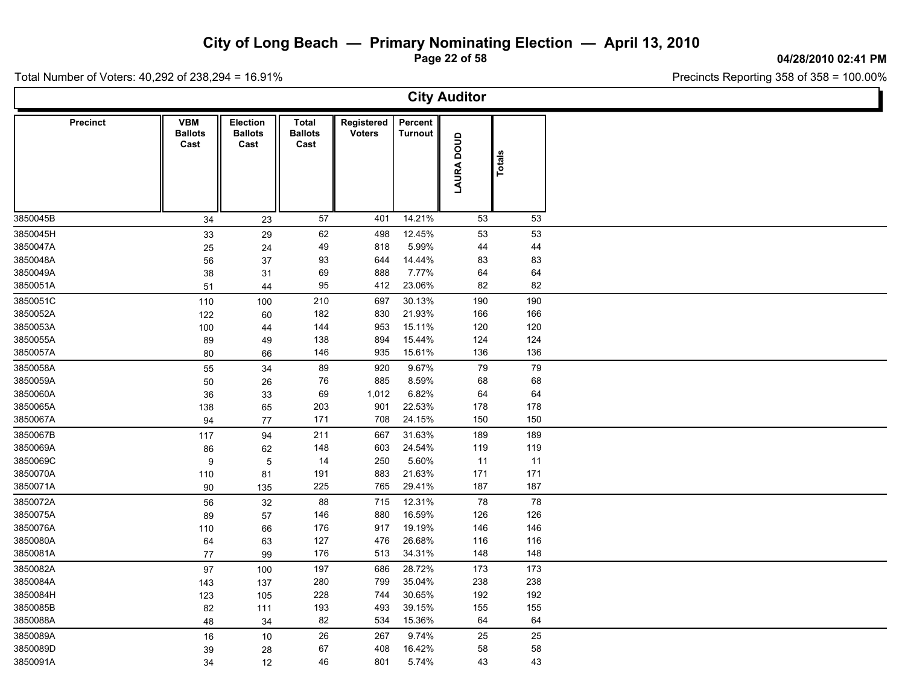# City of Long Beach — Primary Nominating Election — April 13, 2010

04/28/2010 02:41 PM

Total Number of Voters: 40,292 of 238,294 = 16.91%

Precincts Reporting 358 of 358 = 100.00%

## City Auditor

| Precinct | VBM Ballots Cast | Election Ballots Cast | Total Ballots Cast | Registered Voters | Percent Turnout | LAURA DOUD | Totals |
|---|---|---|---|---|---|---|---|
| 3850045B | 34 | 23 | 57 | 401 | 14.21% | 53 | 53 |
| 3850045H | 33 | 29 | 62 | 498 | 12.45% | 53 | 53 |
| 3850047A | 25 | 24 | 49 | 818 | 5.99% | 44 | 44 |
| 3850048A | 56 | 37 | 93 | 644 | 14.44% | 83 | 83 |
| 3850049A | 38 | 31 | 69 | 888 | 7.77% | 64 | 64 |
| 3850051A | 51 | 44 | 95 | 412 | 23.06% | 82 | 82 |
| 3850051C | 110 | 100 | 210 | 697 | 30.13% | 190 | 190 |
| 3850052A | 122 | 60 | 182 | 830 | 21.93% | 166 | 166 |
| 3850053A | 100 | 44 | 144 | 953 | 15.11% | 120 | 120 |
| 3850055A | 89 | 49 | 138 | 894 | 15.44% | 124 | 124 |
| 3850057A | 80 | 66 | 146 | 935 | 15.61% | 136 | 136 |
| 3850058A | 55 | 34 | 89 | 920 | 9.67% | 79 | 79 |
| 3850059A | 50 | 26 | 76 | 885 | 8.59% | 68 | 68 |
| 3850060A | 36 | 33 | 69 | 1,012 | 6.82% | 64 | 64 |
| 3850065A | 138 | 65 | 203 | 901 | 22.53% | 178 | 178 |
| 3850067A | 94 | 77 | 171 | 708 | 24.15% | 150 | 150 |
| 3850067B | 117 | 94 | 211 | 667 | 31.63% | 189 | 189 |
| 3850069A | 86 | 62 | 148 | 603 | 24.54% | 119 | 119 |
| 3850069C | 9 | 5 | 14 | 250 | 5.60% | 11 | 11 |
| 3850070A | 110 | 81 | 191 | 883 | 21.63% | 171 | 171 |
| 3850071A | 90 | 135 | 225 | 765 | 29.41% | 187 | 187 |
| 3850072A | 56 | 32 | 88 | 715 | 12.31% | 78 | 78 |
| 3850075A | 89 | 57 | 146 | 880 | 16.59% | 126 | 126 |
| 3850076A | 110 | 66 | 176 | 917 | 19.19% | 146 | 146 |
| 3850080A | 64 | 63 | 127 | 476 | 26.68% | 116 | 116 |
| 3850081A | 77 | 99 | 176 | 513 | 34.31% | 148 | 148 |
| 3850082A | 97 | 100 | 197 | 686 | 28.72% | 173 | 173 |
| 3850084A | 143 | 137 | 280 | 799 | 35.04% | 238 | 238 |
| 3850084H | 123 | 105 | 228 | 744 | 30.65% | 192 | 192 |
| 3850085B | 82 | 111 | 193 | 493 | 39.15% | 155 | 155 |
| 3850088A | 48 | 34 | 82 | 534 | 15.36% | 64 | 64 |
| 3850089A | 16 | 10 | 26 | 267 | 9.74% | 25 | 25 |
| 3850089D | 39 | 28 | 67 | 408 | 16.42% | 58 | 58 |
| 3850091A | 34 | 12 | 46 | 801 | 5.74% | 43 | 43 |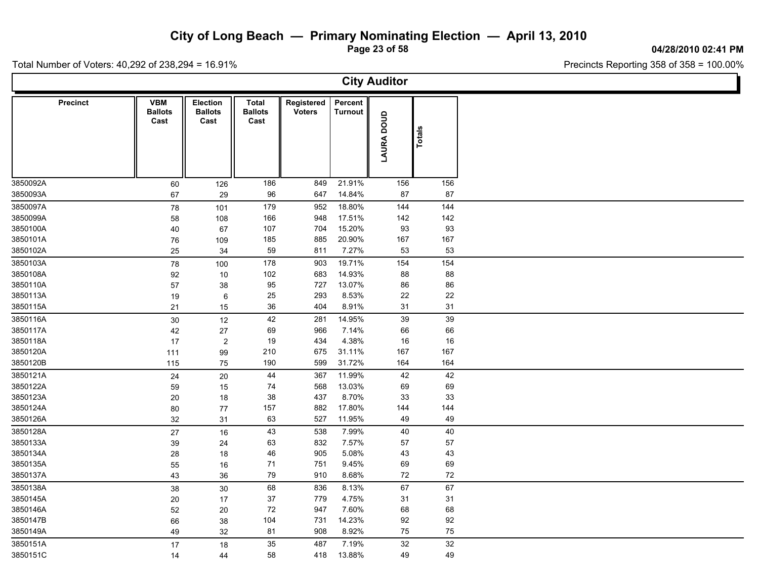# City of Long Beach — Primary Nominating Election — April 13, 2010

04/28/2010 02:41 PM

Total Number of Voters: 40,292 of 238,294 = 16.91%

Precincts Reporting 358 of 358 = 100.00%

## City Auditor

| Precinct | VBM Ballots Cast | Election Ballots Cast | Total Ballots Cast | Registered Voters | Percent Turnout | LAURA DOUD | Totals |
|---|---|---|---|---|---|---|---|
| 3850092A | 60 | 126 | 186 | 849 | 21.91% | 156 | 156 |
| 3850093A | 67 | 29 | 96 | 647 | 14.84% | 87 | 87 |
| 3850097A | 78 | 101 | 179 | 952 | 18.80% | 144 | 144 |
| 3850099A | 58 | 108 | 166 | 948 | 17.51% | 142 | 142 |
| 3850100A | 40 | 67 | 107 | 704 | 15.20% | 93 | 93 |
| 3850101A | 76 | 109 | 185 | 885 | 20.90% | 167 | 167 |
| 3850102A | 25 | 34 | 59 | 811 | 7.27% | 53 | 53 |
| 3850103A | 78 | 100 | 178 | 903 | 19.71% | 154 | 154 |
| 3850108A | 92 | 10 | 102 | 683 | 14.93% | 88 | 88 |
| 3850110A | 57 | 38 | 95 | 727 | 13.07% | 86 | 86 |
| 3850113A | 19 | 6 | 25 | 293 | 8.53% | 22 | 22 |
| 3850115A | 21 | 15 | 36 | 404 | 8.91% | 31 | 31 |
| 3850116A | 30 | 12 | 42 | 281 | 14.95% | 39 | 39 |
| 3850117A | 42 | 27 | 69 | 966 | 7.14% | 66 | 66 |
| 3850118A | 17 | 2 | 19 | 434 | 4.38% | 16 | 16 |
| 3850120A | 111 | 99 | 210 | 675 | 31.11% | 167 | 167 |
| 3850120B | 115 | 75 | 190 | 599 | 31.72% | 164 | 164 |
| 3850121A | 24 | 20 | 44 | 367 | 11.99% | 42 | 42 |
| 3850122A | 59 | 15 | 74 | 568 | 13.03% | 69 | 69 |
| 3850123A | 20 | 18 | 38 | 437 | 8.70% | 33 | 33 |
| 3850124A | 80 | 77 | 157 | 882 | 17.80% | 144 | 144 |
| 3850126A | 32 | 31 | 63 | 527 | 11.95% | 49 | 49 |
| 3850128A | 27 | 16 | 43 | 538 | 7.99% | 40 | 40 |
| 3850133A | 39 | 24 | 63 | 832 | 7.57% | 57 | 57 |
| 3850134A | 28 | 18 | 46 | 905 | 5.08% | 43 | 43 |
| 3850135A | 55 | 16 | 71 | 751 | 9.45% | 69 | 69 |
| 3850137A | 43 | 36 | 79 | 910 | 8.68% | 72 | 72 |
| 3850138A | 38 | 30 | 68 | 836 | 8.13% | 67 | 67 |
| 3850145A | 20 | 17 | 37 | 779 | 4.75% | 31 | 31 |
| 3850146A | 52 | 20 | 72 | 947 | 7.60% | 68 | 68 |
| 3850147B | 66 | 38 | 104 | 731 | 14.23% | 92 | 92 |
| 3850149A | 49 | 32 | 81 | 908 | 8.92% | 75 | 75 |
| 3850151A | 17 | 18 | 35 | 487 | 7.19% | 32 | 32 |
| 3850151C | 14 | 44 | 58 | 418 | 13.88% | 49 | 49 |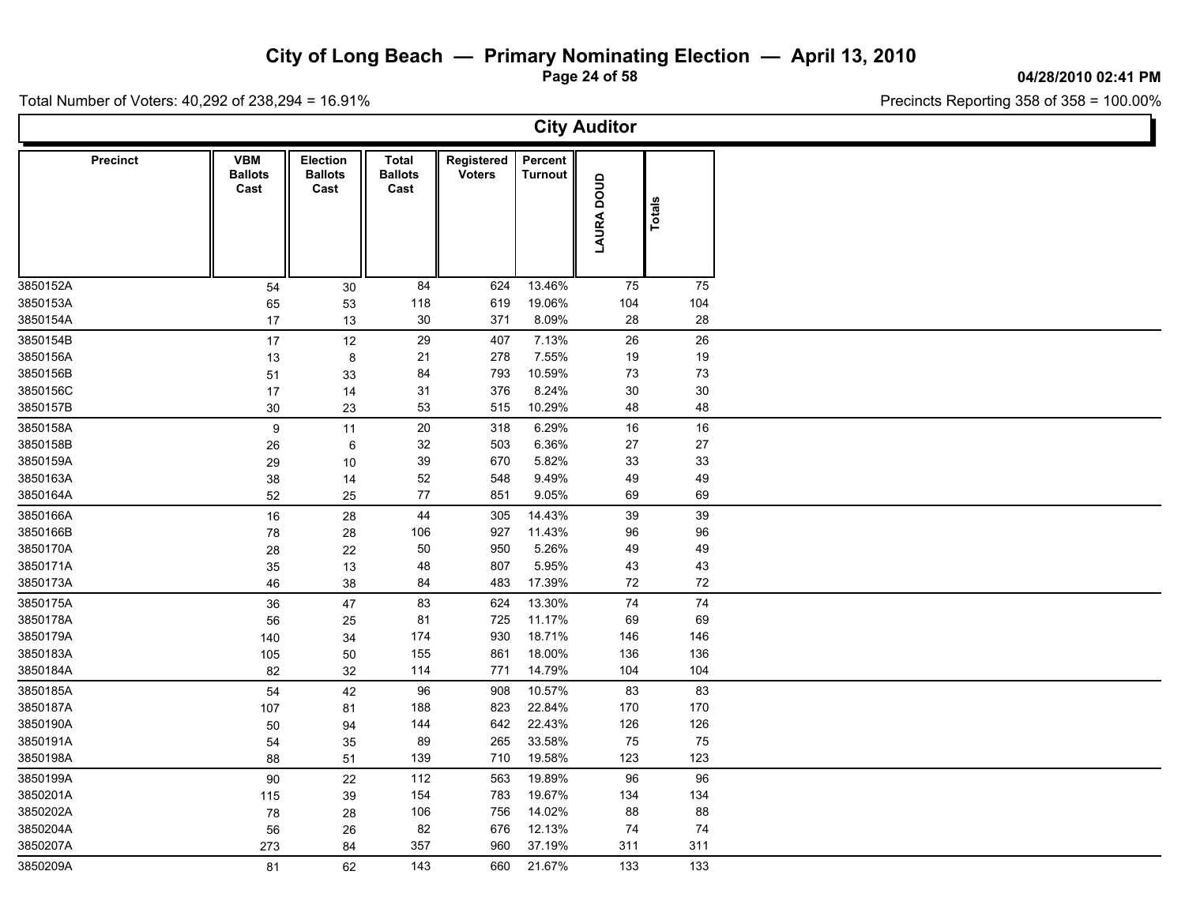# City of Long Beach — Primary Nominating Election — April 13, 2010

04/28/2010 02:41 PM

Total Number of Voters: 40,292 of 238,294 = 16.91%

Precincts Reporting 358 of 358 = 100.00%

## City Auditor

| Precinct | VBM Ballots Cast | Election Ballots Cast | Total Ballots Cast | Registered Voters | Percent Turnout | LAURA DOUD | Totals |
|---|---|---|---|---|---|---|---|
| 3850152A | 54 | 30 | 84 | 624 | 13.46% | 75 | 75 |
| 3850153A | 65 | 53 | 118 | 619 | 19.06% | 104 | 104 |
| 3850154A | 17 | 13 | 30 | 371 | 8.09% | 28 | 28 |
| 3850154B | 17 | 12 | 29 | 407 | 7.13% | 26 | 26 |
| 3850156A | 13 | 8 | 21 | 278 | 7.55% | 19 | 19 |
| 3850156B | 51 | 33 | 84 | 793 | 10.59% | 73 | 73 |
| 3850156C | 17 | 14 | 31 | 376 | 8.24% | 30 | 30 |
| 3850157B | 30 | 23 | 53 | 515 | 10.29% | 48 | 48 |
| 3850158A | 9 | 11 | 20 | 318 | 6.29% | 16 | 16 |
| 3850158B | 26 | 6 | 32 | 503 | 6.36% | 27 | 27 |
| 3850159A | 29 | 10 | 39 | 670 | 5.82% | 33 | 33 |
| 3850163A | 38 | 14 | 52 | 548 | 9.49% | 49 | 49 |
| 3850164A | 52 | 25 | 77 | 851 | 9.05% | 69 | 69 |
| 3850166A | 16 | 28 | 44 | 305 | 14.43% | 39 | 39 |
| 3850166B | 78 | 28 | 106 | 927 | 11.43% | 96 | 96 |
| 3850170A | 28 | 22 | 50 | 950 | 5.26% | 49 | 49 |
| 3850171A | 35 | 13 | 48 | 807 | 5.95% | 43 | 43 |
| 3850173A | 46 | 38 | 84 | 483 | 17.39% | 72 | 72 |
| 3850175A | 36 | 47 | 83 | 624 | 13.30% | 74 | 74 |
| 3850178A | 56 | 25 | 81 | 725 | 11.17% | 69 | 69 |
| 3850179A | 140 | 34 | 174 | 930 | 18.71% | 146 | 146 |
| 3850183A | 105 | 50 | 155 | 861 | 18.00% | 136 | 136 |
| 3850184A | 82 | 32 | 114 | 771 | 14.79% | 104 | 104 |
| 3850185A | 54 | 42 | 96 | 908 | 10.57% | 83 | 83 |
| 3850187A | 107 | 81 | 188 | 823 | 22.84% | 170 | 170 |
| 3850190A | 50 | 94 | 144 | 642 | 22.43% | 126 | 126 |
| 3850191A | 54 | 35 | 89 | 265 | 33.58% | 75 | 75 |
| 3850198A | 88 | 51 | 139 | 710 | 19.58% | 123 | 123 |
| 3850199A | 90 | 22 | 112 | 563 | 19.89% | 96 | 96 |
| 3850201A | 115 | 39 | 154 | 783 | 19.67% | 134 | 134 |
| 3850202A | 78 | 28 | 106 | 756 | 14.02% | 88 | 88 |
| 3850204A | 56 | 26 | 82 | 676 | 12.13% | 74 | 74 |
| 3850207A | 273 | 84 | 357 | 960 | 37.19% | 311 | 311 |
| 3850209A | 81 | 62 | 143 | 660 | 21.67% | 133 | 133 |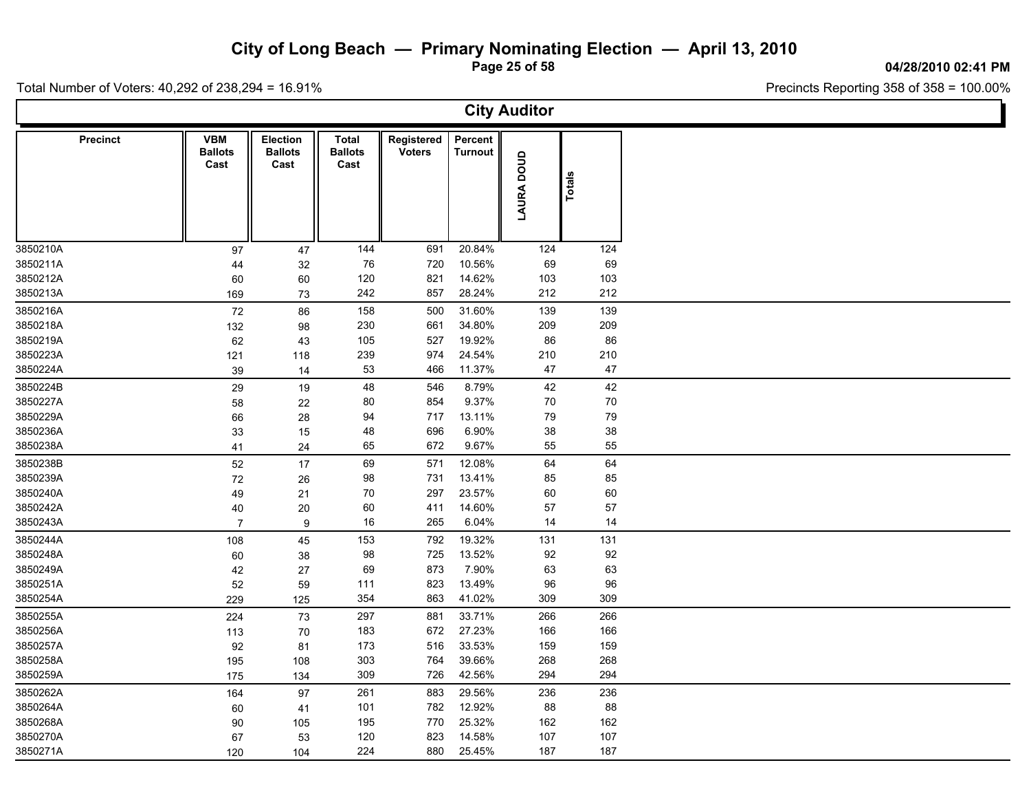# City of Long Beach — Primary Nominating Election — April 13, 2010

04/28/2010 02:41 PM

Total Number of Voters: 40,292 of 238,294 = 16.91%

Precincts Reporting 358 of 358 = 100.00%

## City Auditor

| Precinct | VBM Ballots Cast | Election Ballots Cast | Total Ballots Cast | Registered Voters | Percent Turnout | LAURA DOUD | Totals |
|---|---|---|---|---|---|---|---|
| 3850210A | 97 | 47 | 144 | 691 | 20.84% | 124 | 124 |
| 3850211A | 44 | 32 | 76 | 720 | 10.56% | 69 | 69 |
| 3850212A | 60 | 60 | 120 | 821 | 14.62% | 103 | 103 |
| 3850213A | 169 | 73 | 242 | 857 | 28.24% | 212 | 212 |
| 3850216A | 72 | 86 | 158 | 500 | 31.60% | 139 | 139 |
| 3850218A | 132 | 98 | 230 | 661 | 34.80% | 209 | 209 |
| 3850219A | 62 | 43 | 105 | 527 | 19.92% | 86 | 86 |
| 3850223A | 121 | 118 | 239 | 974 | 24.54% | 210 | 210 |
| 3850224A | 39 | 14 | 53 | 466 | 11.37% | 47 | 47 |
| 3850224B | 29 | 19 | 48 | 546 | 8.79% | 42 | 42 |
| 3850227A | 58 | 22 | 80 | 854 | 9.37% | 70 | 70 |
| 3850229A | 66 | 28 | 94 | 717 | 13.11% | 79 | 79 |
| 3850236A | 33 | 15 | 48 | 696 | 6.90% | 38 | 38 |
| 3850238A | 41 | 24 | 65 | 672 | 9.67% | 55 | 55 |
| 3850238B | 52 | 17 | 69 | 571 | 12.08% | 64 | 64 |
| 3850239A | 72 | 26 | 98 | 731 | 13.41% | 85 | 85 |
| 3850240A | 49 | 21 | 70 | 297 | 23.57% | 60 | 60 |
| 3850242A | 40 | 20 | 60 | 411 | 14.60% | 57 | 57 |
| 3850243A | 7 | 9 | 16 | 265 | 6.04% | 14 | 14 |
| 3850244A | 108 | 45 | 153 | 792 | 19.32% | 131 | 131 |
| 3850248A | 60 | 38 | 98 | 725 | 13.52% | 92 | 92 |
| 3850249A | 42 | 27 | 69 | 873 | 7.90% | 63 | 63 |
| 3850251A | 52 | 59 | 111 | 823 | 13.49% | 96 | 96 |
| 3850254A | 229 | 125 | 354 | 863 | 41.02% | 309 | 309 |
| 3850255A | 224 | 73 | 297 | 881 | 33.71% | 266 | 266 |
| 3850256A | 113 | 70 | 183 | 672 | 27.23% | 166 | 166 |
| 3850257A | 92 | 81 | 173 | 516 | 33.53% | 159 | 159 |
| 3850258A | 195 | 108 | 303 | 764 | 39.66% | 268 | 268 |
| 3850259A | 175 | 134 | 309 | 726 | 42.56% | 294 | 294 |
| 3850262A | 164 | 97 | 261 | 883 | 29.56% | 236 | 236 |
| 3850264A | 60 | 41 | 101 | 782 | 12.92% | 88 | 88 |
| 3850268A | 90 | 105 | 195 | 770 | 25.32% | 162 | 162 |
| 3850270A | 67 | 53 | 120 | 823 | 14.58% | 107 | 107 |
| 3850271A | 120 | 104 | 224 | 880 | 25.45% | 187 | 187 |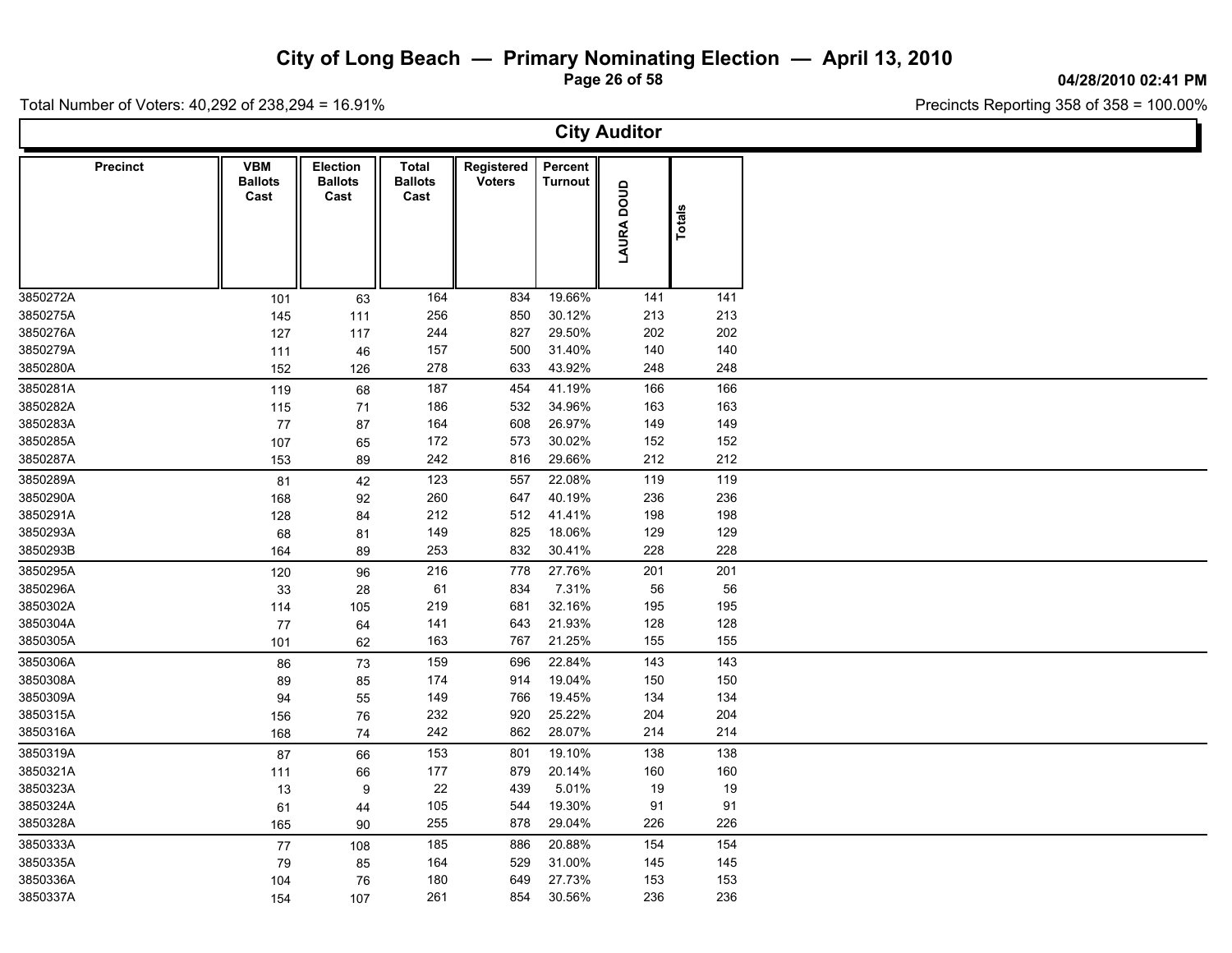# City of Long Beach — Primary Nominating Election — April 13, 2010

04/28/2010 02:41 PM

Total Number of Voters: 40,292 of 238,294 = 16.91%

Precincts Reporting 358 of 358 = 100.00%

## City Auditor

| Precinct | VBM Ballots Cast | Election Ballots Cast | Total Ballots Cast | Registered Voters | Percent Turnout | LAURA DOUD | Totals |
|---|---|---|---|---|---|---|---|
| 3850272A | 101 | 63 | 164 | 834 | 19.66% | 141 | 141 |
| 3850275A | 145 | 111 | 256 | 850 | 30.12% | 213 | 213 |
| 3850276A | 127 | 117 | 244 | 827 | 29.50% | 202 | 202 |
| 3850279A | 111 | 46 | 157 | 500 | 31.40% | 140 | 140 |
| 3850280A | 152 | 126 | 278 | 633 | 43.92% | 248 | 248 |
| 3850281A | 119 | 68 | 187 | 454 | 41.19% | 166 | 166 |
| 3850282A | 115 | 71 | 186 | 532 | 34.96% | 163 | 163 |
| 3850283A | 77 | 87 | 164 | 608 | 26.97% | 149 | 149 |
| 3850285A | 107 | 65 | 172 | 573 | 30.02% | 152 | 152 |
| 3850287A | 153 | 89 | 242 | 816 | 29.66% | 212 | 212 |
| 3850289A | 81 | 42 | 123 | 557 | 22.08% | 119 | 119 |
| 3850290A | 168 | 92 | 260 | 647 | 40.19% | 236 | 236 |
| 3850291A | 128 | 84 | 212 | 512 | 41.41% | 198 | 198 |
| 3850293A | 68 | 81 | 149 | 825 | 18.06% | 129 | 129 |
| 3850293B | 164 | 89 | 253 | 832 | 30.41% | 228 | 228 |
| 3850295A | 120 | 96 | 216 | 778 | 27.76% | 201 | 201 |
| 3850296A | 33 | 28 | 61 | 834 | 7.31% | 56 | 56 |
| 3850302A | 114 | 105 | 219 | 681 | 32.16% | 195 | 195 |
| 3850304A | 77 | 64 | 141 | 643 | 21.93% | 128 | 128 |
| 3850305A | 101 | 62 | 163 | 767 | 21.25% | 155 | 155 |
| 3850306A | 86 | 73 | 159 | 696 | 22.84% | 143 | 143 |
| 3850308A | 89 | 85 | 174 | 914 | 19.04% | 150 | 150 |
| 3850309A | 94 | 55 | 149 | 766 | 19.45% | 134 | 134 |
| 3850315A | 156 | 76 | 232 | 920 | 25.22% | 204 | 204 |
| 3850316A | 168 | 74 | 242 | 862 | 28.07% | 214 | 214 |
| 3850319A | 87 | 66 | 153 | 801 | 19.10% | 138 | 138 |
| 3850321A | 111 | 66 | 177 | 879 | 20.14% | 160 | 160 |
| 3850323A | 13 | 9 | 22 | 439 | 5.01% | 19 | 19 |
| 3850324A | 61 | 44 | 105 | 544 | 19.30% | 91 | 91 |
| 3850328A | 165 | 90 | 255 | 878 | 29.04% | 226 | 226 |
| 3850333A | 77 | 108 | 185 | 886 | 20.88% | 154 | 154 |
| 3850335A | 79 | 85 | 164 | 529 | 31.00% | 145 | 145 |
| 3850336A | 104 | 76 | 180 | 649 | 27.73% | 153 | 153 |
| 3850337A | 154 | 107 | 261 | 854 | 30.56% | 236 | 236 |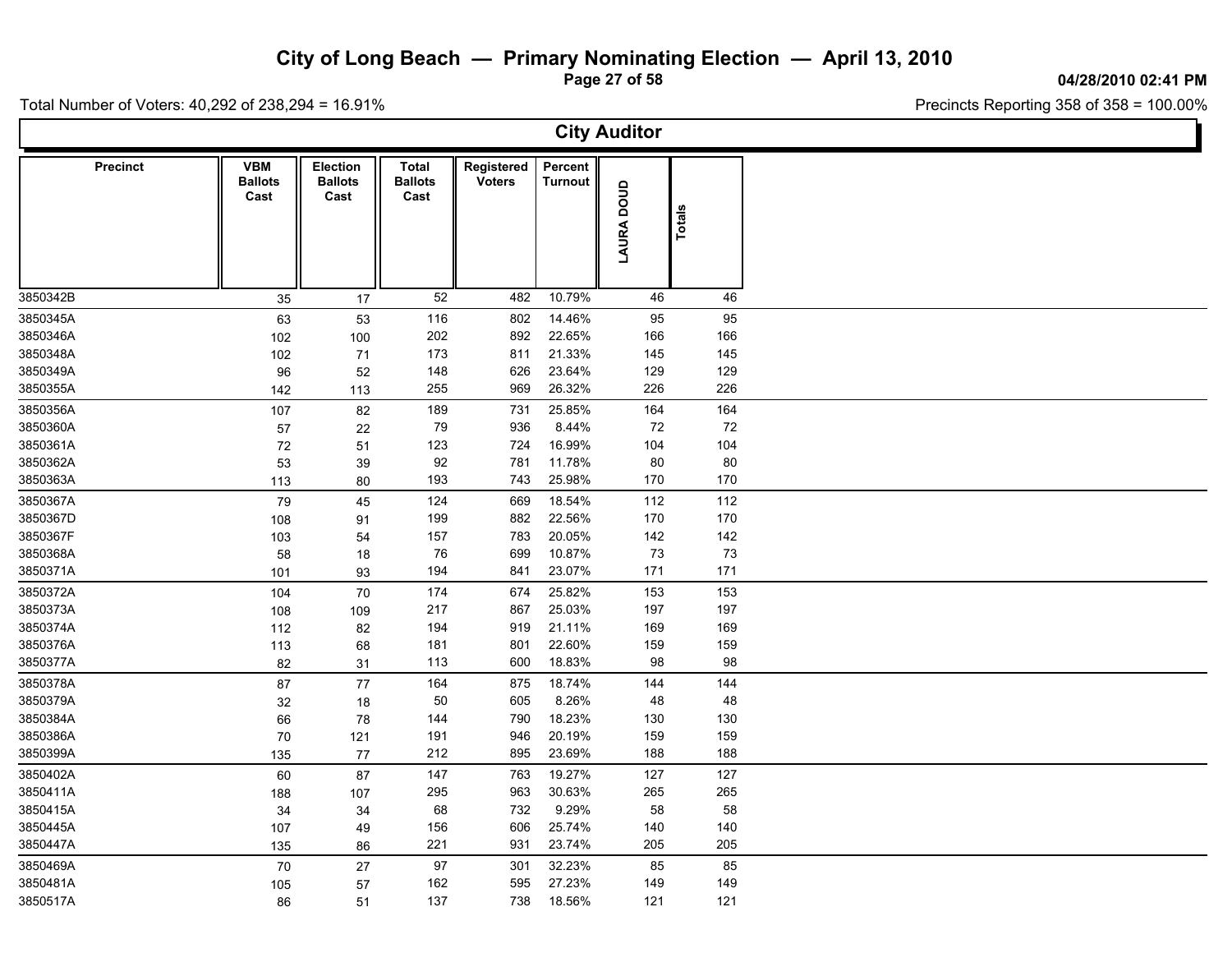# City of Long Beach — Primary Nominating Election — April 13, 2010

04/28/2010 02:41 PM

Total Number of Voters: 40,292 of 238,294 = 16.91%

Precincts Reporting 358 of 358 = 100.00%

## City Auditor

| Precinct | VBM Ballots Cast | Election Ballots Cast | Total Ballots Cast | Registered Voters | Percent Turnout | LAURA DOUD | Totals |
|---|---|---|---|---|---|---|---|
| 3850342B | 35 | 17 | 52 | 482 | 10.79% | 46 | 46 |
| 3850345A | 63 | 53 | 116 | 802 | 14.46% | 95 | 95 |
| 3850346A | 102 | 100 | 202 | 892 | 22.65% | 166 | 166 |
| 3850348A | 102 | 71 | 173 | 811 | 21.33% | 145 | 145 |
| 3850349A | 96 | 52 | 148 | 626 | 23.64% | 129 | 129 |
| 3850355A | 142 | 113 | 255 | 969 | 26.32% | 226 | 226 |
| 3850356A | 107 | 82 | 189 | 731 | 25.85% | 164 | 164 |
| 3850360A | 57 | 22 | 79 | 936 | 8.44% | 72 | 72 |
| 3850361A | 72 | 51 | 123 | 724 | 16.99% | 104 | 104 |
| 3850362A | 53 | 39 | 92 | 781 | 11.78% | 80 | 80 |
| 3850363A | 113 | 80 | 193 | 743 | 25.98% | 170 | 170 |
| 3850367A | 79 | 45 | 124 | 669 | 18.54% | 112 | 112 |
| 3850367D | 108 | 91 | 199 | 882 | 22.56% | 170 | 170 |
| 3850367F | 103 | 54 | 157 | 783 | 20.05% | 142 | 142 |
| 3850368A | 58 | 18 | 76 | 699 | 10.87% | 73 | 73 |
| 3850371A | 101 | 93 | 194 | 841 | 23.07% | 171 | 171 |
| 3850372A | 104 | 70 | 174 | 674 | 25.82% | 153 | 153 |
| 3850373A | 108 | 109 | 217 | 867 | 25.03% | 197 | 197 |
| 3850374A | 112 | 82 | 194 | 919 | 21.11% | 169 | 169 |
| 3850376A | 113 | 68 | 181 | 801 | 22.60% | 159 | 159 |
| 3850377A | 82 | 31 | 113 | 600 | 18.83% | 98 | 98 |
| 3850378A | 87 | 77 | 164 | 875 | 18.74% | 144 | 144 |
| 3850379A | 32 | 18 | 50 | 605 | 8.26% | 48 | 48 |
| 3850384A | 66 | 78 | 144 | 790 | 18.23% | 130 | 130 |
| 3850386A | 70 | 121 | 191 | 946 | 20.19% | 159 | 159 |
| 3850399A | 135 | 77 | 212 | 895 | 23.69% | 188 | 188 |
| 3850402A | 60 | 87 | 147 | 763 | 19.27% | 127 | 127 |
| 3850411A | 188 | 107 | 295 | 963 | 30.63% | 265 | 265 |
| 3850415A | 34 | 34 | 68 | 732 | 9.29% | 58 | 58 |
| 3850445A | 107 | 49 | 156 | 606 | 25.74% | 140 | 140 |
| 3850447A | 135 | 86 | 221 | 931 | 23.74% | 205 | 205 |
| 3850469A | 70 | 27 | 97 | 301 | 32.23% | 85 | 85 |
| 3850481A | 105 | 57 | 162 | 595 | 27.23% | 149 | 149 |
| 3850517A | 86 | 51 | 137 | 738 | 18.56% | 121 | 121 |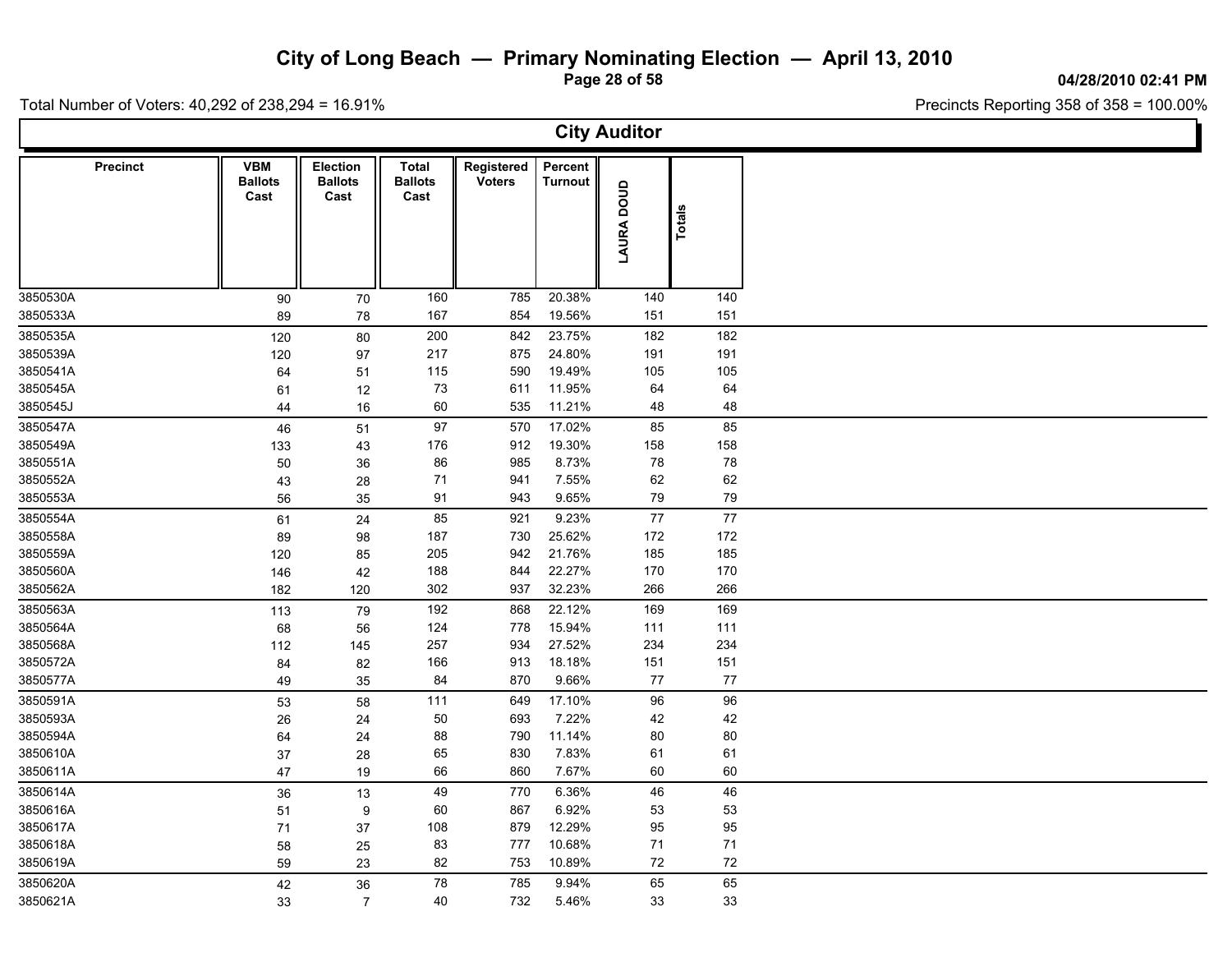# City of Long Beach — Primary Nominating Election — April 13, 2010

04/28/2010 02:41 PM

Total Number of Voters: 40,292 of 238,294 = 16.91%

Precincts Reporting 358 of 358 = 100.00%

## City Auditor

| Precinct | VBM Ballots Cast | Election Ballots Cast | Total Ballots Cast | Registered Voters | Percent Turnout | LAURA DOUD | Totals |
|---|---|---|---|---|---|---|---|
| 3850530A | 90 | 70 | 160 | 785 | 20.38% | 140 | 140 |
| 3850533A | 89 | 78 | 167 | 854 | 19.56% | 151 | 151 |
| 3850535A | 120 | 80 | 200 | 842 | 23.75% | 182 | 182 |
| 3850539A | 120 | 97 | 217 | 875 | 24.80% | 191 | 191 |
| 3850541A | 64 | 51 | 115 | 590 | 19.49% | 105 | 105 |
| 3850545A | 61 | 12 | 73 | 611 | 11.95% | 64 | 64 |
| 3850545J | 44 | 16 | 60 | 535 | 11.21% | 48 | 48 |
| 3850547A | 46 | 51 | 97 | 570 | 17.02% | 85 | 85 |
| 3850549A | 133 | 43 | 176 | 912 | 19.30% | 158 | 158 |
| 3850551A | 50 | 36 | 86 | 985 | 8.73% | 78 | 78 |
| 3850552A | 43 | 28 | 71 | 941 | 7.55% | 62 | 62 |
| 3850553A | 56 | 35 | 91 | 943 | 9.65% | 79 | 79 |
| 3850554A | 61 | 24 | 85 | 921 | 9.23% | 77 | 77 |
| 3850558A | 89 | 98 | 187 | 730 | 25.62% | 172 | 172 |
| 3850559A | 120 | 85 | 205 | 942 | 21.76% | 185 | 185 |
| 3850560A | 146 | 42 | 188 | 844 | 22.27% | 170 | 170 |
| 3850562A | 182 | 120 | 302 | 937 | 32.23% | 266 | 266 |
| 3850563A | 113 | 79 | 192 | 868 | 22.12% | 169 | 169 |
| 3850564A | 68 | 56 | 124 | 778 | 15.94% | 111 | 111 |
| 3850568A | 112 | 145 | 257 | 934 | 27.52% | 234 | 234 |
| 3850572A | 84 | 82 | 166 | 913 | 18.18% | 151 | 151 |
| 3850577A | 49 | 35 | 84 | 870 | 9.66% | 77 | 77 |
| 3850591A | 53 | 58 | 111 | 649 | 17.10% | 96 | 96 |
| 3850593A | 26 | 24 | 50 | 693 | 7.22% | 42 | 42 |
| 3850594A | 64 | 24 | 88 | 790 | 11.14% | 80 | 80 |
| 3850610A | 37 | 28 | 65 | 830 | 7.83% | 61 | 61 |
| 3850611A | 47 | 19 | 66 | 860 | 7.67% | 60 | 60 |
| 3850614A | 36 | 13 | 49 | 770 | 6.36% | 46 | 46 |
| 3850616A | 51 | 9 | 60 | 867 | 6.92% | 53 | 53 |
| 3850617A | 71 | 37 | 108 | 879 | 12.29% | 95 | 95 |
| 3850618A | 58 | 25 | 83 | 777 | 10.68% | 71 | 71 |
| 3850619A | 59 | 23 | 82 | 753 | 10.89% | 72 | 72 |
| 3850620A | 42 | 36 | 78 | 785 | 9.94% | 65 | 65 |
| 3850621A | 33 | 7 | 40 | 732 | 5.46% | 33 | 33 |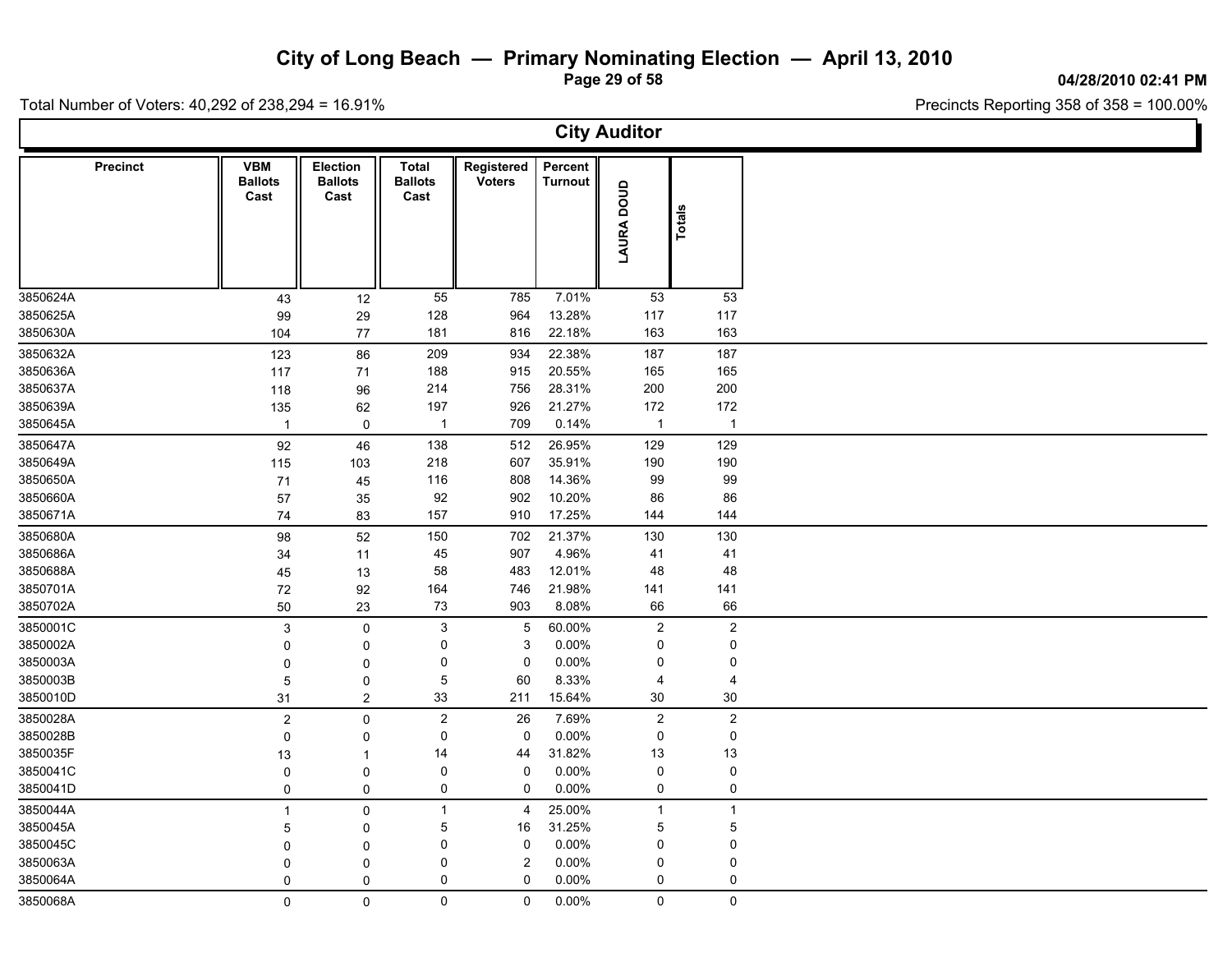# City of Long Beach — Primary Nominating Election — April 13, 2010

04/28/2010 02:41 PM

Total Number of Voters: 40,292 of 238,294 = 16.91%

Precincts Reporting 358 of 358 = 100.00%

## City Auditor

| Precinct | VBM Ballots Cast | Election Ballots Cast | Total Ballots Cast | Registered Voters | Percent Turnout | LAURA DOUD | Totals |
|---|---|---|---|---|---|---|---|
| 3850624A | 43 | 12 | 55 | 785 | 7.01% | 53 | 53 |
| 3850625A | 99 | 29 | 128 | 964 | 13.28% | 117 | 117 |
| 3850630A | 104 | 77 | 181 | 816 | 22.18% | 163 | 163 |
| 3850632A | 123 | 86 | 209 | 934 | 22.38% | 187 | 187 |
| 3850636A | 117 | 71 | 188 | 915 | 20.55% | 165 | 165 |
| 3850637A | 118 | 96 | 214 | 756 | 28.31% | 200 | 200 |
| 3850639A | 135 | 62 | 197 | 926 | 21.27% | 172 | 172 |
| 3850645A | 1 | 0 | 1 | 709 | 0.14% | 1 | 1 |
| 3850647A | 92 | 46 | 138 | 512 | 26.95% | 129 | 129 |
| 3850649A | 115 | 103 | 218 | 607 | 35.91% | 190 | 190 |
| 3850650A | 71 | 45 | 116 | 808 | 14.36% | 99 | 99 |
| 3850660A | 57 | 35 | 92 | 902 | 10.20% | 86 | 86 |
| 3850671A | 74 | 83 | 157 | 910 | 17.25% | 144 | 144 |
| 3850680A | 98 | 52 | 150 | 702 | 21.37% | 130 | 130 |
| 3850686A | 34 | 11 | 45 | 907 | 4.96% | 41 | 41 |
| 3850688A | 45 | 13 | 58 | 483 | 12.01% | 48 | 48 |
| 3850701A | 72 | 92 | 164 | 746 | 21.98% | 141 | 141 |
| 3850702A | 50 | 23 | 73 | 903 | 8.08% | 66 | 66 |
| 3850001C | 3 | 0 | 3 | 5 | 60.00% | 2 | 2 |
| 3850002A | 0 | 0 | 0 | 3 | 0.00% | 0 | 0 |
| 3850003A | 0 | 0 | 0 | 0 | 0.00% | 0 | 0 |
| 3850003B | 5 | 0 | 5 | 60 | 8.33% | 4 | 4 |
| 3850010D | 31 | 2 | 33 | 211 | 15.64% | 30 | 30 |
| 3850028A | 2 | 0 | 2 | 26 | 7.69% | 2 | 2 |
| 3850028B | 0 | 0 | 0 | 0 | 0.00% | 0 | 0 |
| 3850035F | 13 | 1 | 14 | 44 | 31.82% | 13 | 13 |
| 3850041C | 0 | 0 | 0 | 0 | 0.00% | 0 | 0 |
| 3850041D | 0 | 0 | 0 | 0 | 0.00% | 0 | 0 |
| 3850044A | 1 | 0 | 1 | 4 | 25.00% | 1 | 1 |
| 3850045A | 5 | 0 | 5 | 16 | 31.25% | 5 | 5 |
| 3850045C | 0 | 0 | 0 | 0 | 0.00% | 0 | 0 |
| 3850063A | 0 | 0 | 0 | 2 | 0.00% | 0 | 0 |
| 3850064A | 0 | 0 | 0 | 0 | 0.00% | 0 | 0 |
| 3850068A | 0 | 0 | 0 | 0 | 0.00% | 0 | 0 |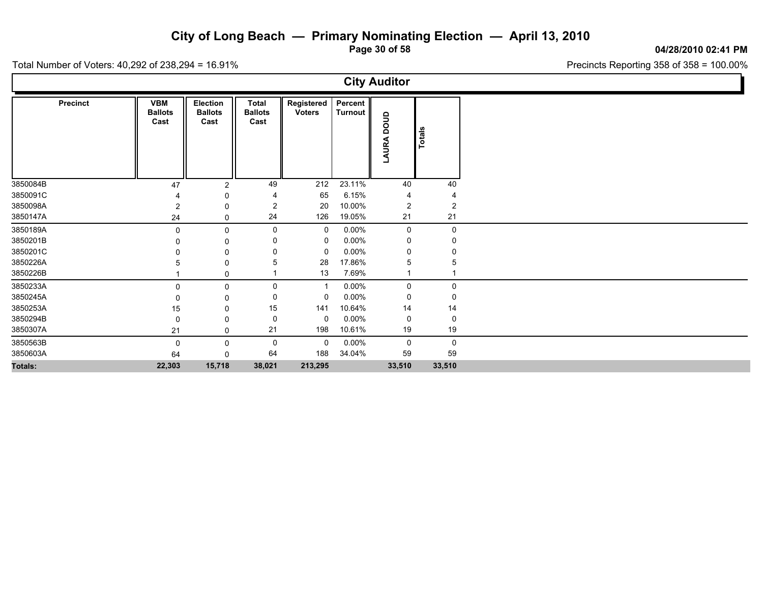# City of Long Beach — Primary Nominating Election — April 13, 2010

04/28/2010 02:41 PM

Total Number of Voters: 40,292 of 238,294 = 16.91%

Precincts Reporting 358 of 358 = 100.00%

## City Auditor

| Precinct | VBM Ballots Cast | Election Ballots Cast | Total Ballots Cast | Registered Voters | Percent Turnout | LAURA DOUD | Totals |
|---|---|---|---|---|---|---|---|
| 3850084B | 47 | 2 | 49 | 212 | 23.11% | 40 | 40 |
| 3850091C | 4 | 0 | 4 | 65 | 6.15% | 4 | 4 |
| 3850098A | 2 | 0 | 2 | 20 | 10.00% | 2 | 2 |
| 3850147A | 24 | 0 | 24 | 126 | 19.05% | 21 | 21 |
| 3850189A | 0 | 0 | 0 | 0 | 0.00% | 0 | 0 |
| 3850201B | 0 | 0 | 0 | 0 | 0.00% | 0 | 0 |
| 3850201C | 0 | 0 | 0 | 0 | 0.00% | 0 | 0 |
| 3850226A | 5 | 0 | 5 | 28 | 17.86% | 5 | 5 |
| 3850226B | 1 | 0 | 1 | 13 | 7.69% | 1 | 1 |
| 3850233A | 0 | 0 | 0 | 1 | 0.00% | 0 | 0 |
| 3850245A | 0 | 0 | 0 | 0 | 0.00% | 0 | 0 |
| 3850253A | 15 | 0 | 15 | 141 | 10.64% | 14 | 14 |
| 3850294B | 0 | 0 | 0 | 0 | 0.00% | 0 | 0 |
| 3850307A | 21 | 0 | 21 | 198 | 10.61% | 19 | 19 |
| 3850563B | 0 | 0 | 0 | 0 | 0.00% | 0 | 0 |
| 3850603A | 64 | 0 | 64 | 188 | 34.04% | 59 | 59 |
| **Totals:** | **22,303** | **15,718** | **38,021** | **213,295** | | **33,510** | **33,510** |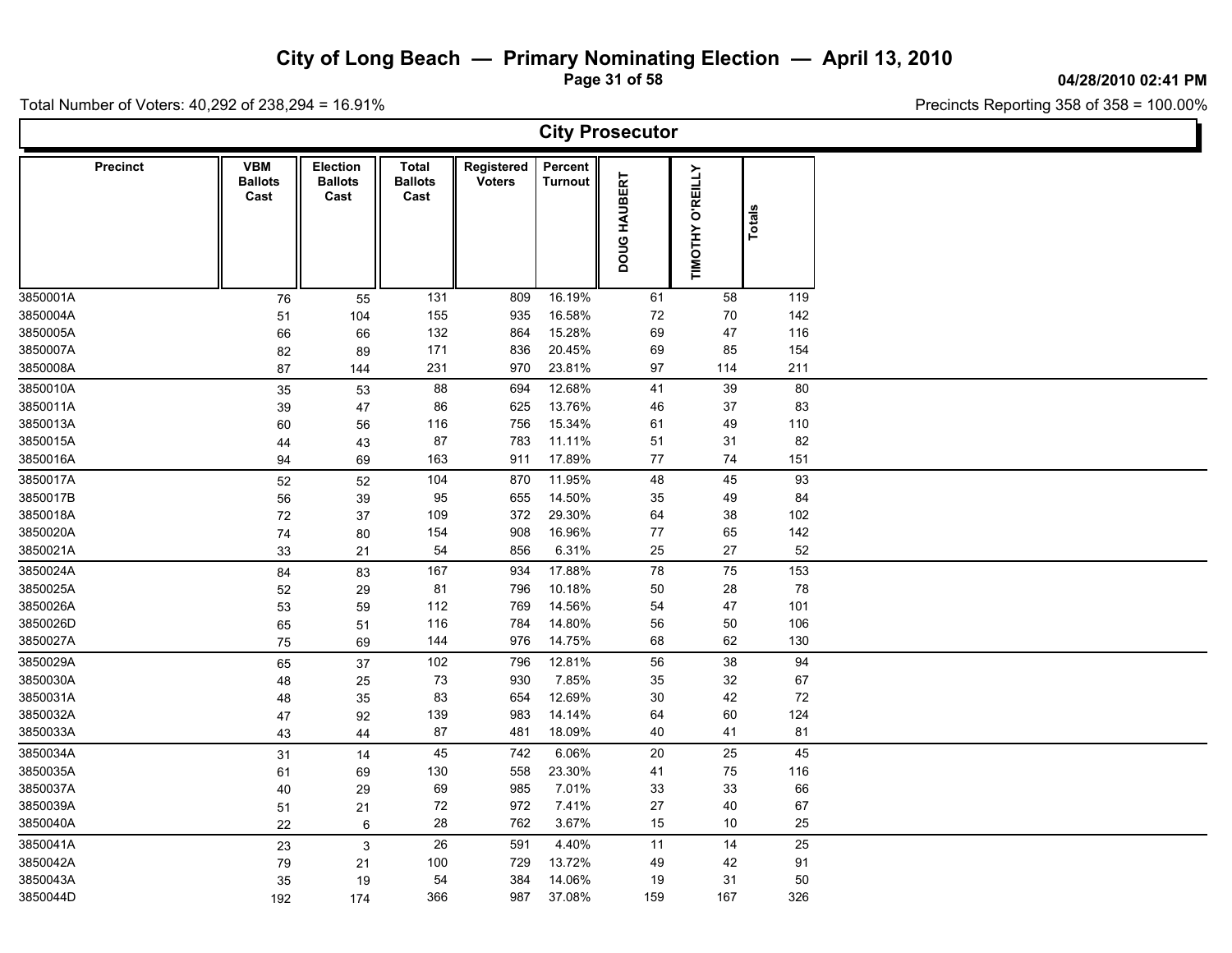# City of Long Beach — Primary Nominating Election — April 13, 2010

04/28/2010 02:41 PM

Total Number of Voters: 40,292 of 238,294 = 16.91%

Precincts Reporting 358 of 358 = 100.00%

## City Prosecutor

| Precinct | VBM Ballots Cast | Election Ballots Cast | Total Ballots Cast | Registered Voters | Percent Turnout | DOUG HAUBERT | TIMOTHY O'REILLY | Totals |
|---|---|---|---|---|---|---|---|---|
| 3850001A | 76 | 55 | 131 | 809 | 16.19% | 61 | 58 | 119 |
| 3850004A | 51 | 104 | 155 | 935 | 16.58% | 72 | 70 | 142 |
| 3850005A | 66 | 66 | 132 | 864 | 15.28% | 69 | 47 | 116 |
| 3850007A | 82 | 89 | 171 | 836 | 20.45% | 69 | 85 | 154 |
| 3850008A | 87 | 144 | 231 | 970 | 23.81% | 97 | 114 | 211 |
| 3850010A | 35 | 53 | 88 | 694 | 12.68% | 41 | 39 | 80 |
| 3850011A | 39 | 47 | 86 | 625 | 13.76% | 46 | 37 | 83 |
| 3850013A | 60 | 56 | 116 | 756 | 15.34% | 61 | 49 | 110 |
| 3850015A | 44 | 43 | 87 | 783 | 11.11% | 51 | 31 | 82 |
| 3850016A | 94 | 69 | 163 | 911 | 17.89% | 77 | 74 | 151 |
| 3850017A | 52 | 52 | 104 | 870 | 11.95% | 48 | 45 | 93 |
| 3850017B | 56 | 39 | 95 | 655 | 14.50% | 35 | 49 | 84 |
| 3850018A | 72 | 37 | 109 | 372 | 29.30% | 64 | 38 | 102 |
| 3850020A | 74 | 80 | 154 | 908 | 16.96% | 77 | 65 | 142 |
| 3850021A | 33 | 21 | 54 | 856 | 6.31% | 25 | 27 | 52 |
| 3850024A | 84 | 83 | 167 | 934 | 17.88% | 78 | 75 | 153 |
| 3850025A | 52 | 29 | 81 | 796 | 10.18% | 50 | 28 | 78 |
| 3850026A | 53 | 59 | 112 | 769 | 14.56% | 54 | 47 | 101 |
| 3850026D | 65 | 51 | 116 | 784 | 14.80% | 56 | 50 | 106 |
| 3850027A | 75 | 69 | 144 | 976 | 14.75% | 68 | 62 | 130 |
| 3850029A | 65 | 37 | 102 | 796 | 12.81% | 56 | 38 | 94 |
| 3850030A | 48 | 25 | 73 | 930 | 7.85% | 35 | 32 | 67 |
| 3850031A | 48 | 35 | 83 | 654 | 12.69% | 30 | 42 | 72 |
| 3850032A | 47 | 92 | 139 | 983 | 14.14% | 64 | 60 | 124 |
| 3850033A | 43 | 44 | 87 | 481 | 18.09% | 40 | 41 | 81 |
| 3850034A | 31 | 14 | 45 | 742 | 6.06% | 20 | 25 | 45 |
| 3850035A | 61 | 69 | 130 | 558 | 23.30% | 41 | 75 | 116 |
| 3850037A | 40 | 29 | 69 | 985 | 7.01% | 33 | 33 | 66 |
| 3850039A | 51 | 21 | 72 | 972 | 7.41% | 27 | 40 | 67 |
| 3850040A | 22 | 6 | 28 | 762 | 3.67% | 15 | 10 | 25 |
| 3850041A | 23 | 3 | 26 | 591 | 4.40% | 11 | 14 | 25 |
| 3850042A | 79 | 21 | 100 | 729 | 13.72% | 49 | 42 | 91 |
| 3850043A | 35 | 19 | 54 | 384 | 14.06% | 19 | 31 | 50 |
| 3850044D | 192 | 174 | 366 | 987 | 37.08% | 159 | 167 | 326 |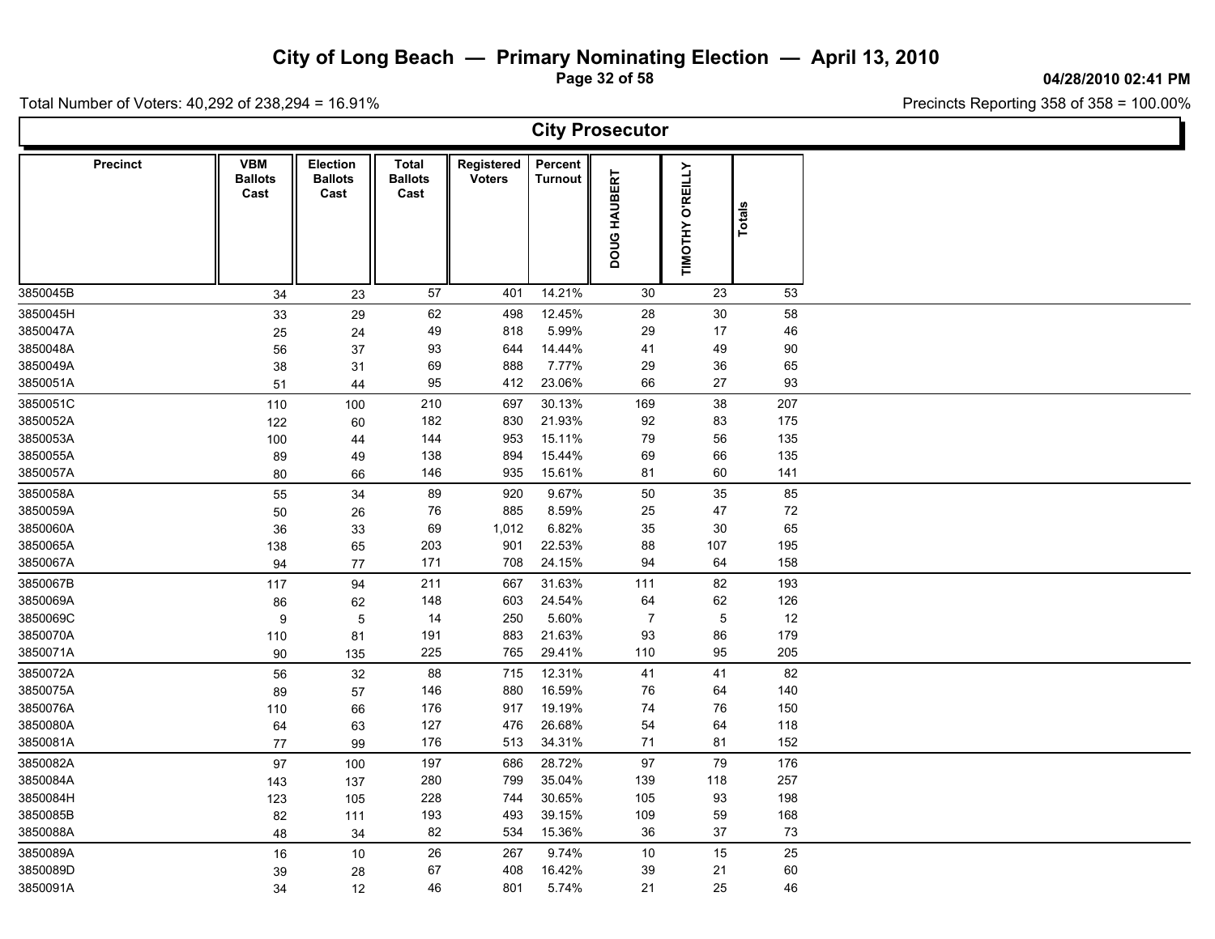# City of Long Beach — Primary Nominating Election — April 13, 2010

04/28/2010 02:41 PM

Total Number of Voters: 40,292 of 238,294 = 16.91%

Precincts Reporting 358 of 358 = 100.00%

## City Prosecutor

| Precinct | VBM Ballots Cast | Election Ballots Cast | Total Ballots Cast | Registered Voters | Percent Turnout | DOUG HAUBERT | TIMOTHY O'REILLY | Totals |
|---|---|---|---|---|---|---|---|---|
| 3850045B | 34 | 23 | 57 | 401 | 14.21% | 30 | 23 | 53 |
| 3850045H | 33 | 29 | 62 | 498 | 12.45% | 28 | 30 | 58 |
| 3850047A | 25 | 24 | 49 | 818 | 5.99% | 29 | 17 | 46 |
| 3850048A | 56 | 37 | 93 | 644 | 14.44% | 41 | 49 | 90 |
| 3850049A | 38 | 31 | 69 | 888 | 7.77% | 29 | 36 | 65 |
| 3850051A | 51 | 44 | 95 | 412 | 23.06% | 66 | 27 | 93 |
| 3850051C | 110 | 100 | 210 | 697 | 30.13% | 169 | 38 | 207 |
| 3850052A | 122 | 60 | 182 | 830 | 21.93% | 92 | 83 | 175 |
| 3850053A | 100 | 44 | 144 | 953 | 15.11% | 79 | 56 | 135 |
| 3850055A | 89 | 49 | 138 | 894 | 15.44% | 69 | 66 | 135 |
| 3850057A | 80 | 66 | 146 | 935 | 15.61% | 81 | 60 | 141 |
| 3850058A | 55 | 34 | 89 | 920 | 9.67% | 50 | 35 | 85 |
| 3850059A | 50 | 26 | 76 | 885 | 8.59% | 25 | 47 | 72 |
| 3850060A | 36 | 33 | 69 | 1,012 | 6.82% | 35 | 30 | 65 |
| 3850065A | 138 | 65 | 203 | 901 | 22.53% | 88 | 107 | 195 |
| 3850067A | 94 | 77 | 171 | 708 | 24.15% | 94 | 64 | 158 |
| 3850067B | 117 | 94 | 211 | 667 | 31.63% | 111 | 82 | 193 |
| 3850069A | 86 | 62 | 148 | 603 | 24.54% | 64 | 62 | 126 |
| 3850069C | 9 | 5 | 14 | 250 | 5.60% | 7 | 5 | 12 |
| 3850070A | 110 | 81 | 191 | 883 | 21.63% | 93 | 86 | 179 |
| 3850071A | 90 | 135 | 225 | 765 | 29.41% | 110 | 95 | 205 |
| 3850072A | 56 | 32 | 88 | 715 | 12.31% | 41 | 41 | 82 |
| 3850075A | 89 | 57 | 146 | 880 | 16.59% | 76 | 64 | 140 |
| 3850076A | 110 | 66 | 176 | 917 | 19.19% | 74 | 76 | 150 |
| 3850080A | 64 | 63 | 127 | 476 | 26.68% | 54 | 64 | 118 |
| 3850081A | 77 | 99 | 176 | 513 | 34.31% | 71 | 81 | 152 |
| 3850082A | 97 | 100 | 197 | 686 | 28.72% | 97 | 79 | 176 |
| 3850084A | 143 | 137 | 280 | 799 | 35.04% | 139 | 118 | 257 |
| 3850084H | 123 | 105 | 228 | 744 | 30.65% | 105 | 93 | 198 |
| 3850085B | 82 | 111 | 193 | 493 | 39.15% | 109 | 59 | 168 |
| 3850088A | 48 | 34 | 82 | 534 | 15.36% | 36 | 37 | 73 |
| 3850089A | 16 | 10 | 26 | 267 | 9.74% | 10 | 15 | 25 |
| 3850089D | 39 | 28 | 67 | 408 | 16.42% | 39 | 21 | 60 |
| 3850091A | 34 | 12 | 46 | 801 | 5.74% | 21 | 25 | 46 |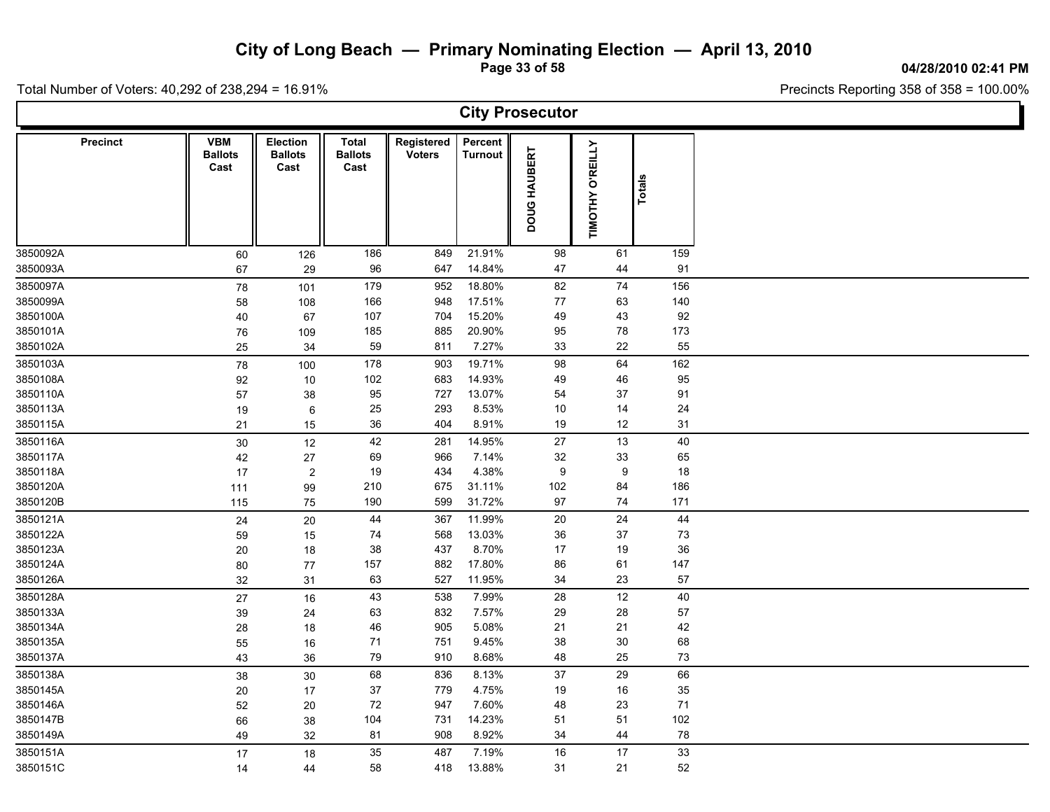# City of Long Beach — Primary Nominating Election — April 13, 2010

04/28/2010 02:41 PM

Total Number of Voters: 40,292 of 238,294 = 16.91%

Precincts Reporting 358 of 358 = 100.00%

## City Prosecutor

| Precinct | VBM Ballots Cast | Election Ballots Cast | Total Ballots Cast | Registered Voters | Percent Turnout | DOUG HAUBERT | TIMOTHY O'REILLY | Totals |
|---|---|---|---|---|---|---|---|---|
| 3850092A | 60 | 126 | 186 | 849 | 21.91% | 98 | 61 | 159 |
| 3850093A | 67 | 29 | 96 | 647 | 14.84% | 47 | 44 | 91 |
| 3850097A | 78 | 101 | 179 | 952 | 18.80% | 82 | 74 | 156 |
| 3850099A | 58 | 108 | 166 | 948 | 17.51% | 77 | 63 | 140 |
| 3850100A | 40 | 67 | 107 | 704 | 15.20% | 49 | 43 | 92 |
| 3850101A | 76 | 109 | 185 | 885 | 20.90% | 95 | 78 | 173 |
| 3850102A | 25 | 34 | 59 | 811 | 7.27% | 33 | 22 | 55 |
| 3850103A | 78 | 100 | 178 | 903 | 19.71% | 98 | 64 | 162 |
| 3850108A | 92 | 10 | 102 | 683 | 14.93% | 49 | 46 | 95 |
| 3850110A | 57 | 38 | 95 | 727 | 13.07% | 54 | 37 | 91 |
| 3850113A | 19 | 6 | 25 | 293 | 8.53% | 10 | 14 | 24 |
| 3850115A | 21 | 15 | 36 | 404 | 8.91% | 19 | 12 | 31 |
| 3850116A | 30 | 12 | 42 | 281 | 14.95% | 27 | 13 | 40 |
| 3850117A | 42 | 27 | 69 | 966 | 7.14% | 32 | 33 | 65 |
| 3850118A | 17 | 2 | 19 | 434 | 4.38% | 9 | 9 | 18 |
| 3850120A | 111 | 99 | 210 | 675 | 31.11% | 102 | 84 | 186 |
| 3850120B | 115 | 75 | 190 | 599 | 31.72% | 97 | 74 | 171 |
| 3850121A | 24 | 20 | 44 | 367 | 11.99% | 20 | 24 | 44 |
| 3850122A | 59 | 15 | 74 | 568 | 13.03% | 36 | 37 | 73 |
| 3850123A | 20 | 18 | 38 | 437 | 8.70% | 17 | 19 | 36 |
| 3850124A | 80 | 77 | 157 | 882 | 17.80% | 86 | 61 | 147 |
| 3850126A | 32 | 31 | 63 | 527 | 11.95% | 34 | 23 | 57 |
| 3850128A | 27 | 16 | 43 | 538 | 7.99% | 28 | 12 | 40 |
| 3850133A | 39 | 24 | 63 | 832 | 7.57% | 29 | 28 | 57 |
| 3850134A | 28 | 18 | 46 | 905 | 5.08% | 21 | 21 | 42 |
| 3850135A | 55 | 16 | 71 | 751 | 9.45% | 38 | 30 | 68 |
| 3850137A | 43 | 36 | 79 | 910 | 8.68% | 48 | 25 | 73 |
| 3850138A | 38 | 30 | 68 | 836 | 8.13% | 37 | 29 | 66 |
| 3850145A | 20 | 17 | 37 | 779 | 4.75% | 19 | 16 | 35 |
| 3850146A | 52 | 20 | 72 | 947 | 7.60% | 48 | 23 | 71 |
| 3850147B | 66 | 38 | 104 | 731 | 14.23% | 51 | 51 | 102 |
| 3850149A | 49 | 32 | 81 | 908 | 8.92% | 34 | 44 | 78 |
| 3850151A | 17 | 18 | 35 | 487 | 7.19% | 16 | 17 | 33 |
| 3850151C | 14 | 44 | 58 | 418 | 13.88% | 31 | 21 | 52 |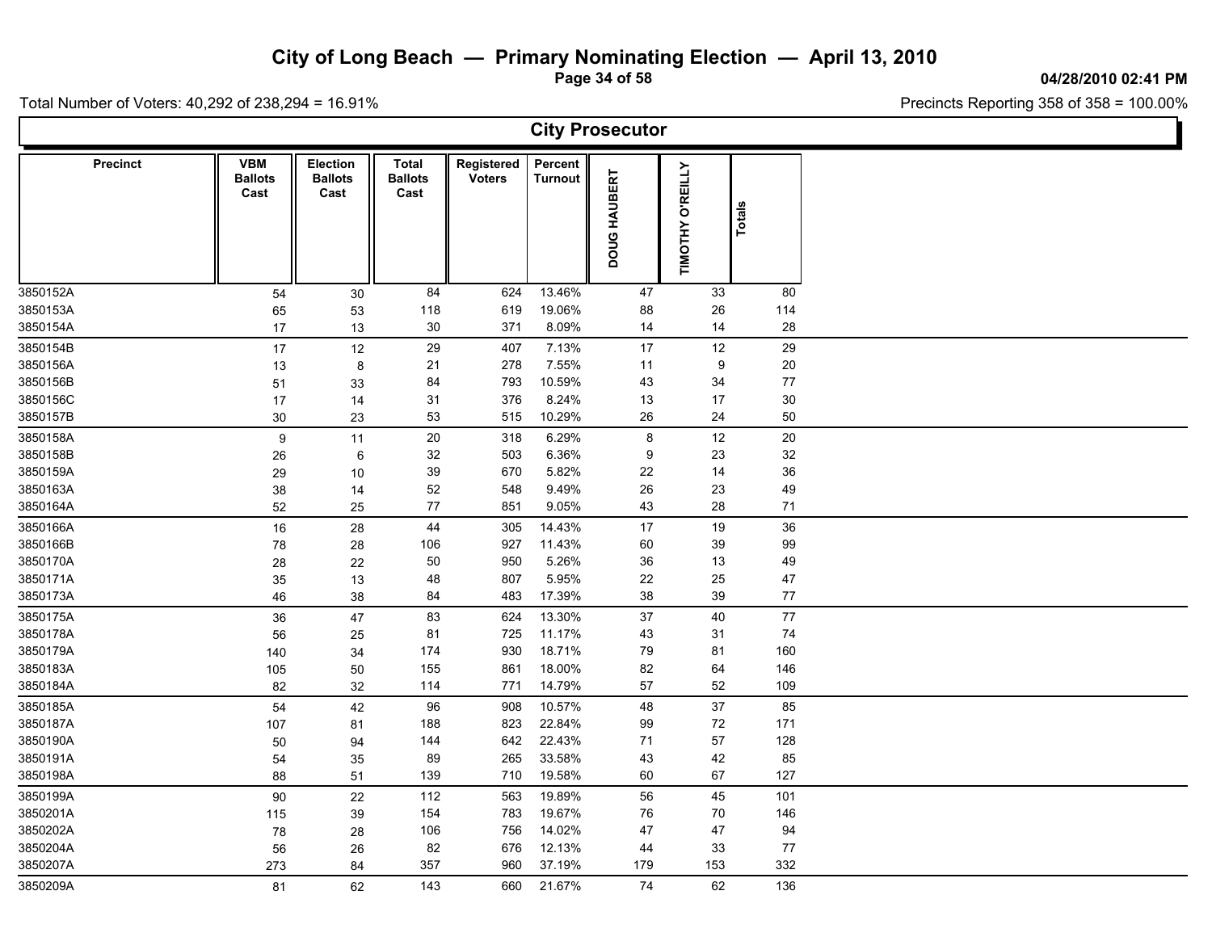# City of Long Beach — Primary Nominating Election — April 13, 2010

04/28/2010 02:41 PM

Total Number of Voters: 40,292 of 238,294 = 16.91%

Precincts Reporting 358 of 358 = 100.00%

## City Prosecutor

| Precinct | VBM Ballots Cast | Election Ballots Cast | Total Ballots Cast | Registered Voters | Percent Turnout | DOUG HAUBERT | TIMOTHY O'REILLY | Totals |
|---|---|---|---|---|---|---|---|---|
| 3850152A | 54 | 30 | 84 | 624 | 13.46% | 47 | 33 | 80 |
| 3850153A | 65 | 53 | 118 | 619 | 19.06% | 88 | 26 | 114 |
| 3850154A | 17 | 13 | 30 | 371 | 8.09% | 14 | 14 | 28 |
| 3850154B | 17 | 12 | 29 | 407 | 7.13% | 17 | 12 | 29 |
| 3850156A | 13 | 8 | 21 | 278 | 7.55% | 11 | 9 | 20 |
| 3850156B | 51 | 33 | 84 | 793 | 10.59% | 43 | 34 | 77 |
| 3850156C | 17 | 14 | 31 | 376 | 8.24% | 13 | 17 | 30 |
| 3850157B | 30 | 23 | 53 | 515 | 10.29% | 26 | 24 | 50 |
| 3850158A | 9 | 11 | 20 | 318 | 6.29% | 8 | 12 | 20 |
| 3850158B | 26 | 6 | 32 | 503 | 6.36% | 9 | 23 | 32 |
| 3850159A | 29 | 10 | 39 | 670 | 5.82% | 22 | 14 | 36 |
| 3850163A | 38 | 14 | 52 | 548 | 9.49% | 26 | 23 | 49 |
| 3850164A | 52 | 25 | 77 | 851 | 9.05% | 43 | 28 | 71 |
| 3850166A | 16 | 28 | 44 | 305 | 14.43% | 17 | 19 | 36 |
| 3850166B | 78 | 28 | 106 | 927 | 11.43% | 60 | 39 | 99 |
| 3850170A | 28 | 22 | 50 | 950 | 5.26% | 36 | 13 | 49 |
| 3850171A | 35 | 13 | 48 | 807 | 5.95% | 22 | 25 | 47 |
| 3850173A | 46 | 38 | 84 | 483 | 17.39% | 38 | 39 | 77 |
| 3850175A | 36 | 47 | 83 | 624 | 13.30% | 37 | 40 | 77 |
| 3850178A | 56 | 25 | 81 | 725 | 11.17% | 43 | 31 | 74 |
| 3850179A | 140 | 34 | 174 | 930 | 18.71% | 79 | 81 | 160 |
| 3850183A | 105 | 50 | 155 | 861 | 18.00% | 82 | 64 | 146 |
| 3850184A | 82 | 32 | 114 | 771 | 14.79% | 57 | 52 | 109 |
| 3850185A | 54 | 42 | 96 | 908 | 10.57% | 48 | 37 | 85 |
| 3850187A | 107 | 81 | 188 | 823 | 22.84% | 99 | 72 | 171 |
| 3850190A | 50 | 94 | 144 | 642 | 22.43% | 71 | 57 | 128 |
| 3850191A | 54 | 35 | 89 | 265 | 33.58% | 43 | 42 | 85 |
| 3850198A | 88 | 51 | 139 | 710 | 19.58% | 60 | 67 | 127 |
| 3850199A | 90 | 22 | 112 | 563 | 19.89% | 56 | 45 | 101 |
| 3850201A | 115 | 39 | 154 | 783 | 19.67% | 76 | 70 | 146 |
| 3850202A | 78 | 28 | 106 | 756 | 14.02% | 47 | 47 | 94 |
| 3850204A | 56 | 26 | 82 | 676 | 12.13% | 44 | 33 | 77 |
| 3850207A | 273 | 84 | 357 | 960 | 37.19% | 179 | 153 | 332 |
| 3850209A | 81 | 62 | 143 | 660 | 21.67% | 74 | 62 | 136 |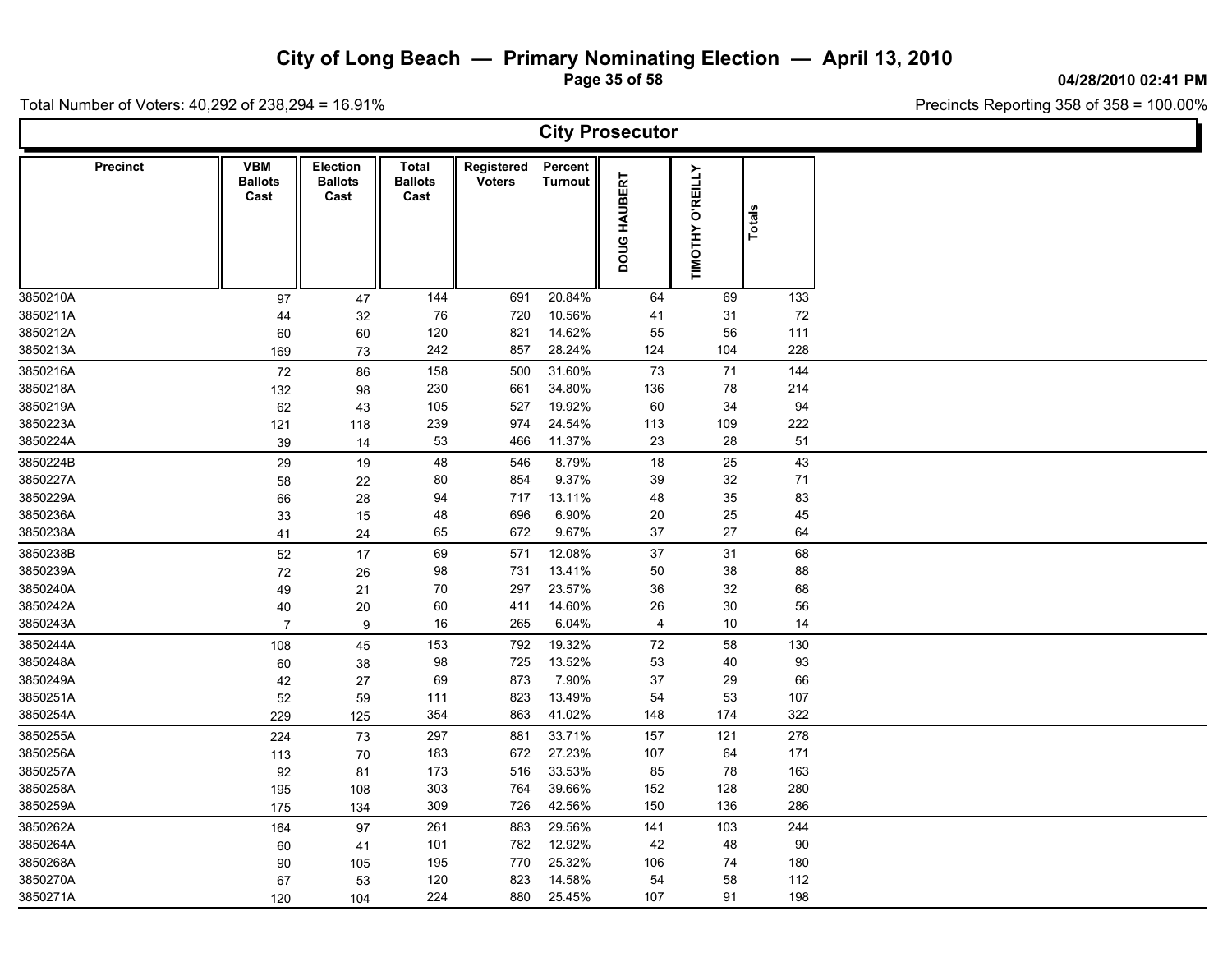# City of Long Beach — Primary Nominating Election — April 13, 2010

04/28/2010 02:41 PM

Total Number of Voters: 40,292 of 238,294 = 16.91%

Precincts Reporting 358 of 358 = 100.00%

## City Prosecutor

| Precinct | VBM Ballots Cast | Election Ballots Cast | Total Ballots Cast | Registered Voters | Percent Turnout | DOUG HAUBERT | TIMOTHY O'REILLY | Totals |
|---|---|---|---|---|---|---|---|---|
| 3850210A | 97 | 47 | 144 | 691 | 20.84% | 64 | 69 | 133 |
| 3850211A | 44 | 32 | 76 | 720 | 10.56% | 41 | 31 | 72 |
| 3850212A | 60 | 60 | 120 | 821 | 14.62% | 55 | 56 | 111 |
| 3850213A | 169 | 73 | 242 | 857 | 28.24% | 124 | 104 | 228 |
| 3850216A | 72 | 86 | 158 | 500 | 31.60% | 73 | 71 | 144 |
| 3850218A | 132 | 98 | 230 | 661 | 34.80% | 136 | 78 | 214 |
| 3850219A | 62 | 43 | 105 | 527 | 19.92% | 60 | 34 | 94 |
| 3850223A | 121 | 118 | 239 | 974 | 24.54% | 113 | 109 | 222 |
| 3850224A | 39 | 14 | 53 | 466 | 11.37% | 23 | 28 | 51 |
| 3850224B | 29 | 19 | 48 | 546 | 8.79% | 18 | 25 | 43 |
| 3850227A | 58 | 22 | 80 | 854 | 9.37% | 39 | 32 | 71 |
| 3850229A | 66 | 28 | 94 | 717 | 13.11% | 48 | 35 | 83 |
| 3850236A | 33 | 15 | 48 | 696 | 6.90% | 20 | 25 | 45 |
| 3850238A | 41 | 24 | 65 | 672 | 9.67% | 37 | 27 | 64 |
| 3850238B | 52 | 17 | 69 | 571 | 12.08% | 37 | 31 | 68 |
| 3850239A | 72 | 26 | 98 | 731 | 13.41% | 50 | 38 | 88 |
| 3850240A | 49 | 21 | 70 | 297 | 23.57% | 36 | 32 | 68 |
| 3850242A | 40 | 20 | 60 | 411 | 14.60% | 26 | 30 | 56 |
| 3850243A | 7 | 9 | 16 | 265 | 6.04% | 4 | 10 | 14 |
| 3850244A | 108 | 45 | 153 | 792 | 19.32% | 72 | 58 | 130 |
| 3850248A | 60 | 38 | 98 | 725 | 13.52% | 53 | 40 | 93 |
| 3850249A | 42 | 27 | 69 | 873 | 7.90% | 37 | 29 | 66 |
| 3850251A | 52 | 59 | 111 | 823 | 13.49% | 54 | 53 | 107 |
| 3850254A | 229 | 125 | 354 | 863 | 41.02% | 148 | 174 | 322 |
| 3850255A | 224 | 73 | 297 | 881 | 33.71% | 157 | 121 | 278 |
| 3850256A | 113 | 70 | 183 | 672 | 27.23% | 107 | 64 | 171 |
| 3850257A | 92 | 81 | 173 | 516 | 33.53% | 85 | 78 | 163 |
| 3850258A | 195 | 108 | 303 | 764 | 39.66% | 152 | 128 | 280 |
| 3850259A | 175 | 134 | 309 | 726 | 42.56% | 150 | 136 | 286 |
| 3850262A | 164 | 97 | 261 | 883 | 29.56% | 141 | 103 | 244 |
| 3850264A | 60 | 41 | 101 | 782 | 12.92% | 42 | 48 | 90 |
| 3850268A | 90 | 105 | 195 | 770 | 25.32% | 106 | 74 | 180 |
| 3850270A | 67 | 53 | 120 | 823 | 14.58% | 54 | 58 | 112 |
| 3850271A | 120 | 104 | 224 | 880 | 25.45% | 107 | 91 | 198 |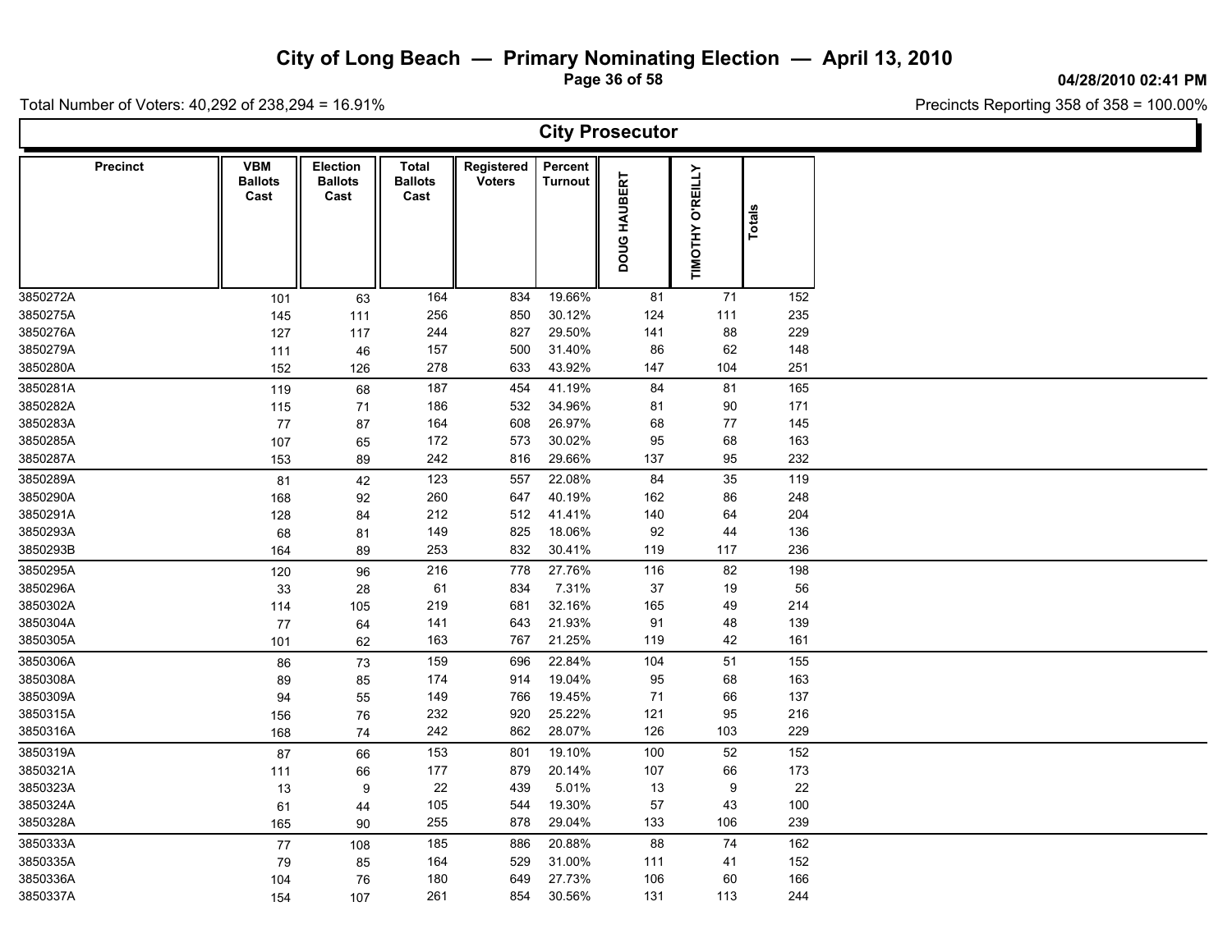# City of Long Beach — Primary Nominating Election — April 13, 2010

04/28/2010 02:41 PM

Total Number of Voters: 40,292 of 238,294 = 16.91%

Precincts Reporting 358 of 358 = 100.00%

## City Prosecutor

| Precinct | VBM Ballots Cast | Election Ballots Cast | Total Ballots Cast | Registered Voters | Percent Turnout | DOUG HAUBERT | TIMOTHY O'REILLY | Totals |
|---|---|---|---|---|---|---|---|---|
| 3850272A | 101 | 63 | 164 | 834 | 19.66% | 81 | 71 | 152 |
| 3850275A | 145 | 111 | 256 | 850 | 30.12% | 124 | 111 | 235 |
| 3850276A | 127 | 117 | 244 | 827 | 29.50% | 141 | 88 | 229 |
| 3850279A | 111 | 46 | 157 | 500 | 31.40% | 86 | 62 | 148 |
| 3850280A | 152 | 126 | 278 | 633 | 43.92% | 147 | 104 | 251 |
| 3850281A | 119 | 68 | 187 | 454 | 41.19% | 84 | 81 | 165 |
| 3850282A | 115 | 71 | 186 | 532 | 34.96% | 81 | 90 | 171 |
| 3850283A | 77 | 87 | 164 | 608 | 26.97% | 68 | 77 | 145 |
| 3850285A | 107 | 65 | 172 | 573 | 30.02% | 95 | 68 | 163 |
| 3850287A | 153 | 89 | 242 | 816 | 29.66% | 137 | 95 | 232 |
| 3850289A | 81 | 42 | 123 | 557 | 22.08% | 84 | 35 | 119 |
| 3850290A | 168 | 92 | 260 | 647 | 40.19% | 162 | 86 | 248 |
| 3850291A | 128 | 84 | 212 | 512 | 41.41% | 140 | 64 | 204 |
| 3850293A | 68 | 81 | 149 | 825 | 18.06% | 92 | 44 | 136 |
| 3850293B | 164 | 89 | 253 | 832 | 30.41% | 119 | 117 | 236 |
| 3850295A | 120 | 96 | 216 | 778 | 27.76% | 116 | 82 | 198 |
| 3850296A | 33 | 28 | 61 | 834 | 7.31% | 37 | 19 | 56 |
| 3850302A | 114 | 105 | 219 | 681 | 32.16% | 165 | 49 | 214 |
| 3850304A | 77 | 64 | 141 | 643 | 21.93% | 91 | 48 | 139 |
| 3850305A | 101 | 62 | 163 | 767 | 21.25% | 119 | 42 | 161 |
| 3850306A | 86 | 73 | 159 | 696 | 22.84% | 104 | 51 | 155 |
| 3850308A | 89 | 85 | 174 | 914 | 19.04% | 95 | 68 | 163 |
| 3850309A | 94 | 55 | 149 | 766 | 19.45% | 71 | 66 | 137 |
| 3850315A | 156 | 76 | 232 | 920 | 25.22% | 121 | 95 | 216 |
| 3850316A | 168 | 74 | 242 | 862 | 28.07% | 126 | 103 | 229 |
| 3850319A | 87 | 66 | 153 | 801 | 19.10% | 100 | 52 | 152 |
| 3850321A | 111 | 66 | 177 | 879 | 20.14% | 107 | 66 | 173 |
| 3850323A | 13 | 9 | 22 | 439 | 5.01% | 13 | 9 | 22 |
| 3850324A | 61 | 44 | 105 | 544 | 19.30% | 57 | 43 | 100 |
| 3850328A | 165 | 90 | 255 | 878 | 29.04% | 133 | 106 | 239 |
| 3850333A | 77 | 108 | 185 | 886 | 20.88% | 88 | 74 | 162 |
| 3850335A | 79 | 85 | 164 | 529 | 31.00% | 111 | 41 | 152 |
| 3850336A | 104 | 76 | 180 | 649 | 27.73% | 106 | 60 | 166 |
| 3850337A | 154 | 107 | 261 | 854 | 30.56% | 131 | 113 | 244 |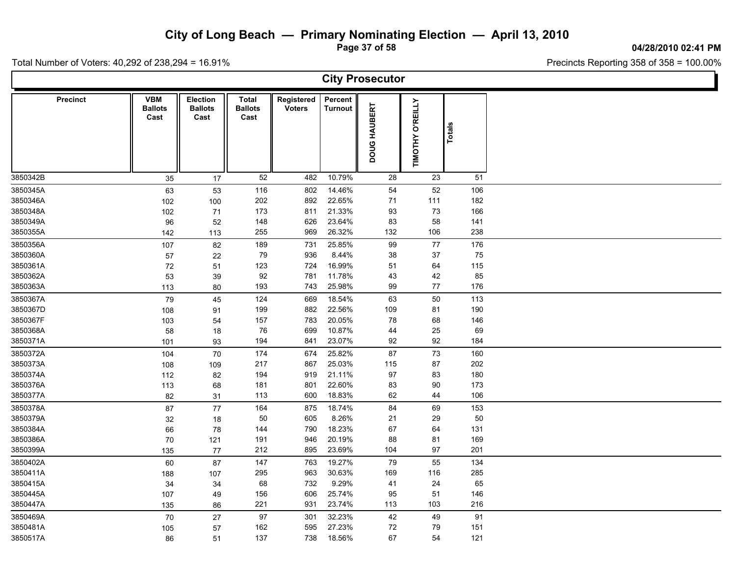# City of Long Beach — Primary Nominating Election — April 13, 2010

04/28/2010 02:41 PM

Total Number of Voters: 40,292 of 238,294 = 16.91%

Precincts Reporting 358 of 358 = 100.00%

## City Prosecutor

| Precinct | VBM Ballots Cast | Election Ballots Cast | Total Ballots Cast | Registered Voters | Percent Turnout | DOUG HAUBERT | TIMOTHY O'REILLY | Totals |
|---|---|---|---|---|---|---|---|---|
| 3850342B | 35 | 17 | 52 | 482 | 10.79% | 28 | 23 | 51 |
| 3850345A | 63 | 53 | 116 | 802 | 14.46% | 54 | 52 | 106 |
| 3850346A | 102 | 100 | 202 | 892 | 22.65% | 71 | 111 | 182 |
| 3850348A | 102 | 71 | 173 | 811 | 21.33% | 93 | 73 | 166 |
| 3850349A | 96 | 52 | 148 | 626 | 23.64% | 83 | 58 | 141 |
| 3850355A | 142 | 113 | 255 | 969 | 26.32% | 132 | 106 | 238 |
| 3850356A | 107 | 82 | 189 | 731 | 25.85% | 99 | 77 | 176 |
| 3850360A | 57 | 22 | 79 | 936 | 8.44% | 38 | 37 | 75 |
| 3850361A | 72 | 51 | 123 | 724 | 16.99% | 51 | 64 | 115 |
| 3850362A | 53 | 39 | 92 | 781 | 11.78% | 43 | 42 | 85 |
| 3850363A | 113 | 80 | 193 | 743 | 25.98% | 99 | 77 | 176 |
| 3850367A | 79 | 45 | 124 | 669 | 18.54% | 63 | 50 | 113 |
| 3850367D | 108 | 91 | 199 | 882 | 22.56% | 109 | 81 | 190 |
| 3850367F | 103 | 54 | 157 | 783 | 20.05% | 78 | 68 | 146 |
| 3850368A | 58 | 18 | 76 | 699 | 10.87% | 44 | 25 | 69 |
| 3850371A | 101 | 93 | 194 | 841 | 23.07% | 92 | 92 | 184 |
| 3850372A | 104 | 70 | 174 | 674 | 25.82% | 87 | 73 | 160 |
| 3850373A | 108 | 109 | 217 | 867 | 25.03% | 115 | 87 | 202 |
| 3850374A | 112 | 82 | 194 | 919 | 21.11% | 97 | 83 | 180 |
| 3850376A | 113 | 68 | 181 | 801 | 22.60% | 83 | 90 | 173 |
| 3850377A | 82 | 31 | 113 | 600 | 18.83% | 62 | 44 | 106 |
| 3850378A | 87 | 77 | 164 | 875 | 18.74% | 84 | 69 | 153 |
| 3850379A | 32 | 18 | 50 | 605 | 8.26% | 21 | 29 | 50 |
| 3850384A | 66 | 78 | 144 | 790 | 18.23% | 67 | 64 | 131 |
| 3850386A | 70 | 121 | 191 | 946 | 20.19% | 88 | 81 | 169 |
| 3850399A | 135 | 77 | 212 | 895 | 23.69% | 104 | 97 | 201 |
| 3850402A | 60 | 87 | 147 | 763 | 19.27% | 79 | 55 | 134 |
| 3850411A | 188 | 107 | 295 | 963 | 30.63% | 169 | 116 | 285 |
| 3850415A | 34 | 34 | 68 | 732 | 9.29% | 41 | 24 | 65 |
| 3850445A | 107 | 49 | 156 | 606 | 25.74% | 95 | 51 | 146 |
| 3850447A | 135 | 86 | 221 | 931 | 23.74% | 113 | 103 | 216 |
| 3850469A | 70 | 27 | 97 | 301 | 32.23% | 42 | 49 | 91 |
| 3850481A | 105 | 57 | 162 | 595 | 27.23% | 72 | 79 | 151 |
| 3850517A | 86 | 51 | 137 | 738 | 18.56% | 67 | 54 | 121 |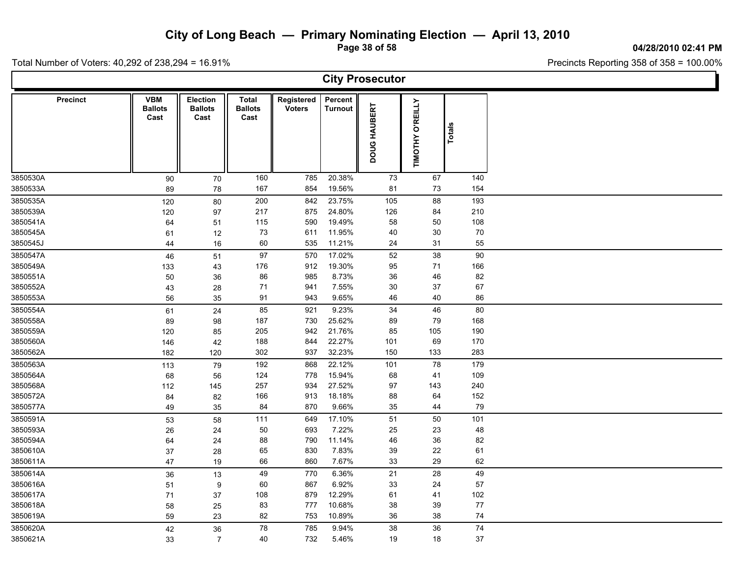# City of Long Beach — Primary Nominating Election — April 13, 2010

04/28/2010 02:41 PM

Total Number of Voters: 40,292 of 238,294 = 16.91%

Precincts Reporting 358 of 358 = 100.00%

## City Prosecutor

| Precinct | VBM Ballots Cast | Election Ballots Cast | Total Ballots Cast | Registered Voters | Percent Turnout | DOUG HAUBERT | TIMOTHY O'REILLY | Totals |
|---|---|---|---|---|---|---|---|---|
| 3850530A | 90 | 70 | 160 | 785 | 20.38% | 73 | 67 | 140 |
| 3850533A | 89 | 78 | 167 | 854 | 19.56% | 81 | 73 | 154 |
| 3850535A | 120 | 80 | 200 | 842 | 23.75% | 105 | 88 | 193 |
| 3850539A | 120 | 97 | 217 | 875 | 24.80% | 126 | 84 | 210 |
| 3850541A | 64 | 51 | 115 | 590 | 19.49% | 58 | 50 | 108 |
| 3850545A | 61 | 12 | 73 | 611 | 11.95% | 40 | 30 | 70 |
| 3850545J | 44 | 16 | 60 | 535 | 11.21% | 24 | 31 | 55 |
| 3850547A | 46 | 51 | 97 | 570 | 17.02% | 52 | 38 | 90 |
| 3850549A | 133 | 43 | 176 | 912 | 19.30% | 95 | 71 | 166 |
| 3850551A | 50 | 36 | 86 | 985 | 8.73% | 36 | 46 | 82 |
| 3850552A | 43 | 28 | 71 | 941 | 7.55% | 30 | 37 | 67 |
| 3850553A | 56 | 35 | 91 | 943 | 9.65% | 46 | 40 | 86 |
| 3850554A | 61 | 24 | 85 | 921 | 9.23% | 34 | 46 | 80 |
| 3850558A | 89 | 98 | 187 | 730 | 25.62% | 89 | 79 | 168 |
| 3850559A | 120 | 85 | 205 | 942 | 21.76% | 85 | 105 | 190 |
| 3850560A | 146 | 42 | 188 | 844 | 22.27% | 101 | 69 | 170 |
| 3850562A | 182 | 120 | 302 | 937 | 32.23% | 150 | 133 | 283 |
| 3850563A | 113 | 79 | 192 | 868 | 22.12% | 101 | 78 | 179 |
| 3850564A | 68 | 56 | 124 | 778 | 15.94% | 68 | 41 | 109 |
| 3850568A | 112 | 145 | 257 | 934 | 27.52% | 97 | 143 | 240 |
| 3850572A | 84 | 82 | 166 | 913 | 18.18% | 88 | 64 | 152 |
| 3850577A | 49 | 35 | 84 | 870 | 9.66% | 35 | 44 | 79 |
| 3850591A | 53 | 58 | 111 | 649 | 17.10% | 51 | 50 | 101 |
| 3850593A | 26 | 24 | 50 | 693 | 7.22% | 25 | 23 | 48 |
| 3850594A | 64 | 24 | 88 | 790 | 11.14% | 46 | 36 | 82 |
| 3850610A | 37 | 28 | 65 | 830 | 7.83% | 39 | 22 | 61 |
| 3850611A | 47 | 19 | 66 | 860 | 7.67% | 33 | 29 | 62 |
| 3850614A | 36 | 13 | 49 | 770 | 6.36% | 21 | 28 | 49 |
| 3850616A | 51 | 9 | 60 | 867 | 6.92% | 33 | 24 | 57 |
| 3850617A | 71 | 37 | 108 | 879 | 12.29% | 61 | 41 | 102 |
| 3850618A | 58 | 25 | 83 | 777 | 10.68% | 38 | 39 | 77 |
| 3850619A | 59 | 23 | 82 | 753 | 10.89% | 36 | 38 | 74 |
| 3850620A | 42 | 36 | 78 | 785 | 9.94% | 38 | 36 | 74 |
| 3850621A | 33 | 7 | 40 | 732 | 5.46% | 19 | 18 | 37 |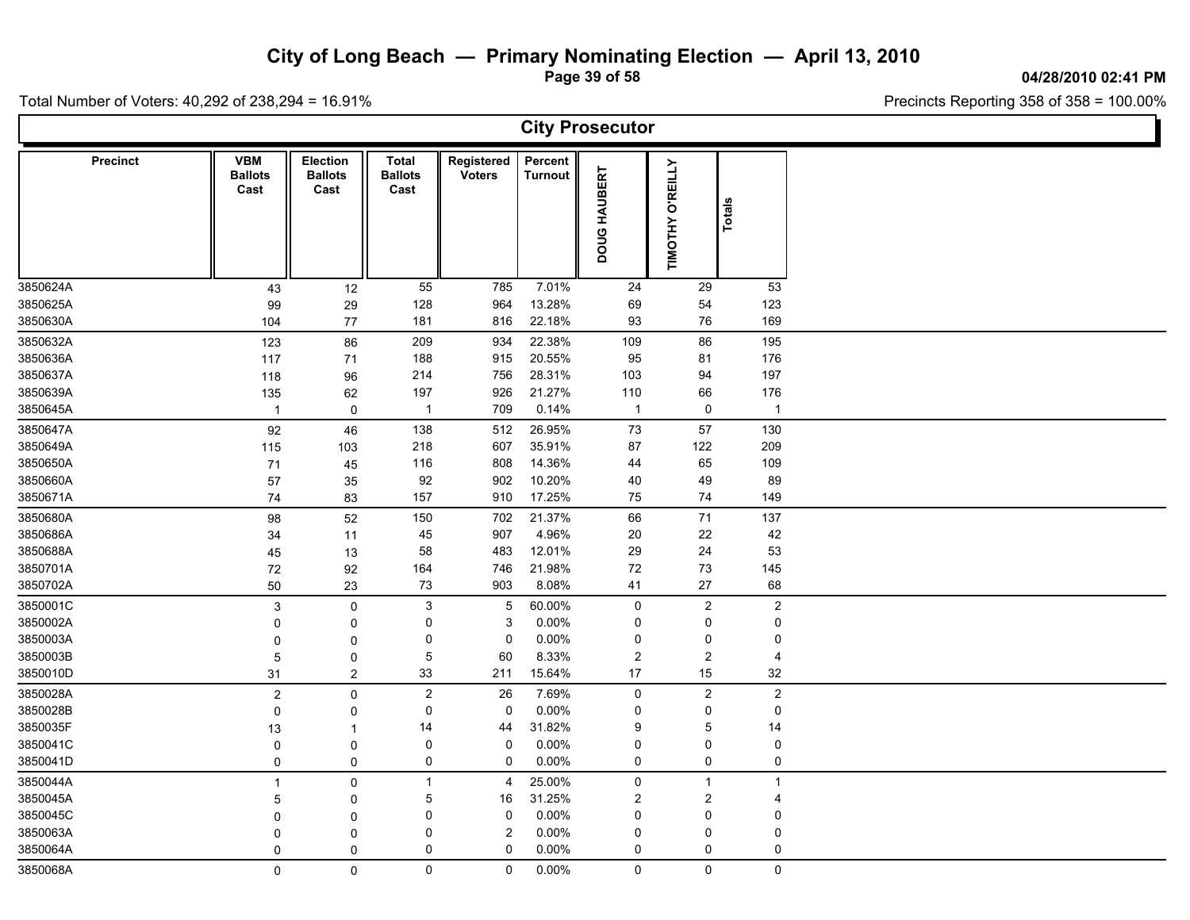# City of Long Beach — Primary Nominating Election — April 13, 2010

04/28/2010 02:41 PM

Total Number of Voters: 40,292 of 238,294 = 16.91%

Precincts Reporting 358 of 358 = 100.00%

## City Prosecutor

| Precinct | VBM Ballots Cast | Election Ballots Cast | Total Ballots Cast | Registered Voters | Percent Turnout | DOUG HAUBERT | TIMOTHY O'REILLY | Totals |
|---|---|---|---|---|---|---|---|---|
| 3850624A | 43 | 12 | 55 | 785 | 7.01% | 24 | 29 | 53 |
| 3850625A | 99 | 29 | 128 | 964 | 13.28% | 69 | 54 | 123 |
| 3850630A | 104 | 77 | 181 | 816 | 22.18% | 93 | 76 | 169 |
| 3850632A | 123 | 86 | 209 | 934 | 22.38% | 109 | 86 | 195 |
| 3850636A | 117 | 71 | 188 | 915 | 20.55% | 95 | 81 | 176 |
| 3850637A | 118 | 96 | 214 | 756 | 28.31% | 103 | 94 | 197 |
| 3850639A | 135 | 62 | 197 | 926 | 21.27% | 110 | 66 | 176 |
| 3850645A | 1 | 0 | 1 | 709 | 0.14% | 1 | 0 | 1 |
| 3850647A | 92 | 46 | 138 | 512 | 26.95% | 73 | 57 | 130 |
| 3850649A | 115 | 103 | 218 | 607 | 35.91% | 87 | 122 | 209 |
| 3850650A | 71 | 45 | 116 | 808 | 14.36% | 44 | 65 | 109 |
| 3850660A | 57 | 35 | 92 | 902 | 10.20% | 40 | 49 | 89 |
| 3850671A | 74 | 83 | 157 | 910 | 17.25% | 75 | 74 | 149 |
| 3850680A | 98 | 52 | 150 | 702 | 21.37% | 66 | 71 | 137 |
| 3850686A | 34 | 11 | 45 | 907 | 4.96% | 20 | 22 | 42 |
| 3850688A | 45 | 13 | 58 | 483 | 12.01% | 29 | 24 | 53 |
| 3850701A | 72 | 92 | 164 | 746 | 21.98% | 72 | 73 | 145 |
| 3850702A | 50 | 23 | 73 | 903 | 8.08% | 41 | 27 | 68 |
| 3850001C | 3 | 0 | 3 | 5 | 60.00% | 0 | 2 | 2 |
| 3850002A | 0 | 0 | 0 | 3 | 0.00% | 0 | 0 | 0 |
| 3850003A | 0 | 0 | 0 | 0 | 0.00% | 0 | 0 | 0 |
| 3850003B | 5 | 0 | 5 | 60 | 8.33% | 2 | 2 | 4 |
| 3850010D | 31 | 2 | 33 | 211 | 15.64% | 17 | 15 | 32 |
| 3850028A | 2 | 0 | 2 | 26 | 7.69% | 0 | 2 | 2 |
| 3850028B | 0 | 0 | 0 | 0 | 0.00% | 0 | 0 | 0 |
| 3850035F | 13 | 1 | 14 | 44 | 31.82% | 9 | 5 | 14 |
| 3850041C | 0 | 0 | 0 | 0 | 0.00% | 0 | 0 | 0 |
| 3850041D | 0 | 0 | 0 | 0 | 0.00% | 0 | 0 | 0 |
| 3850044A | 1 | 0 | 1 | 4 | 25.00% | 0 | 1 | 1 |
| 3850045A | 5 | 0 | 5 | 16 | 31.25% | 2 | 2 | 4 |
| 3850045C | 0 | 0 | 0 | 0 | 0.00% | 0 | 0 | 0 |
| 3850063A | 0 | 0 | 0 | 2 | 0.00% | 0 | 0 | 0 |
| 3850064A | 0 | 0 | 0 | 0 | 0.00% | 0 | 0 | 0 |
| 3850068A | 0 | 0 | 0 | 0 | 0.00% | 0 | 0 | 0 |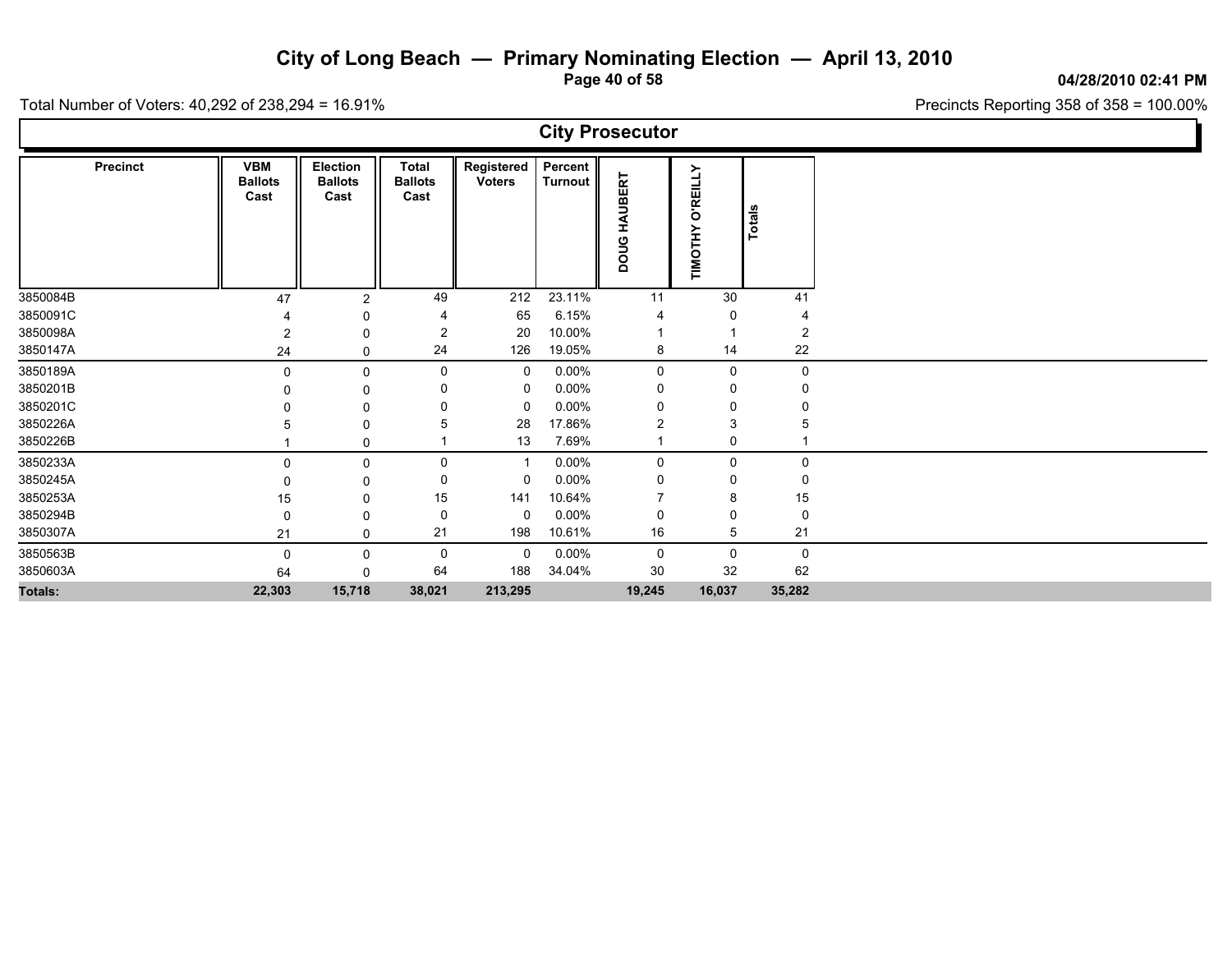# City of Long Beach — Primary Nominating Election — April 13, 2010

04/28/2010 02:41 PM

Total Number of Voters: 40,292 of 238,294 = 16.91%

Precincts Reporting 358 of 358 = 100.00%

## City Prosecutor

| Precinct | VBM Ballots Cast | Election Ballots Cast | Total Ballots Cast | Registered Voters | Percent Turnout | DOUG HAUBERT | TIMOTHY O'REILLY | Totals |
|---|---|---|---|---|---|---|---|---|
| 3850084B | 47 | 2 | 49 | 212 | 23.11% | 11 | 30 | 41 |
| 3850091C | 4 | 0 | 4 | 65 | 6.15% | 4 | 0 | 4 |
| 3850098A | 2 | 0 | 2 | 20 | 10.00% | 1 | 1 | 2 |
| 3850147A | 24 | 0 | 24 | 126 | 19.05% | 8 | 14 | 22 |
| 3850189A | 0 | 0 | 0 | 0 | 0.00% | 0 | 0 | 0 |
| 3850201B | 0 | 0 | 0 | 0 | 0.00% | 0 | 0 | 0 |
| 3850201C | 0 | 0 | 0 | 0 | 0.00% | 0 | 0 | 0 |
| 3850226A | 5 | 0 | 5 | 28 | 17.86% | 2 | 3 | 5 |
| 3850226B | 1 | 0 | 1 | 13 | 7.69% | 1 | 0 | 1 |
| 3850233A | 0 | 0 | 0 | 1 | 0.00% | 0 | 0 | 0 |
| 3850245A | 0 | 0 | 0 | 0 | 0.00% | 0 | 0 | 0 |
| 3850253A | 15 | 0 | 15 | 141 | 10.64% | 7 | 8 | 15 |
| 3850294B | 0 | 0 | 0 | 0 | 0.00% | 0 | 0 | 0 |
| 3850307A | 21 | 0 | 21 | 198 | 10.61% | 16 | 5 | 21 |
| 3850563B | 0 | 0 | 0 | 0 | 0.00% | 0 | 0 | 0 |
| 3850603A | 64 | 0 | 64 | 188 | 34.04% | 30 | 32 | 62 |
| **Totals:** | **22,303** | **15,718** | **38,021** | **213,295** | | **19,245** | **16,037** | **35,282** |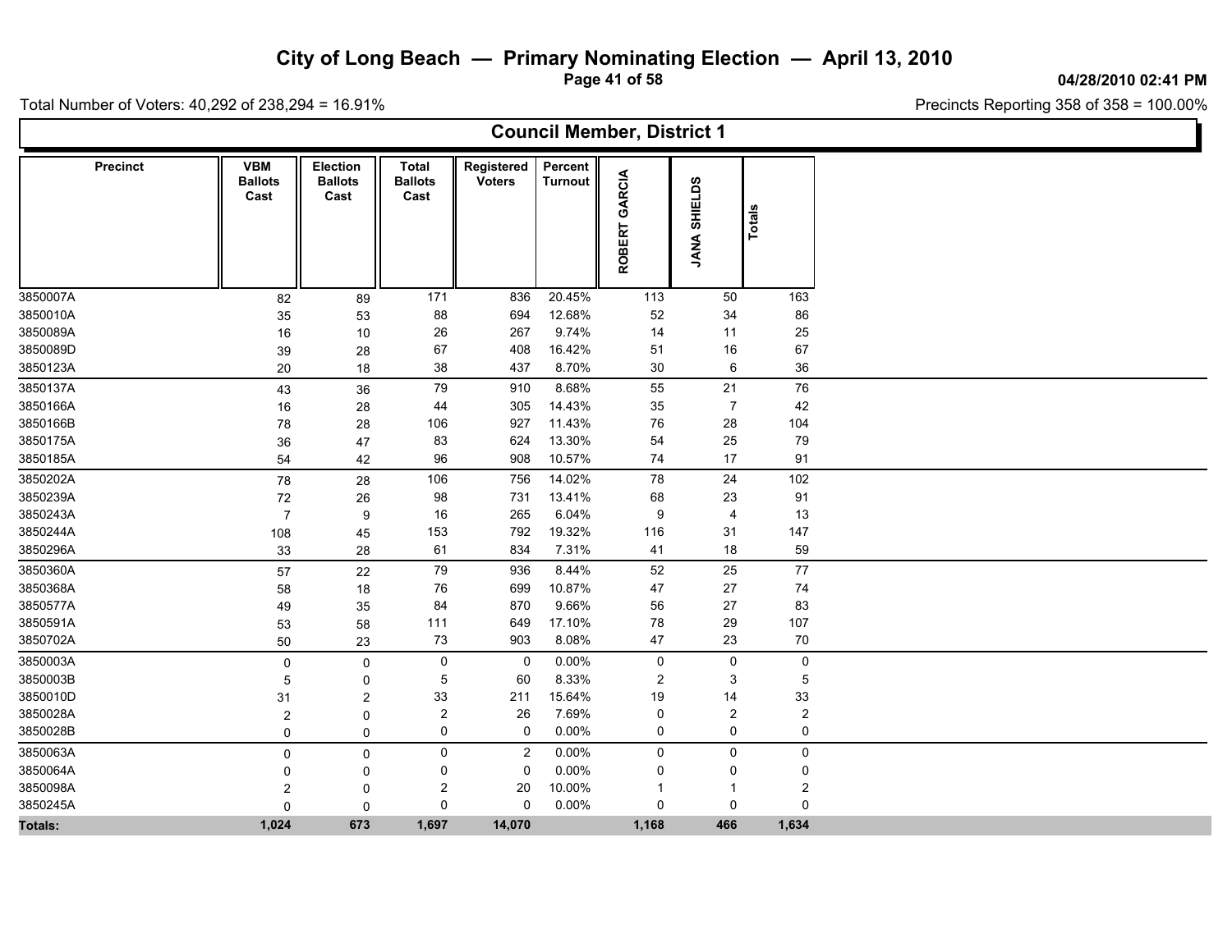# City of Long Beach — Primary Nominating Election — April 13, 2010

04/28/2010 02:41 PM

Total Number of Voters: 40,292 of 238,294 = 16.91%

Precincts Reporting 358 of 358 = 100.00%

## Council Member, District 1

| Precinct | VBM Ballots Cast | Election Ballots Cast | Total Ballots Cast | Registered Voters | Percent Turnout | ROBERT GARCIA | JANA SHIELDS | Totals |
|---|---|---|---|---|---|---|---|---|
| 3850007A | 82 | 89 | 171 | 836 | 20.45% | 113 | 50 | 163 |
| 3850010A | 35 | 53 | 88 | 694 | 12.68% | 52 | 34 | 86 |
| 3850089A | 16 | 10 | 26 | 267 | 9.74% | 14 | 11 | 25 |
| 3850089D | 39 | 28 | 67 | 408 | 16.42% | 51 | 16 | 67 |
| 3850123A | 20 | 18 | 38 | 437 | 8.70% | 30 | 6 | 36 |
| 3850137A | 43 | 36 | 79 | 910 | 8.68% | 55 | 21 | 76 |
| 3850166A | 16 | 28 | 44 | 305 | 14.43% | 35 | 7 | 42 |
| 3850166B | 78 | 28 | 106 | 927 | 11.43% | 76 | 28 | 104 |
| 3850175A | 36 | 47 | 83 | 624 | 13.30% | 54 | 25 | 79 |
| 3850185A | 54 | 42 | 96 | 908 | 10.57% | 74 | 17 | 91 |
| 3850202A | 78 | 28 | 106 | 756 | 14.02% | 78 | 24 | 102 |
| 3850239A | 72 | 26 | 98 | 731 | 13.41% | 68 | 23 | 91 |
| 3850243A | 7 | 9 | 16 | 265 | 6.04% | 9 | 4 | 13 |
| 3850244A | 108 | 45 | 153 | 792 | 19.32% | 116 | 31 | 147 |
| 3850296A | 33 | 28 | 61 | 834 | 7.31% | 41 | 18 | 59 |
| 3850360A | 57 | 22 | 79 | 936 | 8.44% | 52 | 25 | 77 |
| 3850368A | 58 | 18 | 76 | 699 | 10.87% | 47 | 27 | 74 |
| 3850577A | 49 | 35 | 84 | 870 | 9.66% | 56 | 27 | 83 |
| 3850591A | 53 | 58 | 111 | 649 | 17.10% | 78 | 29 | 107 |
| 3850702A | 50 | 23 | 73 | 903 | 8.08% | 47 | 23 | 70 |
| 3850003A | 0 | 0 | 0 | 0 | 0.00% | 0 | 0 | 0 |
| 3850003B | 5 | 0 | 5 | 60 | 8.33% | 2 | 3 | 5 |
| 3850010D | 31 | 2 | 33 | 211 | 15.64% | 19 | 14 | 33 |
| 3850028A | 2 | 0 | 2 | 26 | 7.69% | 0 | 2 | 2 |
| 3850028B | 0 | 0 | 0 | 0 | 0.00% | 0 | 0 | 0 |
| 3850063A | 0 | 0 | 0 | 2 | 0.00% | 0 | 0 | 0 |
| 3850064A | 0 | 0 | 0 | 0 | 0.00% | 0 | 0 | 0 |
| 3850098A | 2 | 0 | 2 | 20 | 10.00% | 1 | 1 | 2 |
| 3850245A | 0 | 0 | 0 | 0 | 0.00% | 0 | 0 | 0 |
| **Totals:** | **1,024** | **673** | **1,697** | **14,070** | | **1,168** | **466** | **1,634** |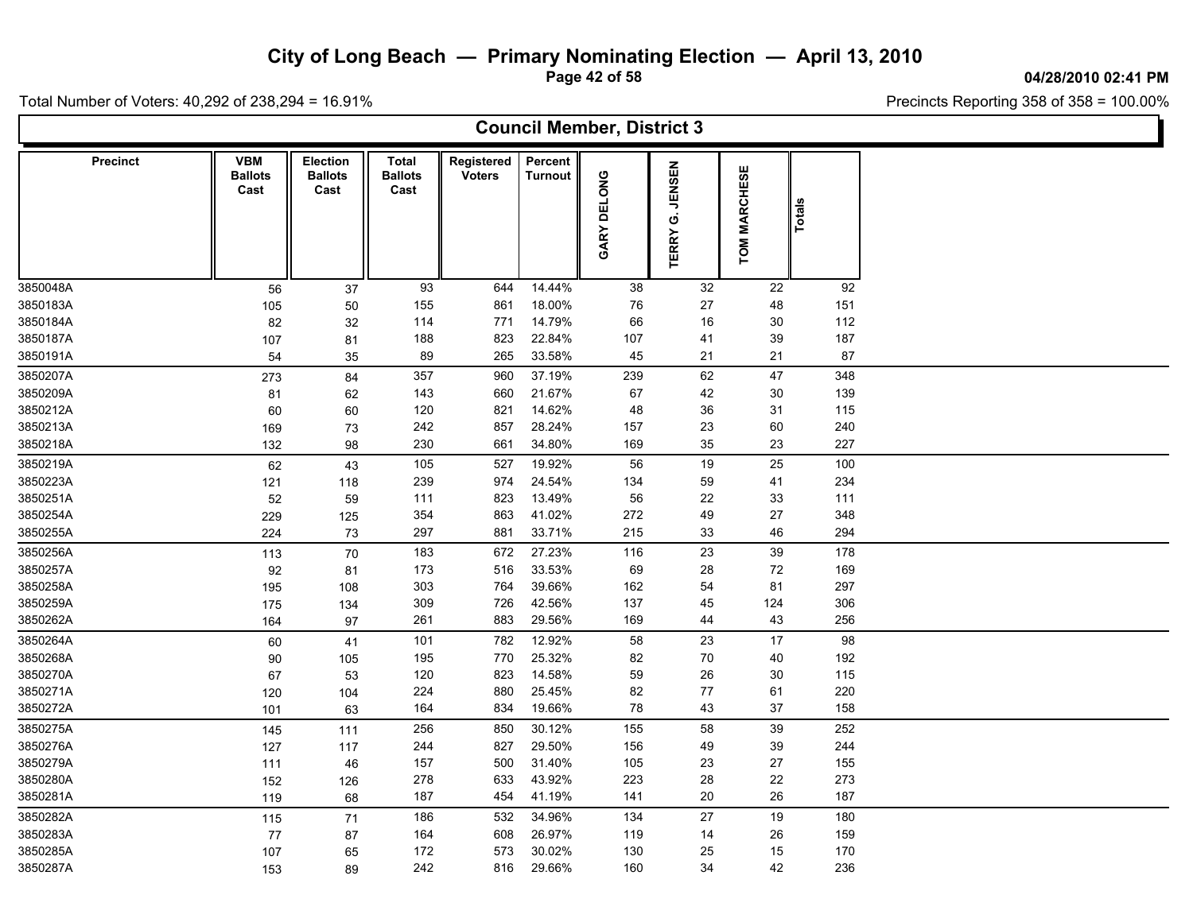# City of Long Beach — Primary Nominating Election — April 13, 2010

04/28/2010 02:41 PM

Total Number of Voters: 40,292 of 238,294 = 16.91%

Precincts Reporting 358 of 358 = 100.00%

## Council Member, District 3

| Precinct | VBM Ballots Cast | Election Ballots Cast | Total Ballots Cast | Registered Voters | Percent Turnout | GARY DELONG | TERRY G. JENSEN | TOM MARCHESE | Totals |
|---|---|---|---|---|---|---|---|---|---|
| 3850048A | 56 | 37 | 93 | 644 | 14.44% | 38 | 32 | 22 | 92 |
| 3850183A | 105 | 50 | 155 | 861 | 18.00% | 76 | 27 | 48 | 151 |
| 3850184A | 82 | 32 | 114 | 771 | 14.79% | 66 | 16 | 30 | 112 |
| 3850187A | 107 | 81 | 188 | 823 | 22.84% | 107 | 41 | 39 | 187 |
| 3850191A | 54 | 35 | 89 | 265 | 33.58% | 45 | 21 | 21 | 87 |
| 3850207A | 273 | 84 | 357 | 960 | 37.19% | 239 | 62 | 47 | 348 |
| 3850209A | 81 | 62 | 143 | 660 | 21.67% | 67 | 42 | 30 | 139 |
| 3850212A | 60 | 60 | 120 | 821 | 14.62% | 48 | 36 | 31 | 115 |
| 3850213A | 169 | 73 | 242 | 857 | 28.24% | 157 | 23 | 60 | 240 |
| 3850218A | 132 | 98 | 230 | 661 | 34.80% | 169 | 35 | 23 | 227 |
| 3850219A | 62 | 43 | 105 | 527 | 19.92% | 56 | 19 | 25 | 100 |
| 3850223A | 121 | 118 | 239 | 974 | 24.54% | 134 | 59 | 41 | 234 |
| 3850251A | 52 | 59 | 111 | 823 | 13.49% | 56 | 22 | 33 | 111 |
| 3850254A | 229 | 125 | 354 | 863 | 41.02% | 272 | 49 | 27 | 348 |
| 3850255A | 224 | 73 | 297 | 881 | 33.71% | 215 | 33 | 46 | 294 |
| 3850256A | 113 | 70 | 183 | 672 | 27.23% | 116 | 23 | 39 | 178 |
| 3850257A | 92 | 81 | 173 | 516 | 33.53% | 69 | 28 | 72 | 169 |
| 3850258A | 195 | 108 | 303 | 764 | 39.66% | 162 | 54 | 81 | 297 |
| 3850259A | 175 | 134 | 309 | 726 | 42.56% | 137 | 45 | 124 | 306 |
| 3850262A | 164 | 97 | 261 | 883 | 29.56% | 169 | 44 | 43 | 256 |
| 3850264A | 60 | 41 | 101 | 782 | 12.92% | 58 | 23 | 17 | 98 |
| 3850268A | 90 | 105 | 195 | 770 | 25.32% | 82 | 70 | 40 | 192 |
| 3850270A | 67 | 53 | 120 | 823 | 14.58% | 59 | 26 | 30 | 115 |
| 3850271A | 120 | 104 | 224 | 880 | 25.45% | 82 | 77 | 61 | 220 |
| 3850272A | 101 | 63 | 164 | 834 | 19.66% | 78 | 43 | 37 | 158 |
| 3850275A | 145 | 111 | 256 | 850 | 30.12% | 155 | 58 | 39 | 252 |
| 3850276A | 127 | 117 | 244 | 827 | 29.50% | 156 | 49 | 39 | 244 |
| 3850279A | 111 | 46 | 157 | 500 | 31.40% | 105 | 23 | 27 | 155 |
| 3850280A | 152 | 126 | 278 | 633 | 43.92% | 223 | 28 | 22 | 273 |
| 3850281A | 119 | 68 | 187 | 454 | 41.19% | 141 | 20 | 26 | 187 |
| 3850282A | 115 | 71 | 186 | 532 | 34.96% | 134 | 27 | 19 | 180 |
| 3850283A | 77 | 87 | 164 | 608 | 26.97% | 119 | 14 | 26 | 159 |
| 3850285A | 107 | 65 | 172 | 573 | 30.02% | 130 | 25 | 15 | 170 |
| 3850287A | 153 | 89 | 242 | 816 | 29.66% | 160 | 34 | 42 | 236 |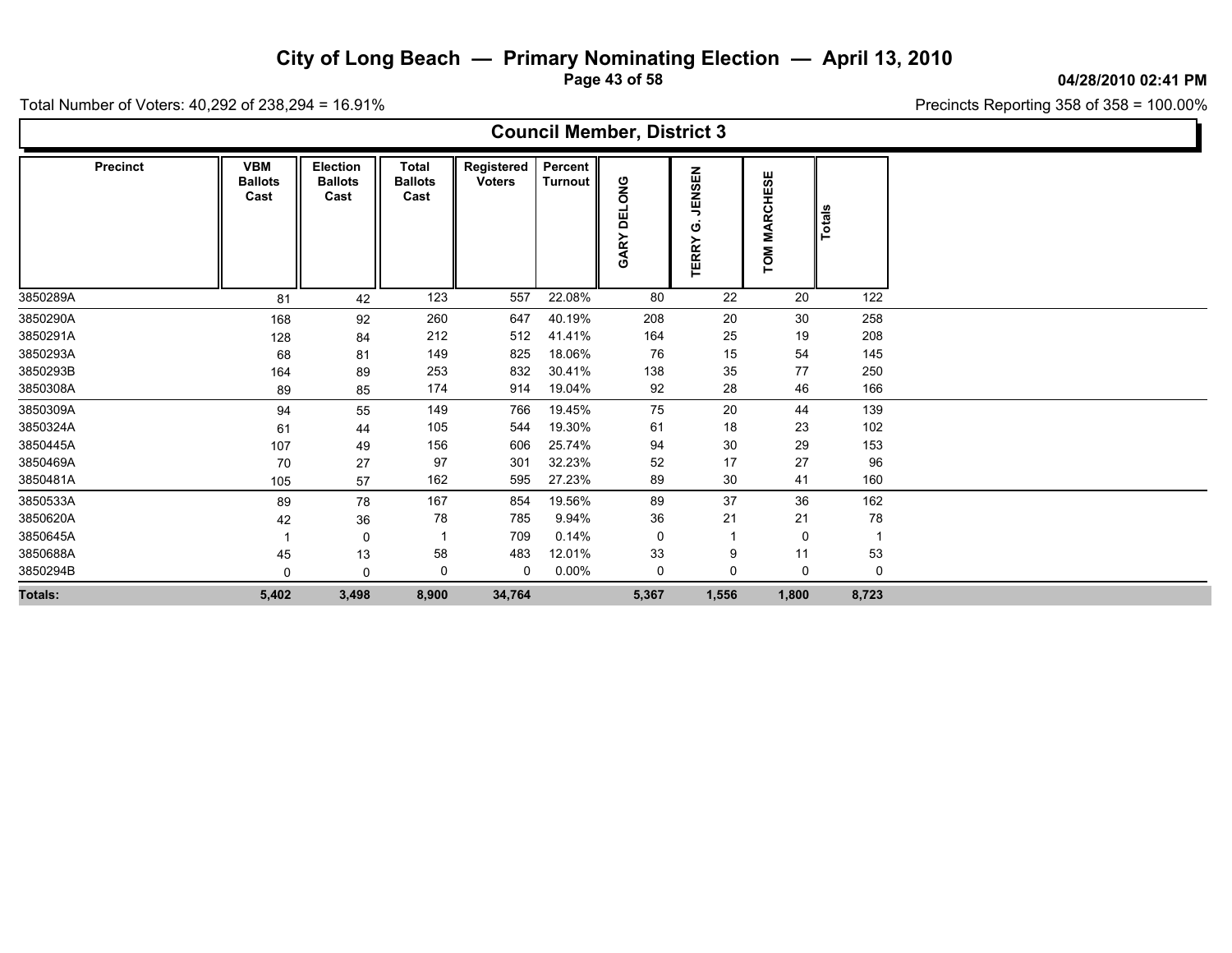# City of Long Beach — Primary Nominating Election — April 13, 2010

04/28/2010 02:41 PM

Total Number of Voters: 40,292 of 238,294 = 16.91%

Precincts Reporting 358 of 358 = 100.00%

## Council Member, District 3

| Precinct | VBM Ballots Cast | Election Ballots Cast | Total Ballots Cast | Registered Voters | Percent Turnout | GARY DELONG | TERRY G. JENSEN | TOM MARCHESE | Totals |
|---|---|---|---|---|---|---|---|---|---|
| 3850289A | 81 | 42 | 123 | 557 | 22.08% | 80 | 22 | 20 | 122 |
| 3850290A | 168 | 92 | 260 | 647 | 40.19% | 208 | 20 | 30 | 258 |
| 3850291A | 128 | 84 | 212 | 512 | 41.41% | 164 | 25 | 19 | 208 |
| 3850293A | 68 | 81 | 149 | 825 | 18.06% | 76 | 15 | 54 | 145 |
| 3850293B | 164 | 89 | 253 | 832 | 30.41% | 138 | 35 | 77 | 250 |
| 3850308A | 89 | 85 | 174 | 914 | 19.04% | 92 | 28 | 46 | 166 |
| 3850309A | 94 | 55 | 149 | 766 | 19.45% | 75 | 20 | 44 | 139 |
| 3850324A | 61 | 44 | 105 | 544 | 19.30% | 61 | 18 | 23 | 102 |
| 3850445A | 107 | 49 | 156 | 606 | 25.74% | 94 | 30 | 29 | 153 |
| 3850469A | 70 | 27 | 97 | 301 | 32.23% | 52 | 17 | 27 | 96 |
| 3850481A | 105 | 57 | 162 | 595 | 27.23% | 89 | 30 | 41 | 160 |
| 3850533A | 89 | 78 | 167 | 854 | 19.56% | 89 | 37 | 36 | 162 |
| 3850620A | 42 | 36 | 78 | 785 | 9.94% | 36 | 21 | 21 | 78 |
| 3850645A | 1 | 0 | 1 | 709 | 0.14% | 0 | 1 | 0 | 1 |
| 3850688A | 45 | 13 | 58 | 483 | 12.01% | 33 | 9 | 11 | 53 |
| 3850294B | 0 | 0 | 0 | 0 | 0.00% | 0 | 0 | 0 | 0 |
| **Totals:** | **5,402** | **3,498** | **8,900** | **34,764** | | **5,367** | **1,556** | **1,800** | **8,723** |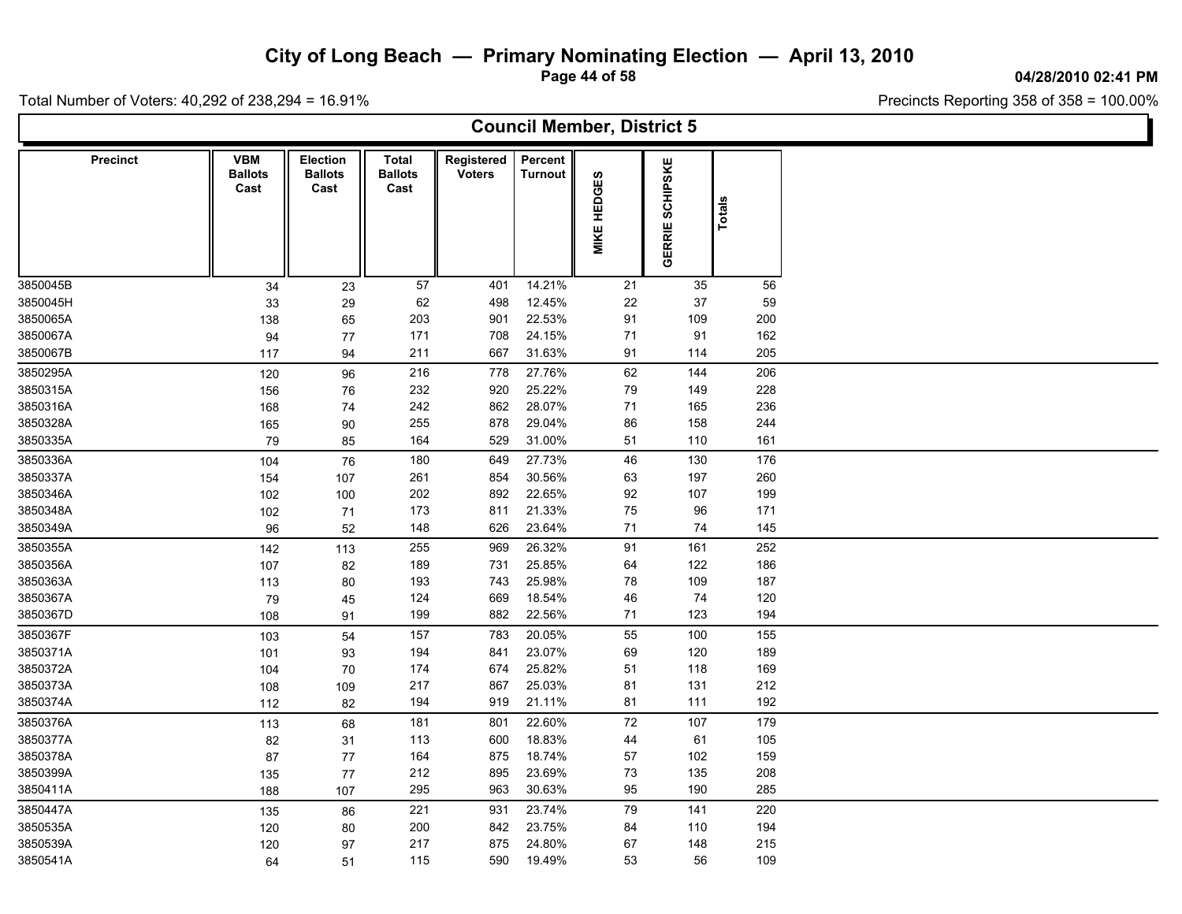# City of Long Beach — Primary Nominating Election — April 13, 2010

04/28/2010 02:41 PM

Total Number of Voters: 40,292 of 238,294 = 16.91%

Precincts Reporting 358 of 358 = 100.00%

## Council Member, District 5

| Precinct | VBM Ballots Cast | Election Ballots Cast | Total Ballots Cast | Registered Voters | Percent Turnout | MIKE HEDGES | GERRIE SCHIPSKE | Totals |
|---|---|---|---|---|---|---|---|---|
| 3850045B | 34 | 23 | 57 | 401 | 14.21% | 21 | 35 | 56 |
| 3850045H | 33 | 29 | 62 | 498 | 12.45% | 22 | 37 | 59 |
| 3850065A | 138 | 65 | 203 | 901 | 22.53% | 91 | 109 | 200 |
| 3850067A | 94 | 77 | 171 | 708 | 24.15% | 71 | 91 | 162 |
| 3850067B | 117 | 94 | 211 | 667 | 31.63% | 91 | 114 | 205 |
| 3850295A | 120 | 96 | 216 | 778 | 27.76% | 62 | 144 | 206 |
| 3850315A | 156 | 76 | 232 | 920 | 25.22% | 79 | 149 | 228 |
| 3850316A | 168 | 74 | 242 | 862 | 28.07% | 71 | 165 | 236 |
| 3850328A | 165 | 90 | 255 | 878 | 29.04% | 86 | 158 | 244 |
| 3850335A | 79 | 85 | 164 | 529 | 31.00% | 51 | 110 | 161 |
| 3850336A | 104 | 76 | 180 | 649 | 27.73% | 46 | 130 | 176 |
| 3850337A | 154 | 107 | 261 | 854 | 30.56% | 63 | 197 | 260 |
| 3850346A | 102 | 100 | 202 | 892 | 22.65% | 92 | 107 | 199 |
| 3850348A | 102 | 71 | 173 | 811 | 21.33% | 75 | 96 | 171 |
| 3850349A | 96 | 52 | 148 | 626 | 23.64% | 71 | 74 | 145 |
| 3850355A | 142 | 113 | 255 | 969 | 26.32% | 91 | 161 | 252 |
| 3850356A | 107 | 82 | 189 | 731 | 25.85% | 64 | 122 | 186 |
| 3850363A | 113 | 80 | 193 | 743 | 25.98% | 78 | 109 | 187 |
| 3850367A | 79 | 45 | 124 | 669 | 18.54% | 46 | 74 | 120 |
| 3850367D | 108 | 91 | 199 | 882 | 22.56% | 71 | 123 | 194 |
| 3850367F | 103 | 54 | 157 | 783 | 20.05% | 55 | 100 | 155 |
| 3850371A | 101 | 93 | 194 | 841 | 23.07% | 69 | 120 | 189 |
| 3850372A | 104 | 70 | 174 | 674 | 25.82% | 51 | 118 | 169 |
| 3850373A | 108 | 109 | 217 | 867 | 25.03% | 81 | 131 | 212 |
| 3850374A | 112 | 82 | 194 | 919 | 21.11% | 81 | 111 | 192 |
| 3850376A | 113 | 68 | 181 | 801 | 22.60% | 72 | 107 | 179 |
| 3850377A | 82 | 31 | 113 | 600 | 18.83% | 44 | 61 | 105 |
| 3850378A | 87 | 77 | 164 | 875 | 18.74% | 57 | 102 | 159 |
| 3850399A | 135 | 77 | 212 | 895 | 23.69% | 73 | 135 | 208 |
| 3850411A | 188 | 107 | 295 | 963 | 30.63% | 95 | 190 | 285 |
| 3850447A | 135 | 86 | 221 | 931 | 23.74% | 79 | 141 | 220 |
| 3850535A | 120 | 80 | 200 | 842 | 23.75% | 84 | 110 | 194 |
| 3850539A | 120 | 97 | 217 | 875 | 24.80% | 67 | 148 | 215 |
| 3850541A | 64 | 51 | 115 | 590 | 19.49% | 53 | 56 | 109 |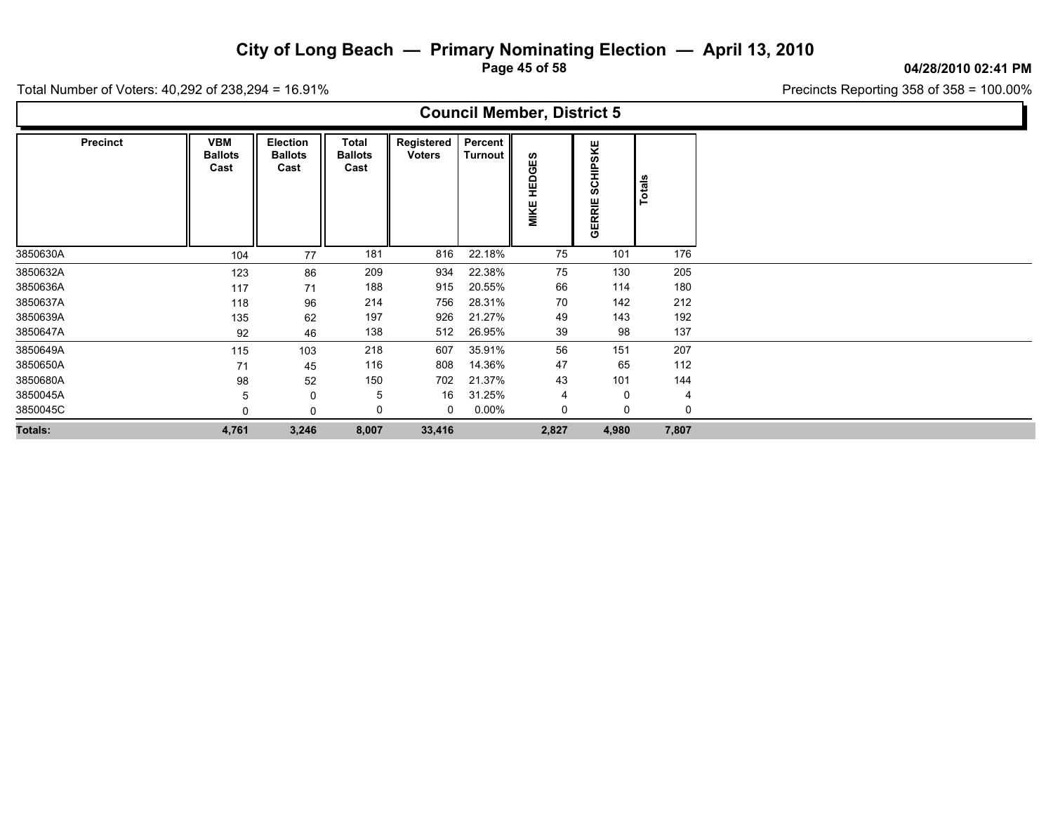# City of Long Beach — Primary Nominating Election — April 13, 2010

04/28/2010 02:41 PM

Total Number of Voters: 40,292 of 238,294 = 16.91%

Precincts Reporting 358 of 358 = 100.00%

## Council Member, District 5

| Precinct | VBM Ballots Cast | Election Ballots Cast | Total Ballots Cast | Registered Voters | Percent Turnout | MIKE HEDGES | GERRIE SCHIPSKE | Totals |
|---|---|---|---|---|---|---|---|---|
| 3850630A | 104 | 77 | 181 | 816 | 22.18% | 75 | 101 | 176 |
| 3850632A | 123 | 86 | 209 | 934 | 22.38% | 75 | 130 | 205 |
| 3850636A | 117 | 71 | 188 | 915 | 20.55% | 66 | 114 | 180 |
| 3850637A | 118 | 96 | 214 | 756 | 28.31% | 70 | 142 | 212 |
| 3850639A | 135 | 62 | 197 | 926 | 21.27% | 49 | 143 | 192 |
| 3850647A | 92 | 46 | 138 | 512 | 26.95% | 39 | 98 | 137 |
| 3850649A | 115 | 103 | 218 | 607 | 35.91% | 56 | 151 | 207 |
| 3850650A | 71 | 45 | 116 | 808 | 14.36% | 47 | 65 | 112 |
| 3850680A | 98 | 52 | 150 | 702 | 21.37% | 43 | 101 | 144 |
| 3850045A | 5 | 0 | 5 | 16 | 31.25% | 4 | 0 | 4 |
| 3850045C | 0 | 0 | 0 | 0 | 0.00% | 0 | 0 | 0 |
| **Totals:** | **4,761** | **3,246** | **8,007** | **33,416** | | **2,827** | **4,980** | **7,807** |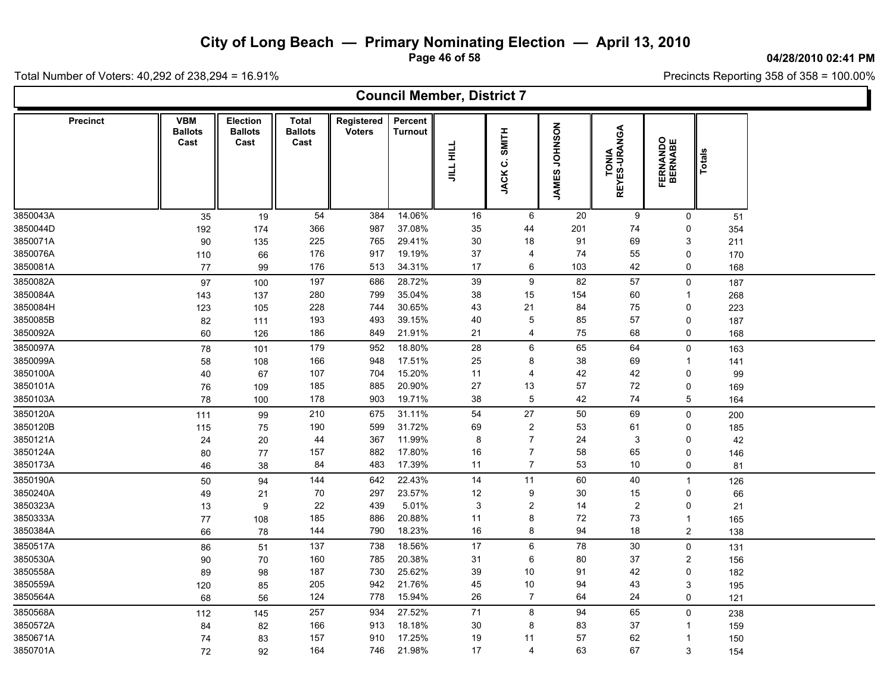# City of Long Beach — Primary Nominating Election — April 13, 2010

04/28/2010 02:41 PM

Total Number of Voters: 40,292 of 238,294 = 16.91%

Precincts Reporting 358 of 358 = 100.00%

## Council Member, District 7

| Precinct | VBM Ballots Cast | Election Ballots Cast | Total Ballots Cast | Registered Voters | Percent Turnout | JILL HILL | JACK C. SMITH | JAMES JOHNSON | TONIA REYES-URANGA | FERNANDO BERNABE | Totals |
|---|---|---|---|---|---|---|---|---|---|---|---|
| 3850043A | 35 | 19 | 54 | 384 | 14.06% | 16 | 6 | 20 | 9 | 0 | 51 |
| 3850044D | 192 | 174 | 366 | 987 | 37.08% | 35 | 44 | 201 | 74 | 0 | 354 |
| 3850071A | 90 | 135 | 225 | 765 | 29.41% | 30 | 18 | 91 | 69 | 3 | 211 |
| 3850076A | 110 | 66 | 176 | 917 | 19.19% | 37 | 4 | 74 | 55 | 0 | 170 |
| 3850081A | 77 | 99 | 176 | 513 | 34.31% | 17 | 6 | 103 | 42 | 0 | 168 |
| 3850082A | 97 | 100 | 197 | 686 | 28.72% | 39 | 9 | 82 | 57 | 0 | 187 |
| 3850084A | 143 | 137 | 280 | 799 | 35.04% | 38 | 15 | 154 | 60 | 1 | 268 |
| 3850084H | 123 | 105 | 228 | 744 | 30.65% | 43 | 21 | 84 | 75 | 0 | 223 |
| 3850085B | 82 | 111 | 193 | 493 | 39.15% | 40 | 5 | 85 | 57 | 0 | 187 |
| 3850092A | 60 | 126 | 186 | 849 | 21.91% | 21 | 4 | 75 | 68 | 0 | 168 |
| 3850097A | 78 | 101 | 179 | 952 | 18.80% | 28 | 6 | 65 | 64 | 0 | 163 |
| 3850099A | 58 | 108 | 166 | 948 | 17.51% | 25 | 8 | 38 | 69 | 1 | 141 |
| 3850100A | 40 | 67 | 107 | 704 | 15.20% | 11 | 4 | 42 | 42 | 0 | 99 |
| 3850101A | 76 | 109 | 185 | 885 | 20.90% | 27 | 13 | 57 | 72 | 0 | 169 |
| 3850103A | 78 | 100 | 178 | 903 | 19.71% | 38 | 5 | 42 | 74 | 5 | 164 |
| 3850120A | 111 | 99 | 210 | 675 | 31.11% | 54 | 27 | 50 | 69 | 0 | 200 |
| 3850120B | 115 | 75 | 190 | 599 | 31.72% | 69 | 2 | 53 | 61 | 0 | 185 |
| 3850121A | 24 | 20 | 44 | 367 | 11.99% | 8 | 7 | 24 | 3 | 0 | 42 |
| 3850124A | 80 | 77 | 157 | 882 | 17.80% | 16 | 7 | 58 | 65 | 0 | 146 |
| 3850173A | 46 | 38 | 84 | 483 | 17.39% | 11 | 7 | 53 | 10 | 0 | 81 |
| 3850190A | 50 | 94 | 144 | 642 | 22.43% | 14 | 11 | 60 | 40 | 1 | 126 |
| 3850240A | 49 | 21 | 70 | 297 | 23.57% | 12 | 9 | 30 | 15 | 0 | 66 |
| 3850323A | 13 | 9 | 22 | 439 | 5.01% | 3 | 2 | 14 | 2 | 0 | 21 |
| 3850333A | 77 | 108 | 185 | 886 | 20.88% | 11 | 8 | 72 | 73 | 1 | 165 |
| 3850384A | 66 | 78 | 144 | 790 | 18.23% | 16 | 8 | 94 | 18 | 2 | 138 |
| 3850517A | 86 | 51 | 137 | 738 | 18.56% | 17 | 6 | 78 | 30 | 0 | 131 |
| 3850530A | 90 | 70 | 160 | 785 | 20.38% | 31 | 6 | 80 | 37 | 2 | 156 |
| 3850558A | 89 | 98 | 187 | 730 | 25.62% | 39 | 10 | 91 | 42 | 0 | 182 |
| 3850559A | 120 | 85 | 205 | 942 | 21.76% | 45 | 10 | 94 | 43 | 3 | 195 |
| 3850564A | 68 | 56 | 124 | 778 | 15.94% | 26 | 7 | 64 | 24 | 0 | 121 |
| 3850568A | 112 | 145 | 257 | 934 | 27.52% | 71 | 8 | 94 | 65 | 0 | 238 |
| 3850572A | 84 | 82 | 166 | 913 | 18.18% | 30 | 8 | 83 | 37 | 1 | 159 |
| 3850671A | 74 | 83 | 157 | 910 | 17.25% | 19 | 11 | 57 | 62 | 1 | 150 |
| 3850701A | 72 | 92 | 164 | 746 | 21.98% | 17 | 4 | 63 | 67 | 3 | 154 |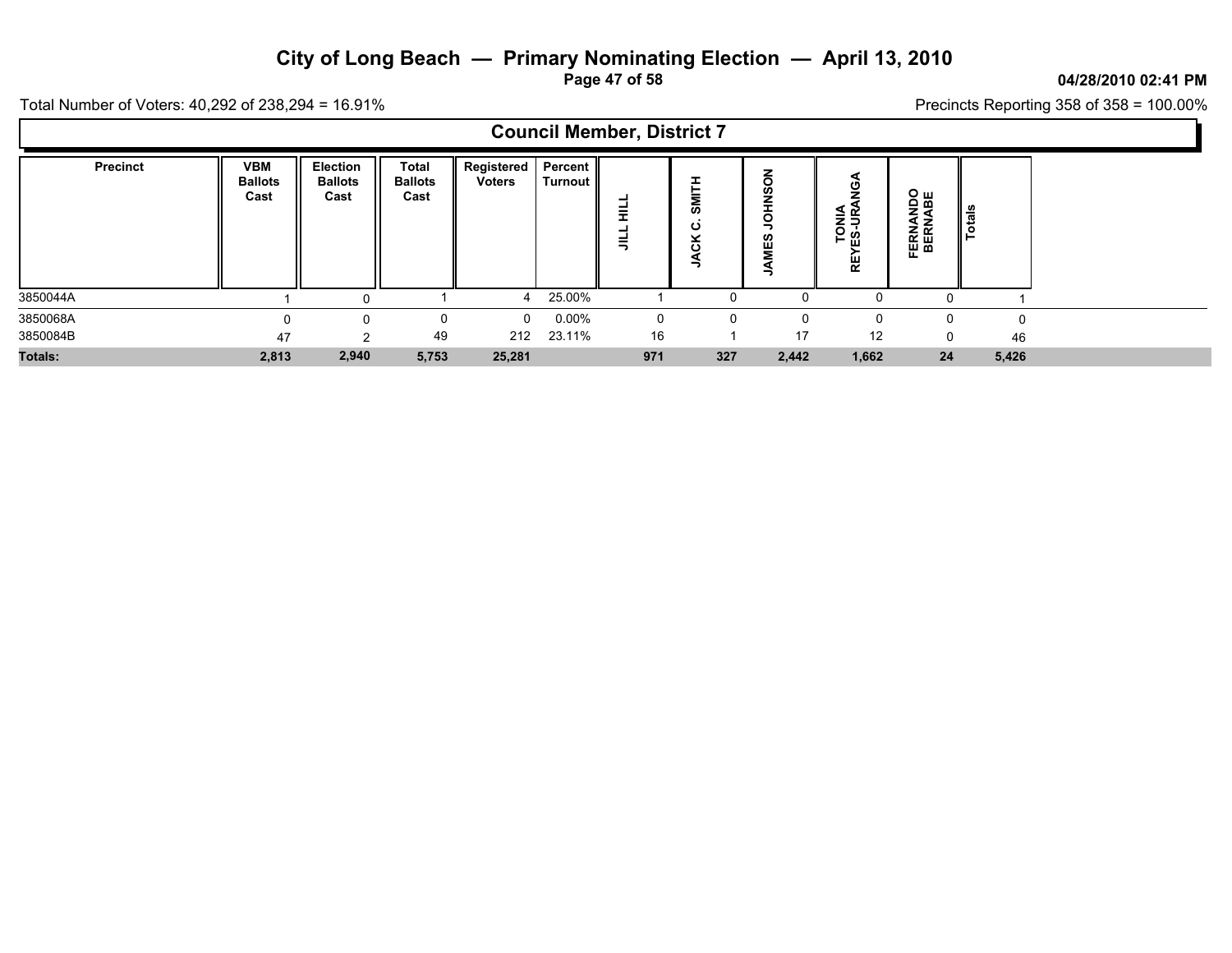# City of Long Beach — Primary Nominating Election — April 13, 2010

04/28/2010 02:41 PM

Total Number of Voters: 40,292 of 238,294 = 16.91%

Precincts Reporting 358 of 358 = 100.00%

## Council Member, District 7

| Precinct | VBM Ballots Cast | Election Ballots Cast | Total Ballots Cast | Registered Voters | Percent Turnout | JILL HILL | JACK C. SMITH | JAMES JOHNSON | TONIA REYES-URANGA | FERNANDO BERNABE | Totals |
|---|---|---|---|---|---|---|---|---|---|---|---|
| 3850044A | 1 | 0 | 1 | 4 | 25.00% | 1 | 0 | 0 | 0 | 0 | 1 |
| 3850068A | 0 | 0 | 0 | 0 | 0.00% | 0 | 0 | 0 | 0 | 0 | 0 |
| 3850084B | 47 | 2 | 49 | 212 | 23.11% | 16 | 1 | 17 | 12 | 0 | 46 |
| **Totals:** | **2,813** | **2,940** | **5,753** | **25,281** | | **971** | **327** | **2,442** | **1,662** | **24** | **5,426** |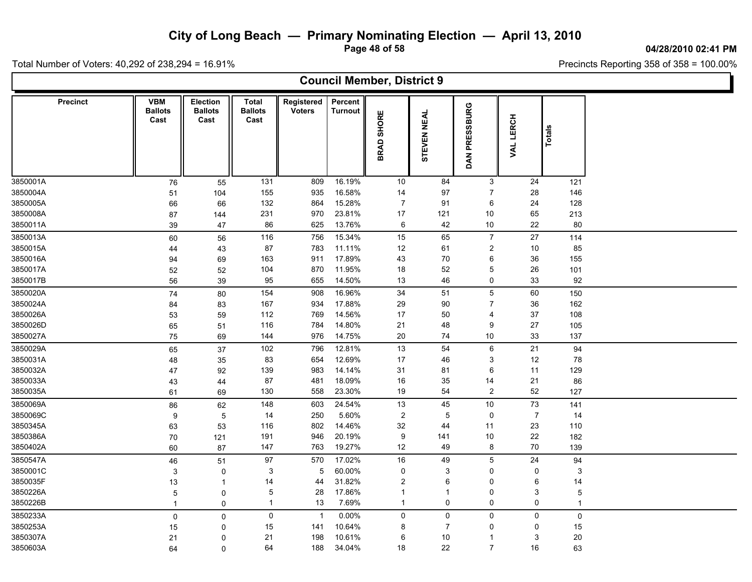# City of Long Beach — Primary Nominating Election — April 13, 2010

04/28/2010 02:41 PM

Total Number of Voters: 40,292 of 238,294 = 16.91%

Precincts Reporting 358 of 358 = 100.00%

## Council Member, District 9

| Precinct | VBM Ballots Cast | Election Ballots Cast | Total Ballots Cast | Registered Voters | Percent Turnout | BRAD SHORE | STEVEN NEAL | DAN PRESSBURG | VAL LERCH | Totals |
|---|---|---|---|---|---|---|---|---|---|---|
| 3850001A | 76 | 55 | 131 | 809 | 16.19% | 10 | 84 | 3 | 24 | 121 |
| 3850004A | 51 | 104 | 155 | 935 | 16.58% | 14 | 97 | 7 | 28 | 146 |
| 3850005A | 66 | 66 | 132 | 864 | 15.28% | 7 | 91 | 6 | 24 | 128 |
| 3850008A | 87 | 144 | 231 | 970 | 23.81% | 17 | 121 | 10 | 65 | 213 |
| 3850011A | 39 | 47 | 86 | 625 | 13.76% | 6 | 42 | 10 | 22 | 80 |
| 3850013A | 60 | 56 | 116 | 756 | 15.34% | 15 | 65 | 7 | 27 | 114 |
| 3850015A | 44 | 43 | 87 | 783 | 11.11% | 12 | 61 | 2 | 10 | 85 |
| 3850016A | 94 | 69 | 163 | 911 | 17.89% | 43 | 70 | 6 | 36 | 155 |
| 3850017A | 52 | 52 | 104 | 870 | 11.95% | 18 | 52 | 5 | 26 | 101 |
| 3850017B | 56 | 39 | 95 | 655 | 14.50% | 13 | 46 | 0 | 33 | 92 |
| 3850020A | 74 | 80 | 154 | 908 | 16.96% | 34 | 51 | 5 | 60 | 150 |
| 3850024A | 84 | 83 | 167 | 934 | 17.88% | 29 | 90 | 7 | 36 | 162 |
| 3850026A | 53 | 59 | 112 | 769 | 14.56% | 17 | 50 | 4 | 37 | 108 |
| 3850026D | 65 | 51 | 116 | 784 | 14.80% | 21 | 48 | 9 | 27 | 105 |
| 3850027A | 75 | 69 | 144 | 976 | 14.75% | 20 | 74 | 10 | 33 | 137 |
| 3850029A | 65 | 37 | 102 | 796 | 12.81% | 13 | 54 | 6 | 21 | 94 |
| 3850031A | 48 | 35 | 83 | 654 | 12.69% | 17 | 46 | 3 | 12 | 78 |
| 3850032A | 47 | 92 | 139 | 983 | 14.14% | 31 | 81 | 6 | 11 | 129 |
| 3850033A | 43 | 44 | 87 | 481 | 18.09% | 16 | 35 | 14 | 21 | 86 |
| 3850035A | 61 | 69 | 130 | 558 | 23.30% | 19 | 54 | 2 | 52 | 127 |
| 3850069A | 86 | 62 | 148 | 603 | 24.54% | 13 | 45 | 10 | 73 | 141 |
| 3850069C | 9 | 5 | 14 | 250 | 5.60% | 2 | 5 | 0 | 7 | 14 |
| 3850345A | 63 | 53 | 116 | 802 | 14.46% | 32 | 44 | 11 | 23 | 110 |
| 3850386A | 70 | 121 | 191 | 946 | 20.19% | 9 | 141 | 10 | 22 | 182 |
| 3850402A | 60 | 87 | 147 | 763 | 19.27% | 12 | 49 | 8 | 70 | 139 |
| 3850547A | 46 | 51 | 97 | 570 | 17.02% | 16 | 49 | 5 | 24 | 94 |
| 3850001C | 3 | 0 | 3 | 5 | 60.00% | 0 | 3 | 0 | 0 | 3 |
| 3850035F | 13 | 1 | 14 | 44 | 31.82% | 2 | 6 | 0 | 6 | 14 |
| 3850226A | 5 | 0 | 5 | 28 | 17.86% | 1 | 1 | 0 | 3 | 5 |
| 3850226B | 1 | 0 | 1 | 13 | 7.69% | 1 | 0 | 0 | 0 | 1 |
| 3850233A | 0 | 0 | 0 | 1 | 0.00% | 0 | 0 | 0 | 0 | 0 |
| 3850253A | 15 | 0 | 15 | 141 | 10.64% | 8 | 7 | 0 | 0 | 15 |
| 3850307A | 21 | 0 | 21 | 198 | 10.61% | 6 | 10 | 1 | 3 | 20 |
| 3850603A | 64 | 0 | 64 | 188 | 34.04% | 18 | 22 | 7 | 16 | 63 |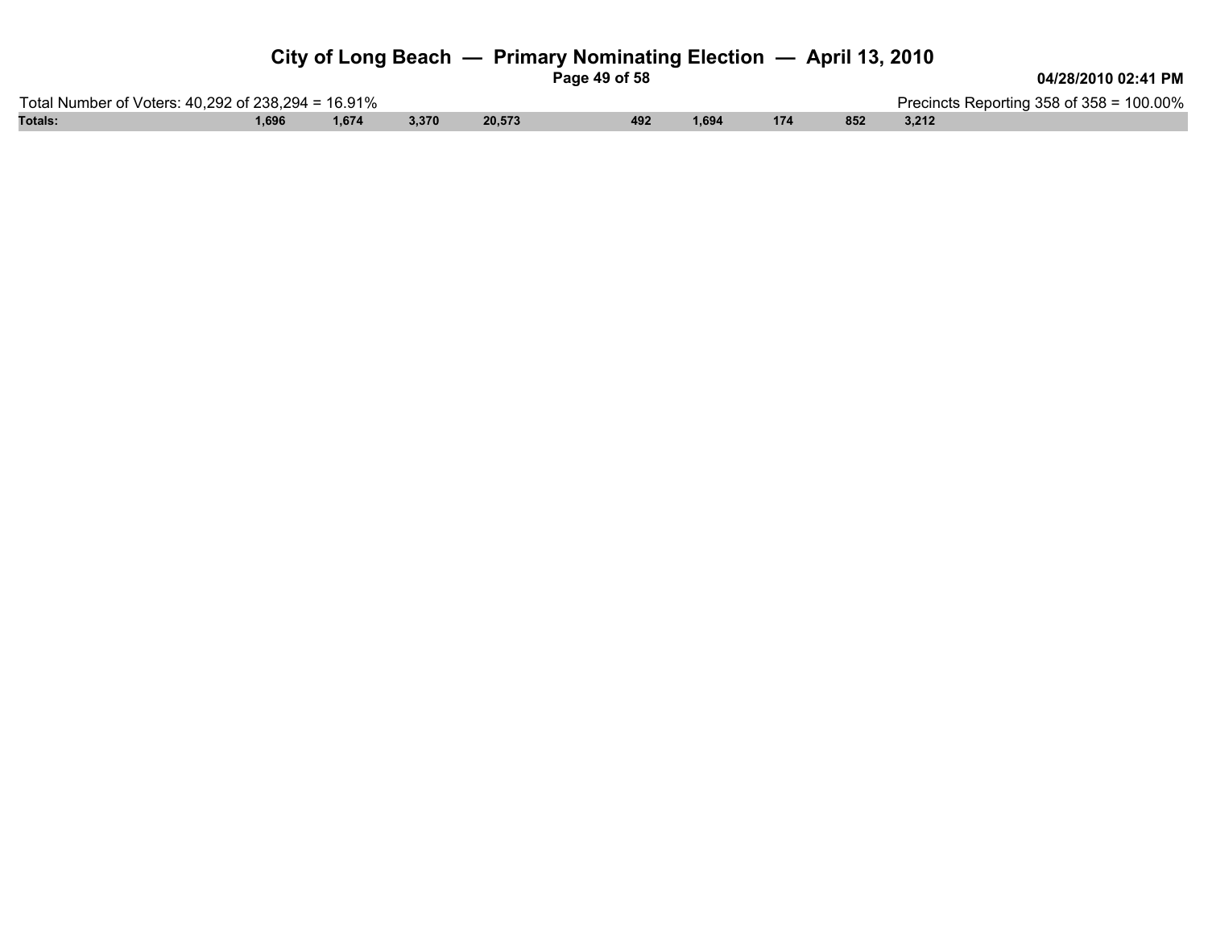# City of Long Beach — Primary Nominating Election — April 13, 2010

Total Number of Voters: 40,292 of 238,294 = 16.91%

Precincts Reporting 358 of 358 = 100.00%

| Totals: | 1,696 | 1,674 | 3,370 | 20,573 | 492 | 1,694 | 174 | 852 | 3,212 |
|---|---|---|---|---|---|---|---|---|---|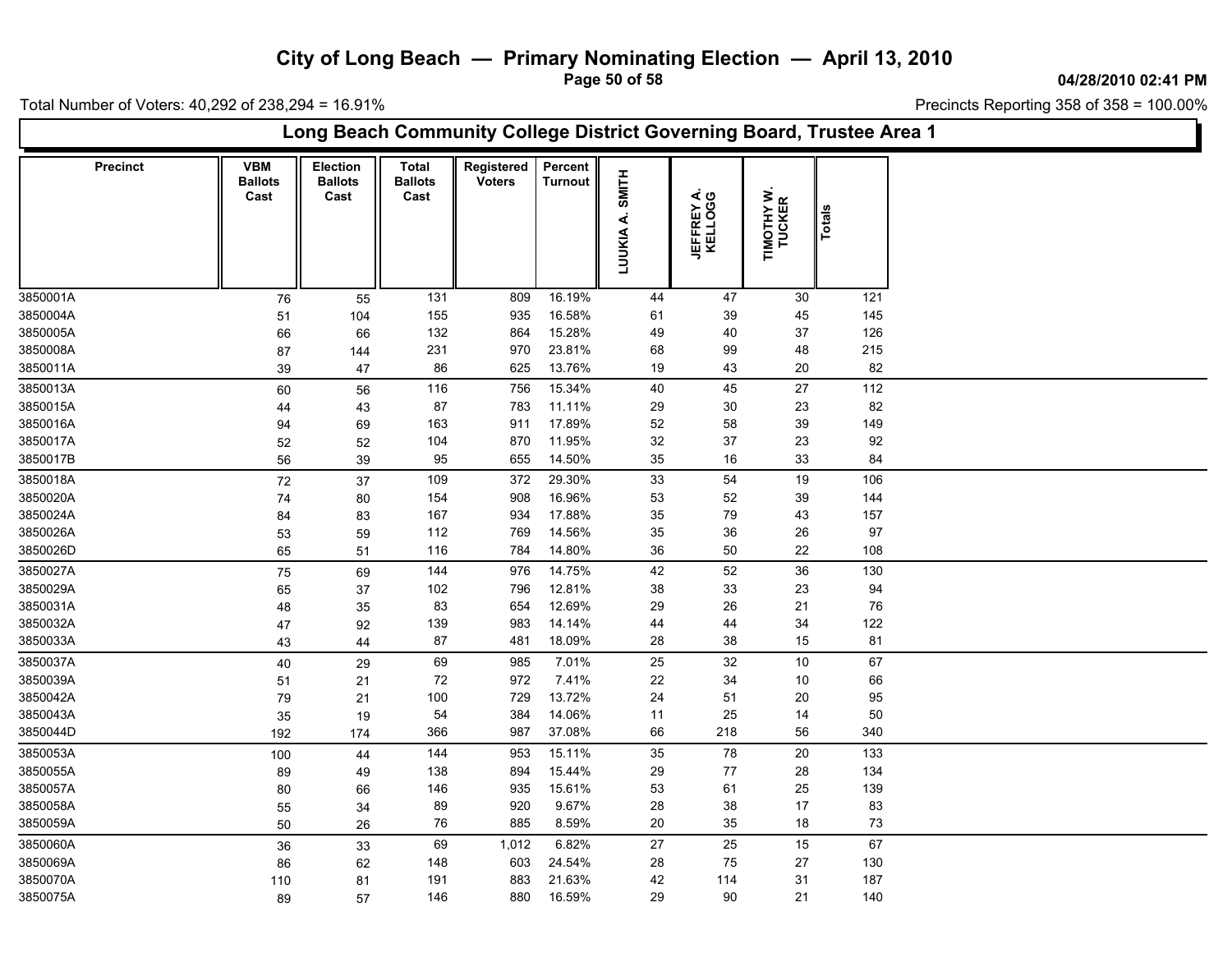# City of Long Beach — Primary Nominating Election — April 13, 2010

04/28/2010 02:41 PM

Total Number of Voters: 40,292 of 238,294 = 16.91%

Precincts Reporting 358 of 358 = 100.00%

## Long Beach Community College District Governing Board, Trustee Area 1

| Precinct | VBM Ballots Cast | Election Ballots Cast | Total Ballots Cast | Registered Voters | Percent Turnout | LUUKIA A. SMITH | JEFFREY A. KELLOGG | TIMOTHY W. TUCKER | Totals |
|---|---|---|---|---|---|---|---|---|---|
| 3850001A | 76 | 55 | 131 | 809 | 16.19% | 44 | 47 | 30 | 121 |
| 3850004A | 51 | 104 | 155 | 935 | 16.58% | 61 | 39 | 45 | 145 |
| 3850005A | 66 | 66 | 132 | 864 | 15.28% | 49 | 40 | 37 | 126 |
| 3850008A | 87 | 144 | 231 | 970 | 23.81% | 68 | 99 | 48 | 215 |
| 3850011A | 39 | 47 | 86 | 625 | 13.76% | 19 | 43 | 20 | 82 |
| 3850013A | 60 | 56 | 116 | 756 | 15.34% | 40 | 45 | 27 | 112 |
| 3850015A | 44 | 43 | 87 | 783 | 11.11% | 29 | 30 | 23 | 82 |
| 3850016A | 94 | 69 | 163 | 911 | 17.89% | 52 | 58 | 39 | 149 |
| 3850017A | 52 | 52 | 104 | 870 | 11.95% | 32 | 37 | 23 | 92 |
| 3850017B | 56 | 39 | 95 | 655 | 14.50% | 35 | 16 | 33 | 84 |
| 3850018A | 72 | 37 | 109 | 372 | 29.30% | 33 | 54 | 19 | 106 |
| 3850020A | 74 | 80 | 154 | 908 | 16.96% | 53 | 52 | 39 | 144 |
| 3850024A | 84 | 83 | 167 | 934 | 17.88% | 35 | 79 | 43 | 157 |
| 3850026A | 53 | 59 | 112 | 769 | 14.56% | 35 | 36 | 26 | 97 |
| 3850026D | 65 | 51 | 116 | 784 | 14.80% | 36 | 50 | 22 | 108 |
| 3850027A | 75 | 69 | 144 | 976 | 14.75% | 42 | 52 | 36 | 130 |
| 3850029A | 65 | 37 | 102 | 796 | 12.81% | 38 | 33 | 23 | 94 |
| 3850031A | 48 | 35 | 83 | 654 | 12.69% | 29 | 26 | 21 | 76 |
| 3850032A | 47 | 92 | 139 | 983 | 14.14% | 44 | 44 | 34 | 122 |
| 3850033A | 43 | 44 | 87 | 481 | 18.09% | 28 | 38 | 15 | 81 |
| 3850037A | 40 | 29 | 69 | 985 | 7.01% | 25 | 32 | 10 | 67 |
| 3850039A | 51 | 21 | 72 | 972 | 7.41% | 22 | 34 | 10 | 66 |
| 3850042A | 79 | 21 | 100 | 729 | 13.72% | 24 | 51 | 20 | 95 |
| 3850043A | 35 | 19 | 54 | 384 | 14.06% | 11 | 25 | 14 | 50 |
| 3850044D | 192 | 174 | 366 | 987 | 37.08% | 66 | 218 | 56 | 340 |
| 3850053A | 100 | 44 | 144 | 953 | 15.11% | 35 | 78 | 20 | 133 |
| 3850055A | 89 | 49 | 138 | 894 | 15.44% | 29 | 77 | 28 | 134 |
| 3850057A | 80 | 66 | 146 | 935 | 15.61% | 53 | 61 | 25 | 139 |
| 3850058A | 55 | 34 | 89 | 920 | 9.67% | 28 | 38 | 17 | 83 |
| 3850059A | 50 | 26 | 76 | 885 | 8.59% | 20 | 35 | 18 | 73 |
| 3850060A | 36 | 33 | 69 | 1,012 | 6.82% | 27 | 25 | 15 | 67 |
| 3850069A | 86 | 62 | 148 | 603 | 24.54% | 28 | 75 | 27 | 130 |
| 3850070A | 110 | 81 | 191 | 883 | 21.63% | 42 | 114 | 31 | 187 |
| 3850075A | 89 | 57 | 146 | 880 | 16.59% | 29 | 90 | 21 | 140 |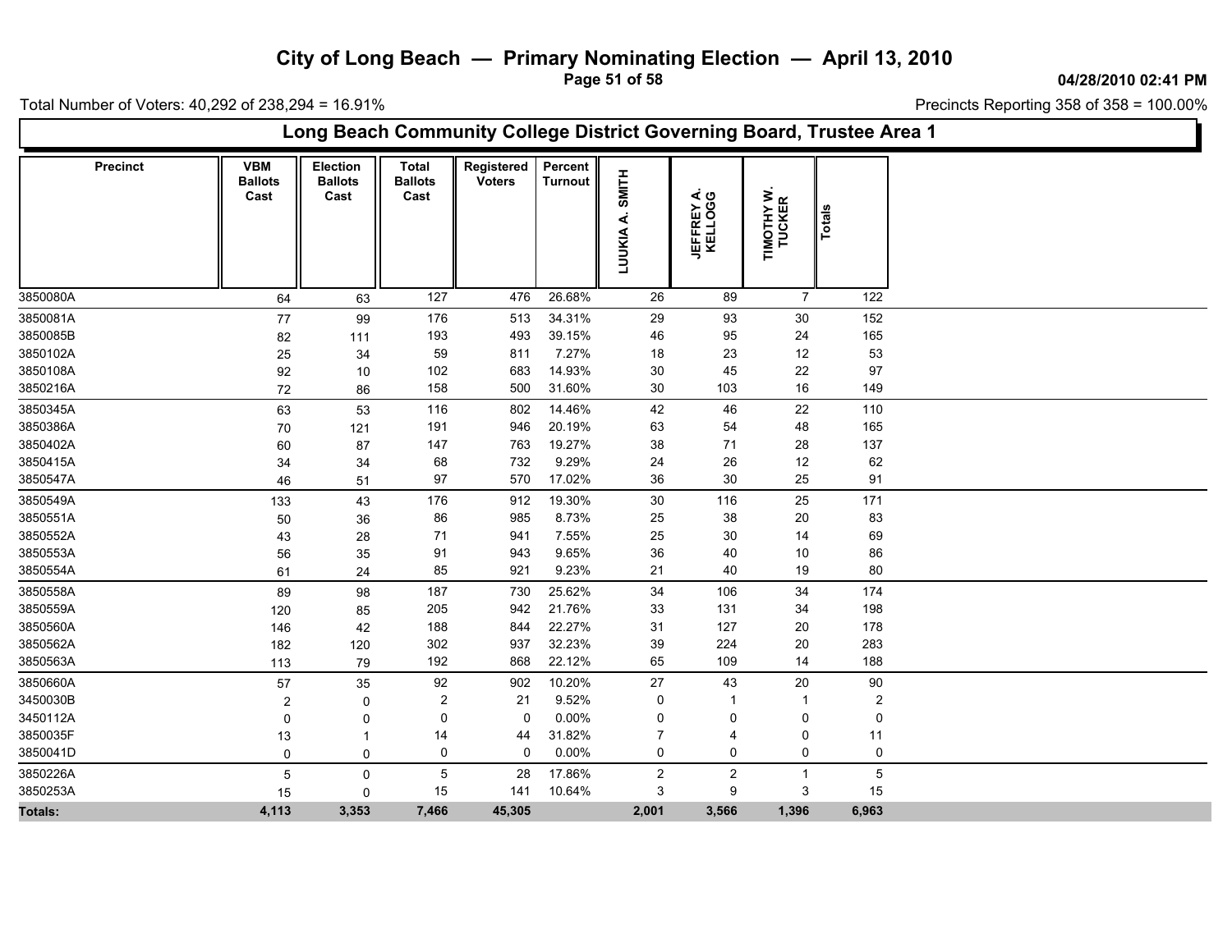# City of Long Beach — Primary Nominating Election — April 13, 2010

04/28/2010 02:41 PM

Total Number of Voters: 40,292 of 238,294 = 16.91%

Precincts Reporting 358 of 358 = 100.00%

## Long Beach Community College District Governing Board, Trustee Area 1

| Precinct | VBM Ballots Cast | Election Ballots Cast | Total Ballots Cast | Registered Voters | Percent Turnout | LUUKIA A. SMITH | JEFFREY A. KELLOGG | TIMOTHY W. TUCKER | Totals |
|---|---|---|---|---|---|---|---|---|---|
| 3850080A | 64 | 63 | 127 | 476 | 26.68% | 26 | 89 | 7 | 122 |
| 3850081A | 77 | 99 | 176 | 513 | 34.31% | 29 | 93 | 30 | 152 |
| 3850085B | 82 | 111 | 193 | 493 | 39.15% | 46 | 95 | 24 | 165 |
| 3850102A | 25 | 34 | 59 | 811 | 7.27% | 18 | 23 | 12 | 53 |
| 3850108A | 92 | 10 | 102 | 683 | 14.93% | 30 | 45 | 22 | 97 |
| 3850216A | 72 | 86 | 158 | 500 | 31.60% | 30 | 103 | 16 | 149 |
| 3850345A | 63 | 53 | 116 | 802 | 14.46% | 42 | 46 | 22 | 110 |
| 3850386A | 70 | 121 | 191 | 946 | 20.19% | 63 | 54 | 48 | 165 |
| 3850402A | 60 | 87 | 147 | 763 | 19.27% | 38 | 71 | 28 | 137 |
| 3850415A | 34 | 34 | 68 | 732 | 9.29% | 24 | 26 | 12 | 62 |
| 3850547A | 46 | 51 | 97 | 570 | 17.02% | 36 | 30 | 25 | 91 |
| 3850549A | 133 | 43 | 176 | 912 | 19.30% | 30 | 116 | 25 | 171 |
| 3850551A | 50 | 36 | 86 | 985 | 8.73% | 25 | 38 | 20 | 83 |
| 3850552A | 43 | 28 | 71 | 941 | 7.55% | 25 | 30 | 14 | 69 |
| 3850553A | 56 | 35 | 91 | 943 | 9.65% | 36 | 40 | 10 | 86 |
| 3850554A | 61 | 24 | 85 | 921 | 9.23% | 21 | 40 | 19 | 80 |
| 3850558A | 89 | 98 | 187 | 730 | 25.62% | 34 | 106 | 34 | 174 |
| 3850559A | 120 | 85 | 205 | 942 | 21.76% | 33 | 131 | 34 | 198 |
| 3850560A | 146 | 42 | 188 | 844 | 22.27% | 31 | 127 | 20 | 178 |
| 3850562A | 182 | 120 | 302 | 937 | 32.23% | 39 | 224 | 20 | 283 |
| 3850563A | 113 | 79 | 192 | 868 | 22.12% | 65 | 109 | 14 | 188 |
| 3850660A | 57 | 35 | 92 | 902 | 10.20% | 27 | 43 | 20 | 90 |
| 3450030B | 2 | 0 | 2 | 21 | 9.52% | 0 | 1 | 1 | 2 |
| 3450112A | 0 | 0 | 0 | 0 | 0.00% | 0 | 0 | 0 | 0 |
| 3850035F | 13 | 1 | 14 | 44 | 31.82% | 7 | 4 | 0 | 11 |
| 3850041D | 0 | 0 | 0 | 0 | 0.00% | 0 | 0 | 0 | 0 |
| 3850226A | 5 | 0 | 5 | 28 | 17.86% | 2 | 2 | 1 | 5 |
| 3850253A | 15 | 0 | 15 | 141 | 10.64% | 3 | 9 | 3 | 15 |
| **Totals:** | **4,113** | **3,353** | **7,466** | **45,305** | | **2,001** | **3,566** | **1,396** | **6,963** |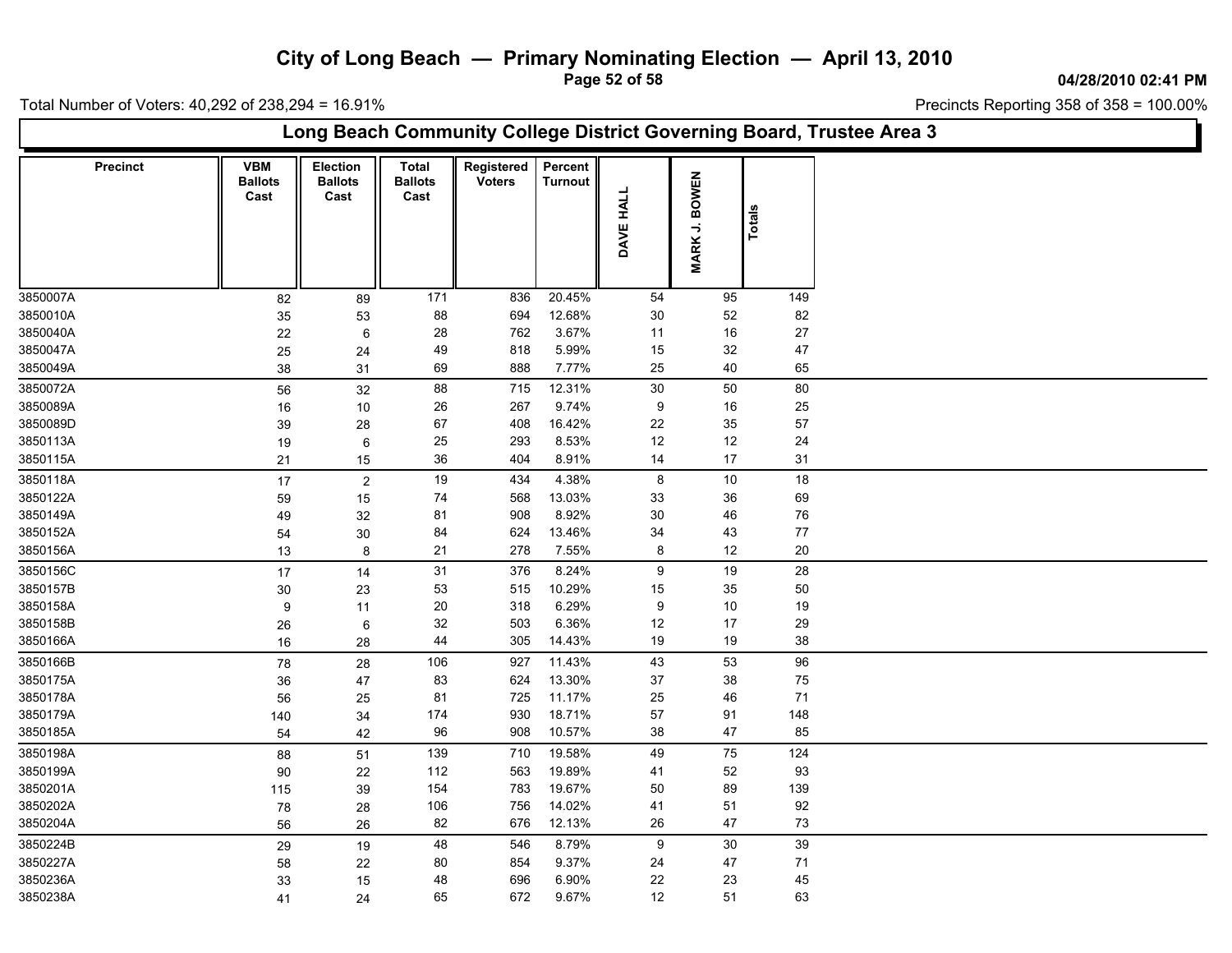# City of Long Beach — Primary Nominating Election — April 13, 2010

04/28/2010 02:41 PM

Total Number of Voters: 40,292 of 238,294 = 16.91%

Precincts Reporting 358 of 358 = 100.00%

## Long Beach Community College District Governing Board, Trustee Area 3

| Precinct | VBM Ballots Cast | Election Ballots Cast | Total Ballots Cast | Registered Voters | Percent Turnout | DAVE HALL | MARK J. BOWEN | Totals |
|---|---|---|---|---|---|---|---|---|
| 3850007A | 82 | 89 | 171 | 836 | 20.45% | 54 | 95 | 149 |
| 3850010A | 35 | 53 | 88 | 694 | 12.68% | 30 | 52 | 82 |
| 3850040A | 22 | 6 | 28 | 762 | 3.67% | 11 | 16 | 27 |
| 3850047A | 25 | 24 | 49 | 818 | 5.99% | 15 | 32 | 47 |
| 3850049A | 38 | 31 | 69 | 888 | 7.77% | 25 | 40 | 65 |
| 3850072A | 56 | 32 | 88 | 715 | 12.31% | 30 | 50 | 80 |
| 3850089A | 16 | 10 | 26 | 267 | 9.74% | 9 | 16 | 25 |
| 3850089D | 39 | 28 | 67 | 408 | 16.42% | 22 | 35 | 57 |
| 3850113A | 19 | 6 | 25 | 293 | 8.53% | 12 | 12 | 24 |
| 3850115A | 21 | 15 | 36 | 404 | 8.91% | 14 | 17 | 31 |
| 3850118A | 17 | 2 | 19 | 434 | 4.38% | 8 | 10 | 18 |
| 3850122A | 59 | 15 | 74 | 568 | 13.03% | 33 | 36 | 69 |
| 3850149A | 49 | 32 | 81 | 908 | 8.92% | 30 | 46 | 76 |
| 3850152A | 54 | 30 | 84 | 624 | 13.46% | 34 | 43 | 77 |
| 3850156A | 13 | 8 | 21 | 278 | 7.55% | 8 | 12 | 20 |
| 3850156C | 17 | 14 | 31 | 376 | 8.24% | 9 | 19 | 28 |
| 3850157B | 30 | 23 | 53 | 515 | 10.29% | 15 | 35 | 50 |
| 3850158A | 9 | 11 | 20 | 318 | 6.29% | 9 | 10 | 19 |
| 3850158B | 26 | 6 | 32 | 503 | 6.36% | 12 | 17 | 29 |
| 3850166A | 16 | 28 | 44 | 305 | 14.43% | 19 | 19 | 38 |
| 3850166B | 78 | 28 | 106 | 927 | 11.43% | 43 | 53 | 96 |
| 3850175A | 36 | 47 | 83 | 624 | 13.30% | 37 | 38 | 75 |
| 3850178A | 56 | 25 | 81 | 725 | 11.17% | 25 | 46 | 71 |
| 3850179A | 140 | 34 | 174 | 930 | 18.71% | 57 | 91 | 148 |
| 3850185A | 54 | 42 | 96 | 908 | 10.57% | 38 | 47 | 85 |
| 3850198A | 88 | 51 | 139 | 710 | 19.58% | 49 | 75 | 124 |
| 3850199A | 90 | 22 | 112 | 563 | 19.89% | 41 | 52 | 93 |
| 3850201A | 115 | 39 | 154 | 783 | 19.67% | 50 | 89 | 139 |
| 3850202A | 78 | 28 | 106 | 756 | 14.02% | 41 | 51 | 92 |
| 3850204A | 56 | 26 | 82 | 676 | 12.13% | 26 | 47 | 73 |
| 3850224B | 29 | 19 | 48 | 546 | 8.79% | 9 | 30 | 39 |
| 3850227A | 58 | 22 | 80 | 854 | 9.37% | 24 | 47 | 71 |
| 3850236A | 33 | 15 | 48 | 696 | 6.90% | 22 | 23 | 45 |
| 3850238A | 41 | 24 | 65 | 672 | 9.67% | 12 | 51 | 63 |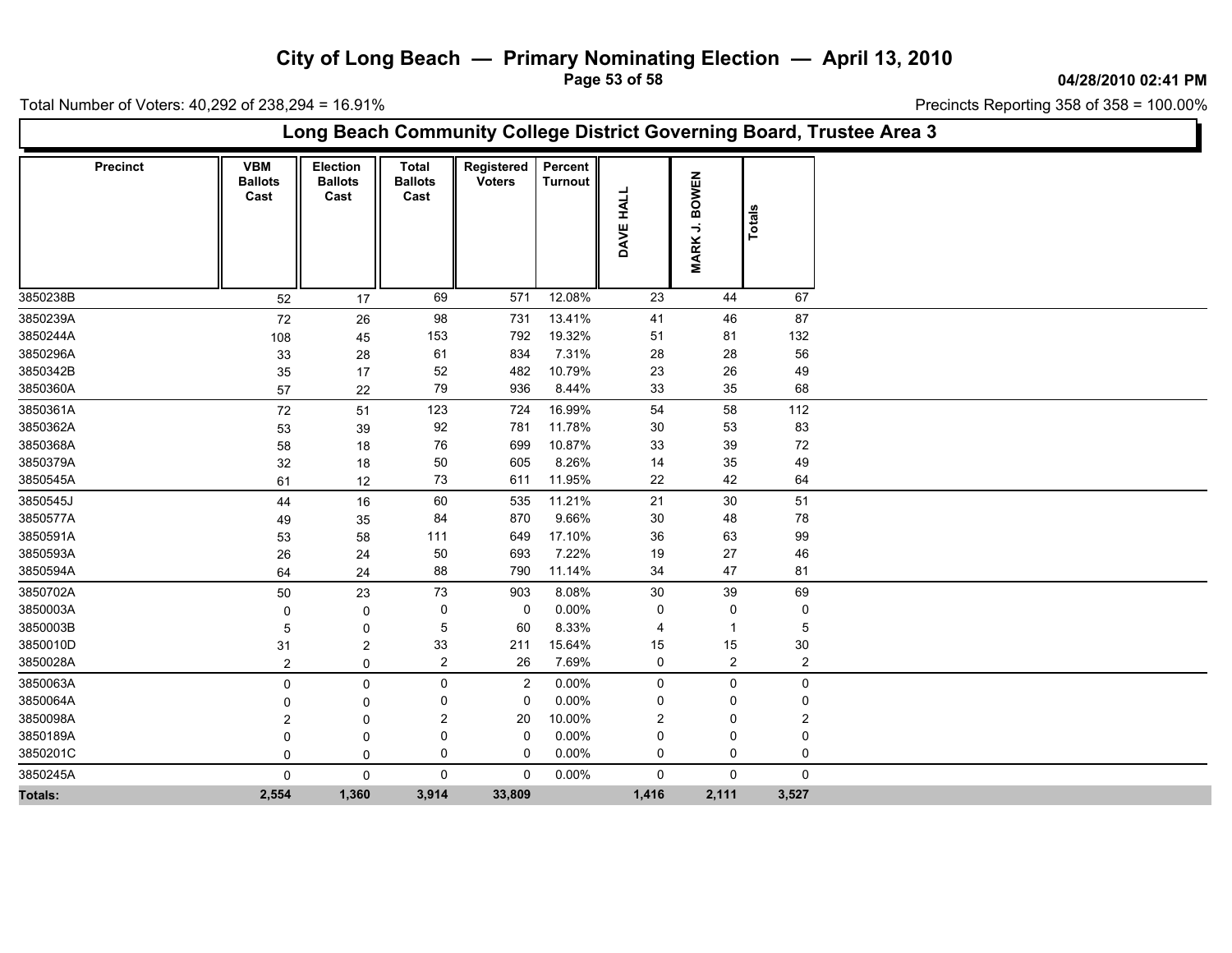# City of Long Beach — Primary Nominating Election — April 13, 2010

04/28/2010 02:41 PM

Total Number of Voters: 40,292 of 238,294 = 16.91%

Precincts Reporting 358 of 358 = 100.00%

## Long Beach Community College District Governing Board, Trustee Area 3

| Precinct | VBM Ballots Cast | Election Ballots Cast | Total Ballots Cast | Registered Voters | Percent Turnout | DAVE HALL | MARK J. BOWEN | Totals |
|---|---|---|---|---|---|---|---|---|
| 3850238B | 52 | 17 | 69 | 571 | 12.08% | 23 | 44 | 67 |
| 3850239A | 72 | 26 | 98 | 731 | 13.41% | 41 | 46 | 87 |
| 3850244A | 108 | 45 | 153 | 792 | 19.32% | 51 | 81 | 132 |
| 3850296A | 33 | 28 | 61 | 834 | 7.31% | 28 | 28 | 56 |
| 3850342B | 35 | 17 | 52 | 482 | 10.79% | 23 | 26 | 49 |
| 3850360A | 57 | 22 | 79 | 936 | 8.44% | 33 | 35 | 68 |
| 3850361A | 72 | 51 | 123 | 724 | 16.99% | 54 | 58 | 112 |
| 3850362A | 53 | 39 | 92 | 781 | 11.78% | 30 | 53 | 83 |
| 3850368A | 58 | 18 | 76 | 699 | 10.87% | 33 | 39 | 72 |
| 3850379A | 32 | 18 | 50 | 605 | 8.26% | 14 | 35 | 49 |
| 3850545A | 61 | 12 | 73 | 611 | 11.95% | 22 | 42 | 64 |
| 3850545J | 44 | 16 | 60 | 535 | 11.21% | 21 | 30 | 51 |
| 3850577A | 49 | 35 | 84 | 870 | 9.66% | 30 | 48 | 78 |
| 3850591A | 53 | 58 | 111 | 649 | 17.10% | 36 | 63 | 99 |
| 3850593A | 26 | 24 | 50 | 693 | 7.22% | 19 | 27 | 46 |
| 3850594A | 64 | 24 | 88 | 790 | 11.14% | 34 | 47 | 81 |
| 3850702A | 50 | 23 | 73 | 903 | 8.08% | 30 | 39 | 69 |
| 3850003A | 0 | 0 | 0 | 0 | 0.00% | 0 | 0 | 0 |
| 3850003B | 5 | 0 | 5 | 60 | 8.33% | 4 | 1 | 5 |
| 3850010D | 31 | 2 | 33 | 211 | 15.64% | 15 | 15 | 30 |
| 3850028A | 2 | 0 | 2 | 26 | 7.69% | 0 | 2 | 2 |
| 3850063A | 0 | 0 | 0 | 2 | 0.00% | 0 | 0 | 0 |
| 3850064A | 0 | 0 | 0 | 0 | 0.00% | 0 | 0 | 0 |
| 3850098A | 2 | 0 | 2 | 20 | 10.00% | 2 | 0 | 2 |
| 3850189A | 0 | 0 | 0 | 0 | 0.00% | 0 | 0 | 0 |
| 3850201C | 0 | 0 | 0 | 0 | 0.00% | 0 | 0 | 0 |
| 3850245A | 0 | 0 | 0 | 0 | 0.00% | 0 | 0 | 0 |
| **Totals:** | **2,554** | **1,360** | **3,914** | **33,809** | | **1,416** | **2,111** | **3,527** |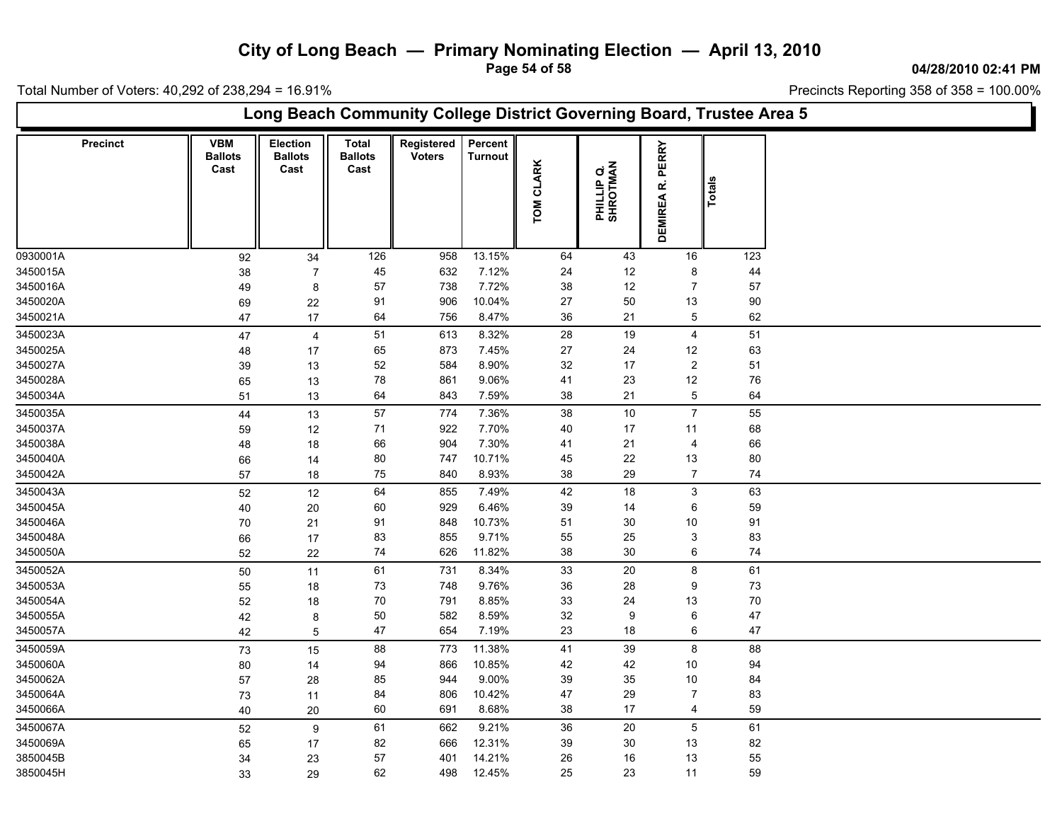# City of Long Beach — Primary Nominating Election — April 13, 2010

04/28/2010 02:41 PM

Total Number of Voters: 40,292 of 238,294 = 16.91%

Precincts Reporting 358 of 358 = 100.00%

## Long Beach Community College District Governing Board, Trustee Area 5

| Precinct | VBM Ballots Cast | Election Ballots Cast | Total Ballots Cast | Registered Voters | Percent Turnout | TOM CLARK | PHILLIP Q. SHROTMAN | DEMIREA R. PERRY | Totals |
|---|---|---|---|---|---|---|---|---|---|
| 0930001A | 92 | 34 | 126 | 958 | 13.15% | 64 | 43 | 16 | 123 |
| 3450015A | 38 | 7 | 45 | 632 | 7.12% | 24 | 12 | 8 | 44 |
| 3450016A | 49 | 8 | 57 | 738 | 7.72% | 38 | 12 | 7 | 57 |
| 3450020A | 69 | 22 | 91 | 906 | 10.04% | 27 | 50 | 13 | 90 |
| 3450021A | 47 | 17 | 64 | 756 | 8.47% | 36 | 21 | 5 | 62 |
| 3450023A | 47 | 4 | 51 | 613 | 8.32% | 28 | 19 | 4 | 51 |
| 3450025A | 48 | 17 | 65 | 873 | 7.45% | 27 | 24 | 12 | 63 |
| 3450027A | 39 | 13 | 52 | 584 | 8.90% | 32 | 17 | 2 | 51 |
| 3450028A | 65 | 13 | 78 | 861 | 9.06% | 41 | 23 | 12 | 76 |
| 3450034A | 51 | 13 | 64 | 843 | 7.59% | 38 | 21 | 5 | 64 |
| 3450035A | 44 | 13 | 57 | 774 | 7.36% | 38 | 10 | 7 | 55 |
| 3450037A | 59 | 12 | 71 | 922 | 7.70% | 40 | 17 | 11 | 68 |
| 3450038A | 48 | 18 | 66 | 904 | 7.30% | 41 | 21 | 4 | 66 |
| 3450040A | 66 | 14 | 80 | 747 | 10.71% | 45 | 22 | 13 | 80 |
| 3450042A | 57 | 18 | 75 | 840 | 8.93% | 38 | 29 | 7 | 74 |
| 3450043A | 52 | 12 | 64 | 855 | 7.49% | 42 | 18 | 3 | 63 |
| 3450045A | 40 | 20 | 60 | 929 | 6.46% | 39 | 14 | 6 | 59 |
| 3450046A | 70 | 21 | 91 | 848 | 10.73% | 51 | 30 | 10 | 91 |
| 3450048A | 66 | 17 | 83 | 855 | 9.71% | 55 | 25 | 3 | 83 |
| 3450050A | 52 | 22 | 74 | 626 | 11.82% | 38 | 30 | 6 | 74 |
| 3450052A | 50 | 11 | 61 | 731 | 8.34% | 33 | 20 | 8 | 61 |
| 3450053A | 55 | 18 | 73 | 748 | 9.76% | 36 | 28 | 9 | 73 |
| 3450054A | 52 | 18 | 70 | 791 | 8.85% | 33 | 24 | 13 | 70 |
| 3450055A | 42 | 8 | 50 | 582 | 8.59% | 32 | 9 | 6 | 47 |
| 3450057A | 42 | 5 | 47 | 654 | 7.19% | 23 | 18 | 6 | 47 |
| 3450059A | 73 | 15 | 88 | 773 | 11.38% | 41 | 39 | 8 | 88 |
| 3450060A | 80 | 14 | 94 | 866 | 10.85% | 42 | 42 | 10 | 94 |
| 3450062A | 57 | 28 | 85 | 944 | 9.00% | 39 | 35 | 10 | 84 |
| 3450064A | 73 | 11 | 84 | 806 | 10.42% | 47 | 29 | 7 | 83 |
| 3450066A | 40 | 20 | 60 | 691 | 8.68% | 38 | 17 | 4 | 59 |
| 3450067A | 52 | 9 | 61 | 662 | 9.21% | 36 | 20 | 5 | 61 |
| 3450069A | 65 | 17 | 82 | 666 | 12.31% | 39 | 30 | 13 | 82 |
| 3850045B | 34 | 23 | 57 | 401 | 14.21% | 26 | 16 | 13 | 55 |
| 3850045H | 33 | 29 | 62 | 498 | 12.45% | 25 | 23 | 11 | 59 |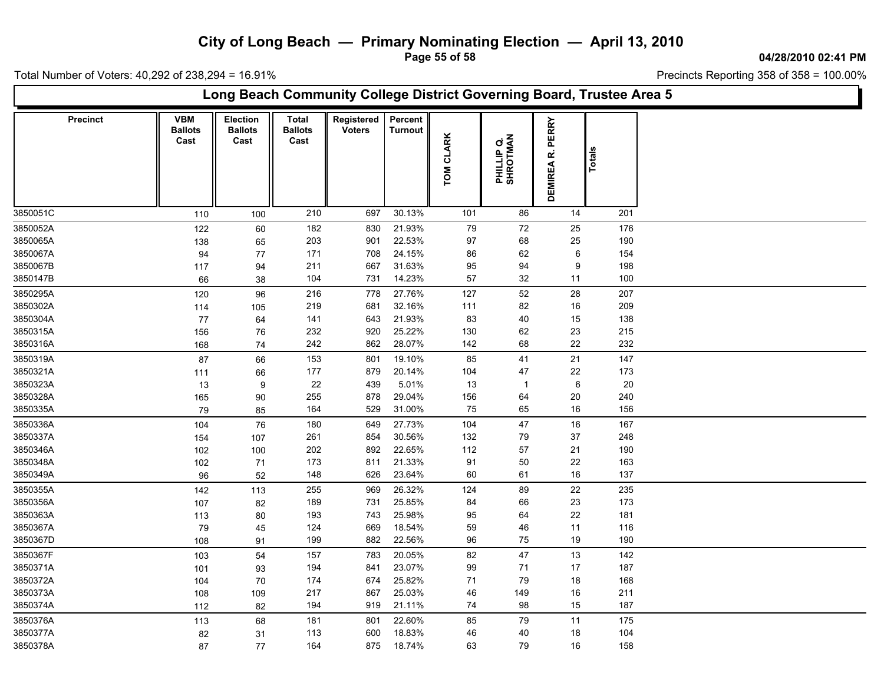# City of Long Beach — Primary Nominating Election — April 13, 2010

04/28/2010 02:41 PM

Total Number of Voters: 40,292 of 238,294 = 16.91%

Precincts Reporting 358 of 358 = 100.00%

## Long Beach Community College District Governing Board, Trustee Area 5

| Precinct | VBM Ballots Cast | Election Ballots Cast | Total Ballots Cast | Registered Voters | Percent Turnout | TOM CLARK | PHILLIP Q. SHROTMAN | DEMIREA R. PERRY | Totals |
|---|---|---|---|---|---|---|---|---|---|
| 3850051C | 110 | 100 | 210 | 697 | 30.13% | 101 | 86 | 14 | 201 |
| 3850052A | 122 | 60 | 182 | 830 | 21.93% | 79 | 72 | 25 | 176 |
| 3850065A | 138 | 65 | 203 | 901 | 22.53% | 97 | 68 | 25 | 190 |
| 3850067A | 94 | 77 | 171 | 708 | 24.15% | 86 | 62 | 6 | 154 |
| 3850067B | 117 | 94 | 211 | 667 | 31.63% | 95 | 94 | 9 | 198 |
| 3850147B | 66 | 38 | 104 | 731 | 14.23% | 57 | 32 | 11 | 100 |
| 3850295A | 120 | 96 | 216 | 778 | 27.76% | 127 | 52 | 28 | 207 |
| 3850302A | 114 | 105 | 219 | 681 | 32.16% | 111 | 82 | 16 | 209 |
| 3850304A | 77 | 64 | 141 | 643 | 21.93% | 83 | 40 | 15 | 138 |
| 3850315A | 156 | 76 | 232 | 920 | 25.22% | 130 | 62 | 23 | 215 |
| 3850316A | 168 | 74 | 242 | 862 | 28.07% | 142 | 68 | 22 | 232 |
| 3850319A | 87 | 66 | 153 | 801 | 19.10% | 85 | 41 | 21 | 147 |
| 3850321A | 111 | 66 | 177 | 879 | 20.14% | 104 | 47 | 22 | 173 |
| 3850323A | 13 | 9 | 22 | 439 | 5.01% | 13 | 1 | 6 | 20 |
| 3850328A | 165 | 90 | 255 | 878 | 29.04% | 156 | 64 | 20 | 240 |
| 3850335A | 79 | 85 | 164 | 529 | 31.00% | 75 | 65 | 16 | 156 |
| 3850336A | 104 | 76 | 180 | 649 | 27.73% | 104 | 47 | 16 | 167 |
| 3850337A | 154 | 107 | 261 | 854 | 30.56% | 132 | 79 | 37 | 248 |
| 3850346A | 102 | 100 | 202 | 892 | 22.65% | 112 | 57 | 21 | 190 |
| 3850348A | 102 | 71 | 173 | 811 | 21.33% | 91 | 50 | 22 | 163 |
| 3850349A | 96 | 52 | 148 | 626 | 23.64% | 60 | 61 | 16 | 137 |
| 3850355A | 142 | 113 | 255 | 969 | 26.32% | 124 | 89 | 22 | 235 |
| 3850356A | 107 | 82 | 189 | 731 | 25.85% | 84 | 66 | 23 | 173 |
| 3850363A | 113 | 80 | 193 | 743 | 25.98% | 95 | 64 | 22 | 181 |
| 3850367A | 79 | 45 | 124 | 669 | 18.54% | 59 | 46 | 11 | 116 |
| 3850367D | 108 | 91 | 199 | 882 | 22.56% | 96 | 75 | 19 | 190 |
| 3850367F | 103 | 54 | 157 | 783 | 20.05% | 82 | 47 | 13 | 142 |
| 3850371A | 101 | 93 | 194 | 841 | 23.07% | 99 | 71 | 17 | 187 |
| 3850372A | 104 | 70 | 174 | 674 | 25.82% | 71 | 79 | 18 | 168 |
| 3850373A | 108 | 109 | 217 | 867 | 25.03% | 46 | 149 | 16 | 211 |
| 3850374A | 112 | 82 | 194 | 919 | 21.11% | 74 | 98 | 15 | 187 |
| 3850376A | 113 | 68 | 181 | 801 | 22.60% | 85 | 79 | 11 | 175 |
| 3850377A | 82 | 31 | 113 | 600 | 18.83% | 46 | 40 | 18 | 104 |
| 3850378A | 87 | 77 | 164 | 875 | 18.74% | 63 | 79 | 16 | 158 |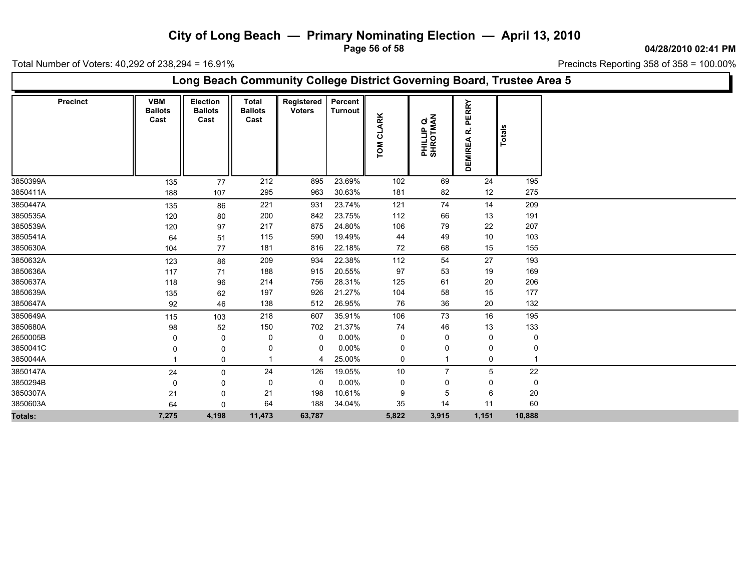# City of Long Beach — Primary Nominating Election — April 13, 2010

04/28/2010 02:41 PM

Total Number of Voters: 40,292 of 238,294 = 16.91%

Precincts Reporting 358 of 358 = 100.00%

## Long Beach Community College District Governing Board, Trustee Area 5

| Precinct | VBM Ballots Cast | Election Ballots Cast | Total Ballots Cast | Registered Voters | Percent Turnout | TOM CLARK | PHILLIP Q. SHROTMAN | DEMIREA R. PERRY | Totals |
|---|---|---|---|---|---|---|---|---|---|
| 3850399A | 135 | 77 | 212 | 895 | 23.69% | 102 | 69 | 24 | 195 |
| 3850411A | 188 | 107 | 295 | 963 | 30.63% | 181 | 82 | 12 | 275 |
| 3850447A | 135 | 86 | 221 | 931 | 23.74% | 121 | 74 | 14 | 209 |
| 3850535A | 120 | 80 | 200 | 842 | 23.75% | 112 | 66 | 13 | 191 |
| 3850539A | 120 | 97 | 217 | 875 | 24.80% | 106 | 79 | 22 | 207 |
| 3850541A | 64 | 51 | 115 | 590 | 19.49% | 44 | 49 | 10 | 103 |
| 3850630A | 104 | 77 | 181 | 816 | 22.18% | 72 | 68 | 15 | 155 |
| 3850632A | 123 | 86 | 209 | 934 | 22.38% | 112 | 54 | 27 | 193 |
| 3850636A | 117 | 71 | 188 | 915 | 20.55% | 97 | 53 | 19 | 169 |
| 3850637A | 118 | 96 | 214 | 756 | 28.31% | 125 | 61 | 20 | 206 |
| 3850639A | 135 | 62 | 197 | 926 | 21.27% | 104 | 58 | 15 | 177 |
| 3850647A | 92 | 46 | 138 | 512 | 26.95% | 76 | 36 | 20 | 132 |
| 3850649A | 115 | 103 | 218 | 607 | 35.91% | 106 | 73 | 16 | 195 |
| 3850680A | 98 | 52 | 150 | 702 | 21.37% | 74 | 46 | 13 | 133 |
| 2650005B | 0 | 0 | 0 | 0 | 0.00% | 0 | 0 | 0 | 0 |
| 3850041C | 0 | 0 | 0 | 0 | 0.00% | 0 | 0 | 0 | 0 |
| 3850044A | 1 | 0 | 1 | 4 | 25.00% | 0 | 1 | 0 | 1 |
| 3850147A | 24 | 0 | 24 | 126 | 19.05% | 10 | 7 | 5 | 22 |
| 3850294B | 0 | 0 | 0 | 0 | 0.00% | 0 | 0 | 0 | 0 |
| 3850307A | 21 | 0 | 21 | 198 | 10.61% | 9 | 5 | 6 | 20 |
| 3850603A | 64 | 0 | 64 | 188 | 34.04% | 35 | 14 | 11 | 60 |
| **Totals:** | **7,275** | **4,198** | **11,473** | **63,787** | | **5,822** | **3,915** | **1,151** | **10,888** |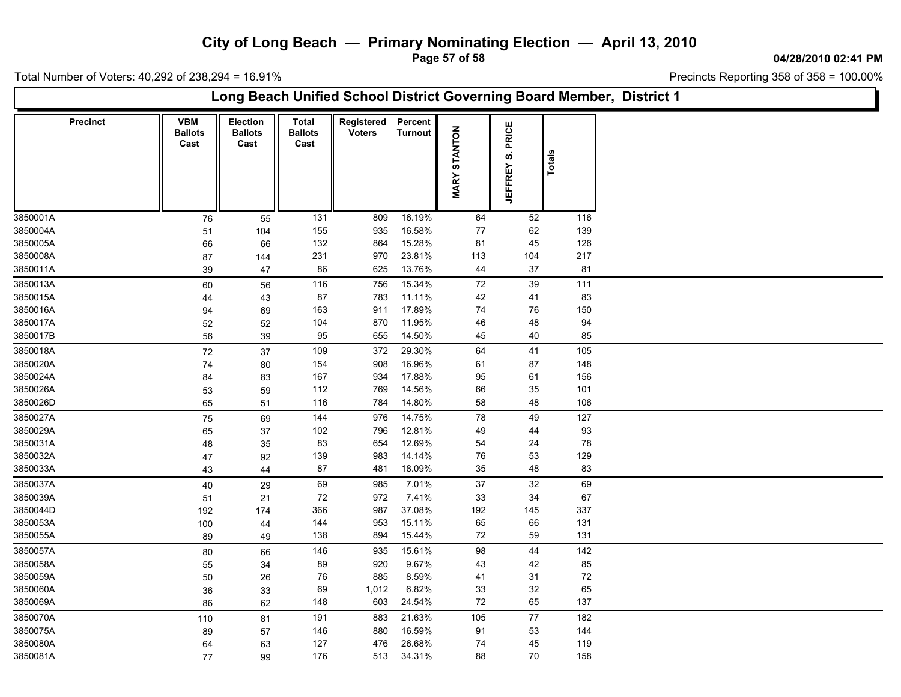# City of Long Beach — Primary Nominating Election — April 13, 2010

04/28/2010 02:41 PM

Total Number of Voters: 40,292 of 238,294 = 16.91%

Precincts Reporting 358 of 358 = 100.00%

## Long Beach Unified School District Governing Board Member, District 1

| Precinct | VBM Ballots Cast | Election Ballots Cast | Total Ballots Cast | Registered Voters | Percent Turnout | MARY STANTON | JEFFREY S. PRICE | Totals |
|---|---|---|---|---|---|---|---|---|
| 3850001A | 76 | 55 | 131 | 809 | 16.19% | 64 | 52 | 116 |
| 3850004A | 51 | 104 | 155 | 935 | 16.58% | 77 | 62 | 139 |
| 3850005A | 66 | 66 | 132 | 864 | 15.28% | 81 | 45 | 126 |
| 3850008A | 87 | 144 | 231 | 970 | 23.81% | 113 | 104 | 217 |
| 3850011A | 39 | 47 | 86 | 625 | 13.76% | 44 | 37 | 81 |
| 3850013A | 60 | 56 | 116 | 756 | 15.34% | 72 | 39 | 111 |
| 3850015A | 44 | 43 | 87 | 783 | 11.11% | 42 | 41 | 83 |
| 3850016A | 94 | 69 | 163 | 911 | 17.89% | 74 | 76 | 150 |
| 3850017A | 52 | 52 | 104 | 870 | 11.95% | 46 | 48 | 94 |
| 3850017B | 56 | 39 | 95 | 655 | 14.50% | 45 | 40 | 85 |
| 3850018A | 72 | 37 | 109 | 372 | 29.30% | 64 | 41 | 105 |
| 3850020A | 74 | 80 | 154 | 908 | 16.96% | 61 | 87 | 148 |
| 3850024A | 84 | 83 | 167 | 934 | 17.88% | 95 | 61 | 156 |
| 3850026A | 53 | 59 | 112 | 769 | 14.56% | 66 | 35 | 101 |
| 3850026D | 65 | 51 | 116 | 784 | 14.80% | 58 | 48 | 106 |
| 3850027A | 75 | 69 | 144 | 976 | 14.75% | 78 | 49 | 127 |
| 3850029A | 65 | 37 | 102 | 796 | 12.81% | 49 | 44 | 93 |
| 3850031A | 48 | 35 | 83 | 654 | 12.69% | 54 | 24 | 78 |
| 3850032A | 47 | 92 | 139 | 983 | 14.14% | 76 | 53 | 129 |
| 3850033A | 43 | 44 | 87 | 481 | 18.09% | 35 | 48 | 83 |
| 3850037A | 40 | 29 | 69 | 985 | 7.01% | 37 | 32 | 69 |
| 3850039A | 51 | 21 | 72 | 972 | 7.41% | 33 | 34 | 67 |
| 3850044D | 192 | 174 | 366 | 987 | 37.08% | 192 | 145 | 337 |
| 3850053A | 100 | 44 | 144 | 953 | 15.11% | 65 | 66 | 131 |
| 3850055A | 89 | 49 | 138 | 894 | 15.44% | 72 | 59 | 131 |
| 3850057A | 80 | 66 | 146 | 935 | 15.61% | 98 | 44 | 142 |
| 3850058A | 55 | 34 | 89 | 920 | 9.67% | 43 | 42 | 85 |
| 3850059A | 50 | 26 | 76 | 885 | 8.59% | 41 | 31 | 72 |
| 3850060A | 36 | 33 | 69 | 1,012 | 6.82% | 33 | 32 | 65 |
| 3850069A | 86 | 62 | 148 | 603 | 24.54% | 72 | 65 | 137 |
| 3850070A | 110 | 81 | 191 | 883 | 21.63% | 105 | 77 | 182 |
| 3850075A | 89 | 57 | 146 | 880 | 16.59% | 91 | 53 | 144 |
| 3850080A | 64 | 63 | 127 | 476 | 26.68% | 74 | 45 | 119 |
| 3850081A | 77 | 99 | 176 | 513 | 34.31% | 88 | 70 | 158 |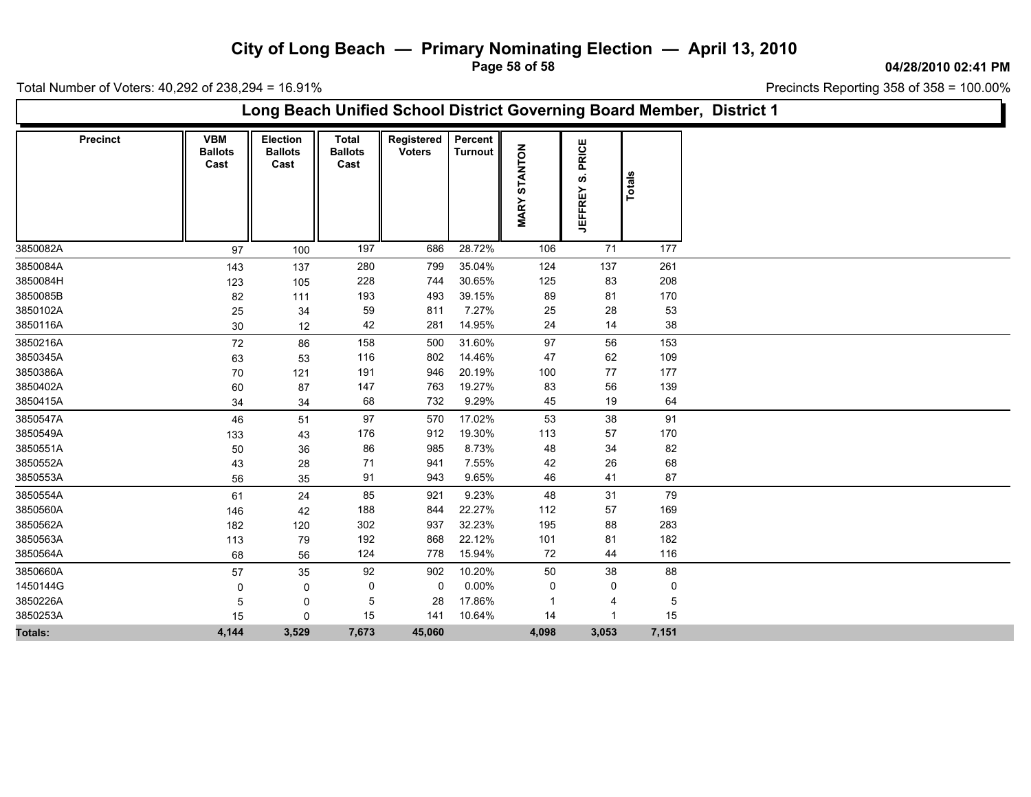# City of Long Beach — Primary Nominating Election — April 13, 2010

04/28/2010 02:41 PM

Total Number of Voters: 40,292 of 238,294 = 16.91%

Precincts Reporting 358 of 358 = 100.00%

## Long Beach Unified School District Governing Board Member, District 1

| Precinct | VBM Ballots Cast | Election Ballots Cast | Total Ballots Cast | Registered Voters | Percent Turnout | MARY STANTON | JEFFREY S. PRICE | Totals |
|---|---|---|---|---|---|---|---|---|
| 3850082A | 97 | 100 | 197 | 686 | 28.72% | 106 | 71 | 177 |
| 3850084A | 143 | 137 | 280 | 799 | 35.04% | 124 | 137 | 261 |
| 3850084H | 123 | 105 | 228 | 744 | 30.65% | 125 | 83 | 208 |
| 3850085B | 82 | 111 | 193 | 493 | 39.15% | 89 | 81 | 170 |
| 3850102A | 25 | 34 | 59 | 811 | 7.27% | 25 | 28 | 53 |
| 3850116A | 30 | 12 | 42 | 281 | 14.95% | 24 | 14 | 38 |
| 3850216A | 72 | 86 | 158 | 500 | 31.60% | 97 | 56 | 153 |
| 3850345A | 63 | 53 | 116 | 802 | 14.46% | 47 | 62 | 109 |
| 3850386A | 70 | 121 | 191 | 946 | 20.19% | 100 | 77 | 177 |
| 3850402A | 60 | 87 | 147 | 763 | 19.27% | 83 | 56 | 139 |
| 3850415A | 34 | 34 | 68 | 732 | 9.29% | 45 | 19 | 64 |
| 3850547A | 46 | 51 | 97 | 570 | 17.02% | 53 | 38 | 91 |
| 3850549A | 133 | 43 | 176 | 912 | 19.30% | 113 | 57 | 170 |
| 3850551A | 50 | 36 | 86 | 985 | 8.73% | 48 | 34 | 82 |
| 3850552A | 43 | 28 | 71 | 941 | 7.55% | 42 | 26 | 68 |
| 3850553A | 56 | 35 | 91 | 943 | 9.65% | 46 | 41 | 87 |
| 3850554A | 61 | 24 | 85 | 921 | 9.23% | 48 | 31 | 79 |
| 3850560A | 146 | 42 | 188 | 844 | 22.27% | 112 | 57 | 169 |
| 3850562A | 182 | 120 | 302 | 937 | 32.23% | 195 | 88 | 283 |
| 3850563A | 113 | 79 | 192 | 868 | 22.12% | 101 | 81 | 182 |
| 3850564A | 68 | 56 | 124 | 778 | 15.94% | 72 | 44 | 116 |
| 3850660A | 57 | 35 | 92 | 902 | 10.20% | 50 | 38 | 88 |
| 1450144G | 0 | 0 | 0 | 0 | 0.00% | 0 | 0 | 0 |
| 3850226A | 5 | 0 | 5 | 28 | 17.86% | 1 | 4 | 5 |
| 3850253A | 15 | 0 | 15 | 141 | 10.64% | 14 | 1 | 15 |
| **Totals:** | **4,144** | **3,529** | **7,673** | **45,060** | | **4,098** | **3,053** | **7,151** |